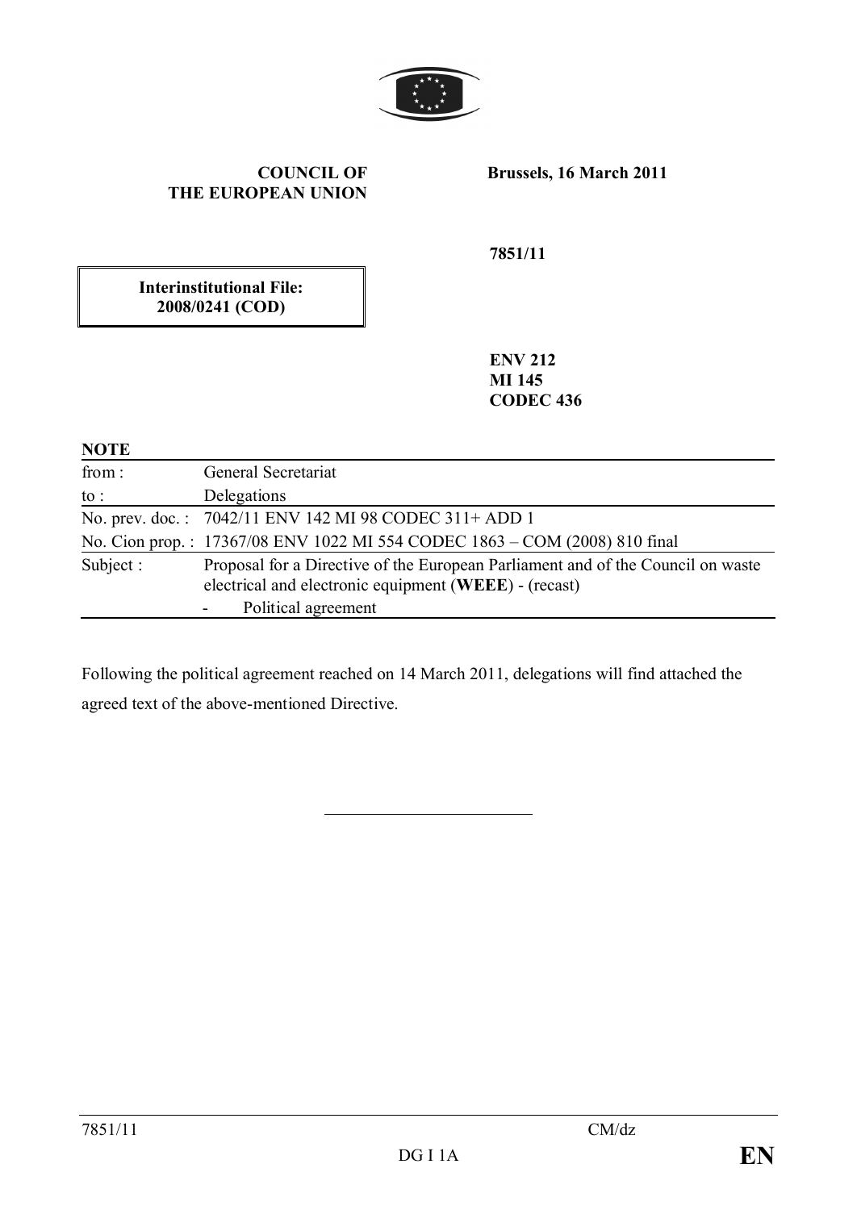**COUNCIL OF THE EUROPEAN UNION**

**Brussels, 16 March 2011**

**7851/11**

**Interinstitutional File: 2008/0241 (COD)**

**ENV 212**
**MI 145**
**CODEC 436**

**NOTE**

| | |
|---|---|
| from : | General Secretariat |
| to : | Delegations |
| No. prev. doc. : | 7042/11 ENV 142 MI 98 CODEC 311+ ADD 1 |
| No. Cion prop. : | 17367/08 ENV 1022 MI 554 CODEC 1863 – COM (2008) 810 final |
| Subject : | Proposal for a Directive of the European Parliament and of the Council on waste electrical and electronic equipment (**WEEE**) - (recast)<br>- Political agreement |

Following the political agreement reached on 14 March 2011, delegations will find attached the agreed text of the above-mentioned Directive.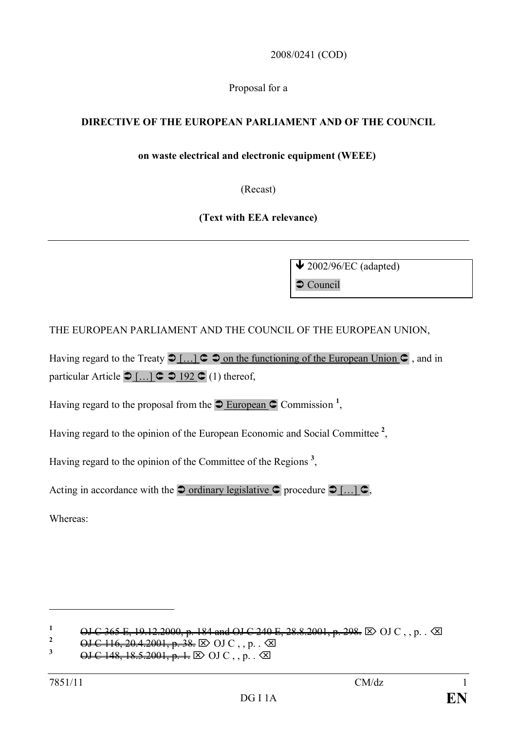2008/0241 (COD)

Proposal for a

**DIRECTIVE OF THE EUROPEAN PARLIAMENT AND OF THE COUNCIL**

**on waste electrical and electronic equipment (WEEE)**

(Recast)

**(Text with EEA relevance)**

---

| ↓ 2002/96/EC (adapted) |
|---|
| ➲ Council |

THE EUROPEAN PARLIAMENT AND THE COUNCIL OF THE EUROPEAN UNION,

Having regard to the Treaty ➲ […] ➲ ➲ on the functioning of the European Union ➲ , and in particular Article ➲ […] ➲ ➲ 192 ➲ (1) thereof,

Having regard to the proposal from the ➲ European ➲ Commission [1],

Having regard to the opinion of the European Economic and Social Committee [2],

Having regard to the opinion of the Committee of the Regions [3],

Acting in accordance with the ➲ ordinary legislative ➲ procedure ➲ […] ➲,

Whereas:

---

[1] ~~OJ C 365 E, 19.12.2000, p. 184 and OJ C 240 E, 28.8.2001, p. 298.~~ ⌦ OJ C , , p. . ⌫

[2] ~~OJ C 116, 20.4.2001, p. 38.~~ ⌦ OJ C , , p. . ⌫

[3] ~~OJ C 148, 18.5.2001, p. 1.~~ ⌦ OJ C , , p. . ⌫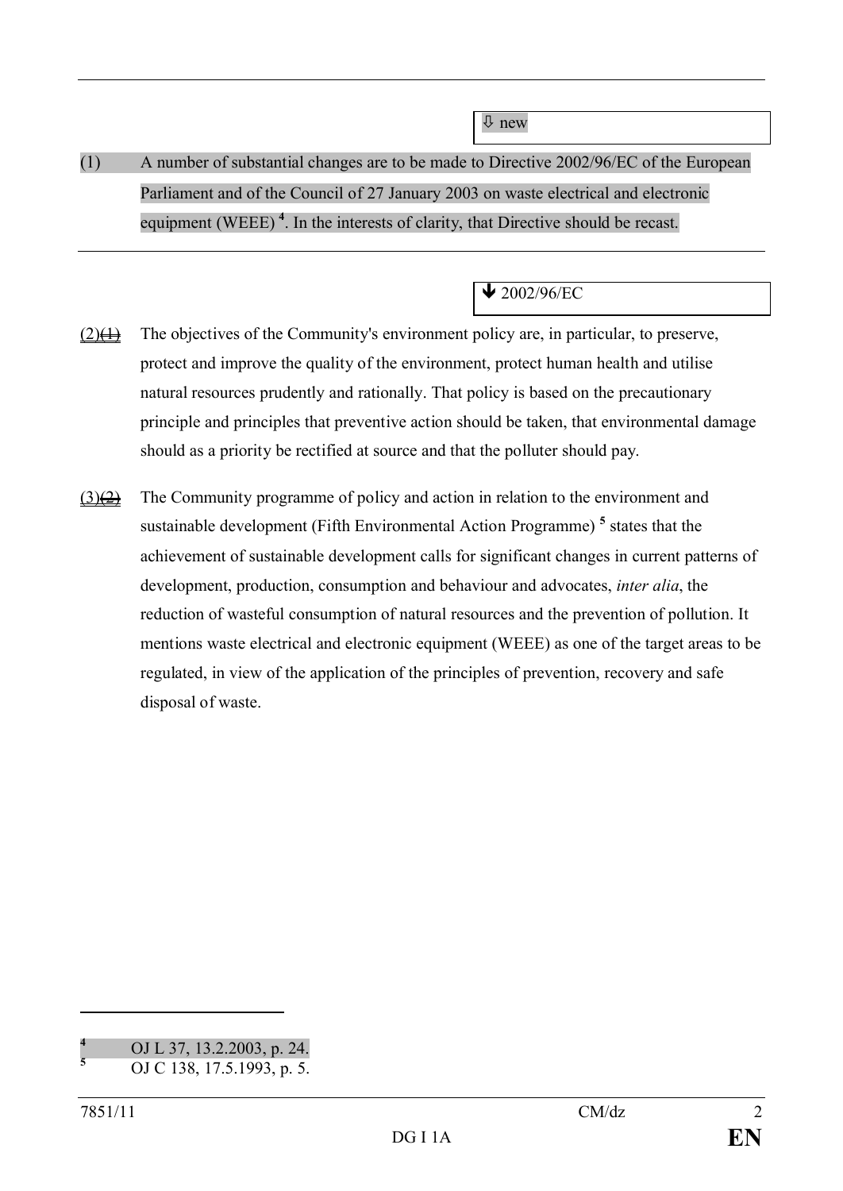⇩ new

(1) A number of substantial changes are to be made to Directive 2002/96/EC of the European Parliament and of the Council of 27 January 2003 on waste electrical and electronic equipment (WEEE) [4]. In the interests of clarity, that Directive should be recast.

---

🡻 2002/96/EC

(2)~~(1)~~ The objectives of the Community's environment policy are, in particular, to preserve, protect and improve the quality of the environment, protect human health and utilise natural resources prudently and rationally. That policy is based on the precautionary principle and principles that preventive action should be taken, that environmental damage should as a priority be rectified at source and that the polluter should pay.

(3)~~(2)~~ The Community programme of policy and action in relation to the environment and sustainable development (Fifth Environmental Action Programme) [5] states that the achievement of sustainable development calls for significant changes in current patterns of development, production, consumption and behaviour and advocates, *inter alia*, the reduction of wasteful consumption of natural resources and the prevention of pollution. It mentions waste electrical and electronic equipment (WEEE) as one of the target areas to be regulated, in view of the application of the principles of prevention, recovery and safe disposal of waste.

---

[4] OJ L 37, 13.2.2003, p. 24.

[5] OJ C 138, 17.5.1993, p. 5.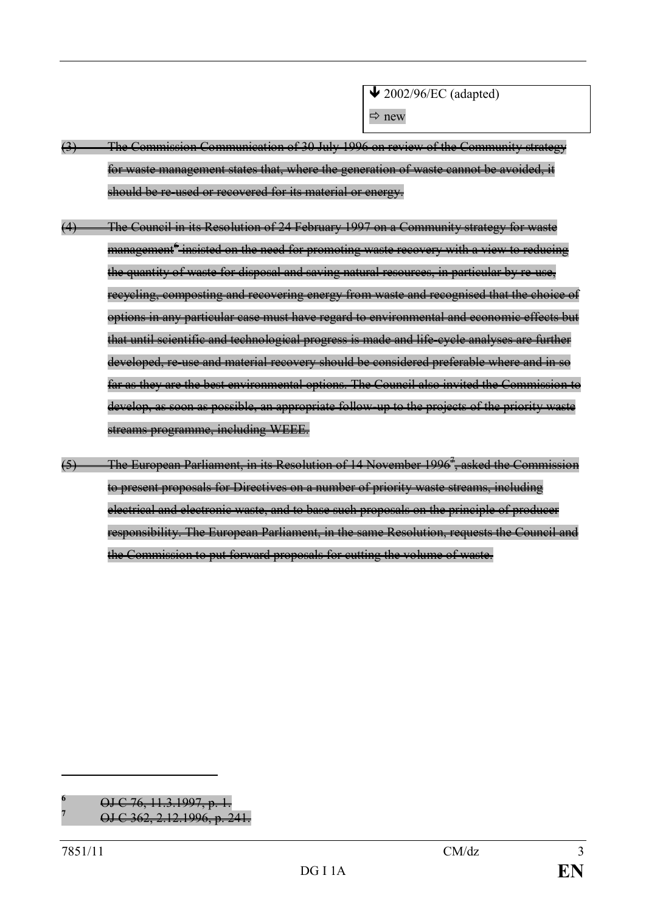↓ 2002/96/EC (adapted)
⇨ new

~~(3) The Commission Communication of 30 July 1996 on review of the Community strategy for waste management states that, where the generation of waste cannot be avoided, it should be re-used or recovered for its material or energy.~~

~~(4) The Council in its Resolution of 24 February 1997 on a Community strategy for waste management[6] insisted on the need for promoting waste recovery with a view to reducing the quantity of waste for disposal and saving natural resources, in particular by re-use, recycling, composting and recovering energy from waste and recognised that the choice of options in any particular case must have regard to environmental and economic effects but that until scientific and technological progress is made and life-cycle analyses are further developed, re-use and material recovery should be considered preferable where and in so far as they are the best environmental options. The Council also invited the Commission to develop, as soon as possible, an appropriate follow-up to the projects of the priority waste streams programme, including WEEE.~~

~~(5) The European Parliament, in its Resolution of 14 November 1996[7], asked the Commission to present proposals for Directives on a number of priority waste streams, including electrical and electronic waste, and to base such proposals on the principle of producer responsibility. The European Parliament, in the same Resolution, requests the Council and the Commission to put forward proposals for cutting the volume of waste.~~

---

[6] ~~OJ C 76, 11.3.1997, p. 1.~~

[7] ~~OJ C 362, 2.12.1996, p. 241.~~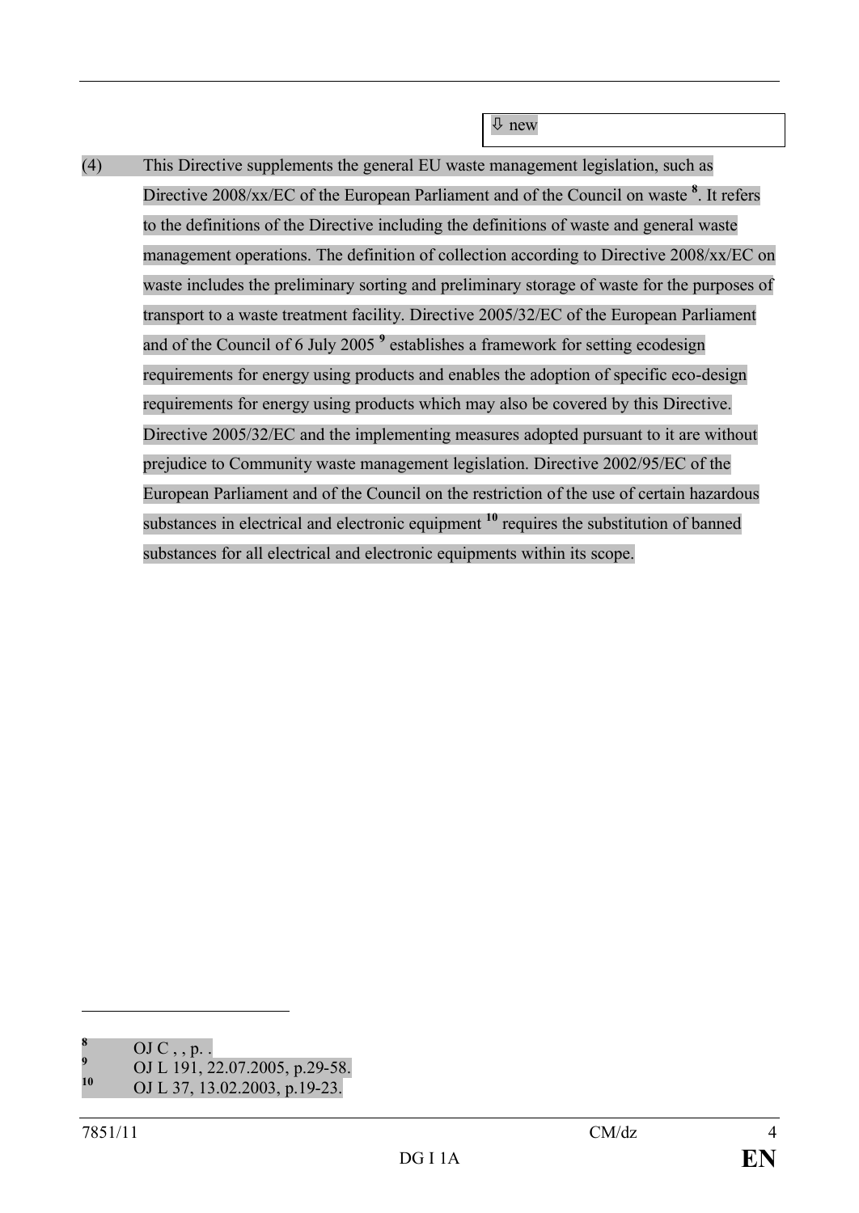⇩ new

(4) This Directive supplements the general EU waste management legislation, such as Directive 2008/xx/EC of the European Parliament and of the Council on waste [8]. It refers to the definitions of the Directive including the definitions of waste and general waste management operations. The definition of collection according to Directive 2008/xx/EC on waste includes the preliminary sorting and preliminary storage of waste for the purposes of transport to a waste treatment facility. Directive 2005/32/EC of the European Parliament and of the Council of 6 July 2005 [9] establishes a framework for setting ecodesign requirements for energy using products and enables the adoption of specific eco-design requirements for energy using products which may also be covered by this Directive. Directive 2005/32/EC and the implementing measures adopted pursuant to it are without prejudice to Community waste management legislation. Directive 2002/95/EC of the European Parliament and of the Council on the restriction of the use of certain hazardous substances in electrical and electronic equipment [10] requires the substitution of banned substances for all electrical and electronic equipments within its scope.

---

[8] OJ C , , p. .
[9] OJ L 191, 22.07.2005, p.29-58.
[10] OJ L 37, 13.02.2003, p.19-23.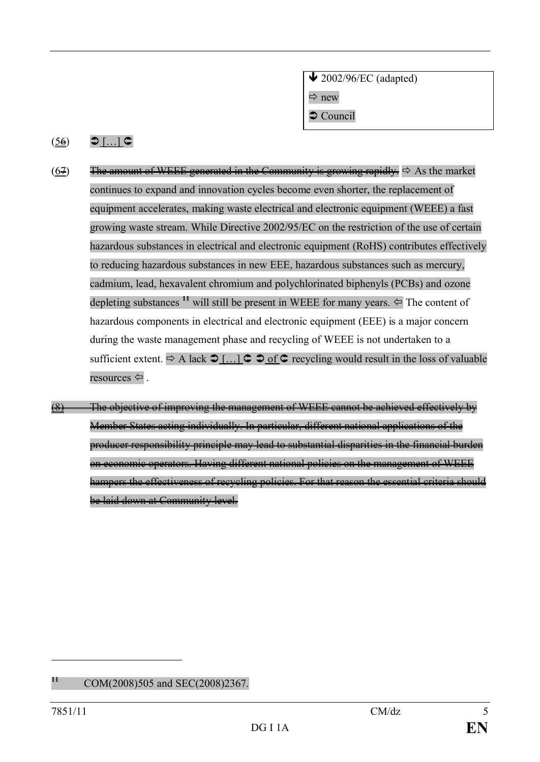| ➔ 2002/96/EC (adapted) |
|---|
| ⇨ new |
| ➲ Council |

(~~5~~6) ➲ […] ➲

(~~6~~7) ~~The amount of WEEE generated in the Community is growing rapidly.~~ ⇨ As the market continues to expand and innovation cycles become even shorter, the replacement of equipment accelerates, making waste electrical and electronic equipment (WEEE) a fast growing waste stream. While Directive 2002/95/EC on the restriction of the use of certain hazardous substances in electrical and electronic equipment (RoHS) contributes effectively to reducing hazardous substances in new EEE, hazardous substances such as mercury, cadmium, lead, hexavalent chromium and polychlorinated biphenyls (PCBs) and ozone depleting substances [11] will still be present in WEEE for many years. ⇦ The content of hazardous components in electrical and electronic equipment (EEE) is a major concern during the waste management phase and recycling of WEEE is not undertaken to a sufficient extent. ⇨ A lack ➲ […] ➲ ➲ of ➲ recycling would result in the loss of valuable resources ⇦ .

~~(8) The objective of improving the management of WEEE cannot be achieved effectively by Member States acting individually. In particular, different national applications of the producer responsibility principle may lead to substantial disparities in the financial burden on economic operators. Having different national policies on the management of WEEE hampers the effectiveness of recycling policies. For that reason the essential criteria should be laid down at Community level.~~

---

[11] COM(2008)505 and SEC(2008)2367.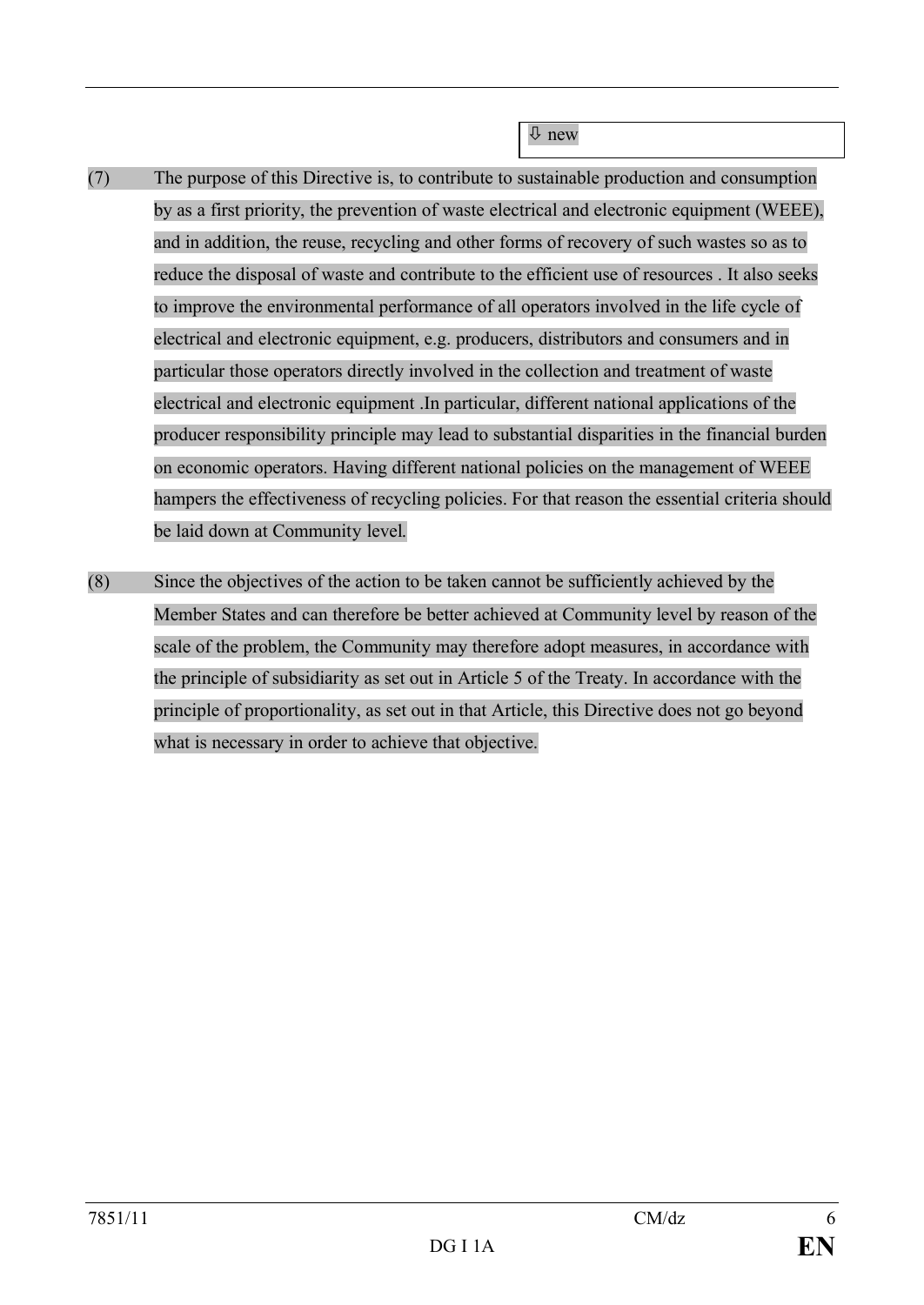⇩ new

(7) The purpose of this Directive is, to contribute to sustainable production and consumption by as a first priority, the prevention of waste electrical and electronic equipment (WEEE), and in addition, the reuse, recycling and other forms of recovery of such wastes so as to reduce the disposal of waste and contribute to the efficient use of resources . It also seeks to improve the environmental performance of all operators involved in the life cycle of electrical and electronic equipment, e.g. producers, distributors and consumers and in particular those operators directly involved in the collection and treatment of waste electrical and electronic equipment .In particular, different national applications of the producer responsibility principle may lead to substantial disparities in the financial burden on economic operators. Having different national policies on the management of WEEE hampers the effectiveness of recycling policies. For that reason the essential criteria should be laid down at Community level.

(8) Since the objectives of the action to be taken cannot be sufficiently achieved by the Member States and can therefore be better achieved at Community level by reason of the scale of the problem, the Community may therefore adopt measures, in accordance with the principle of subsidiarity as set out in Article 5 of the Treaty. In accordance with the principle of proportionality, as set out in that Article, this Directive does not go beyond what is necessary in order to achieve that objective.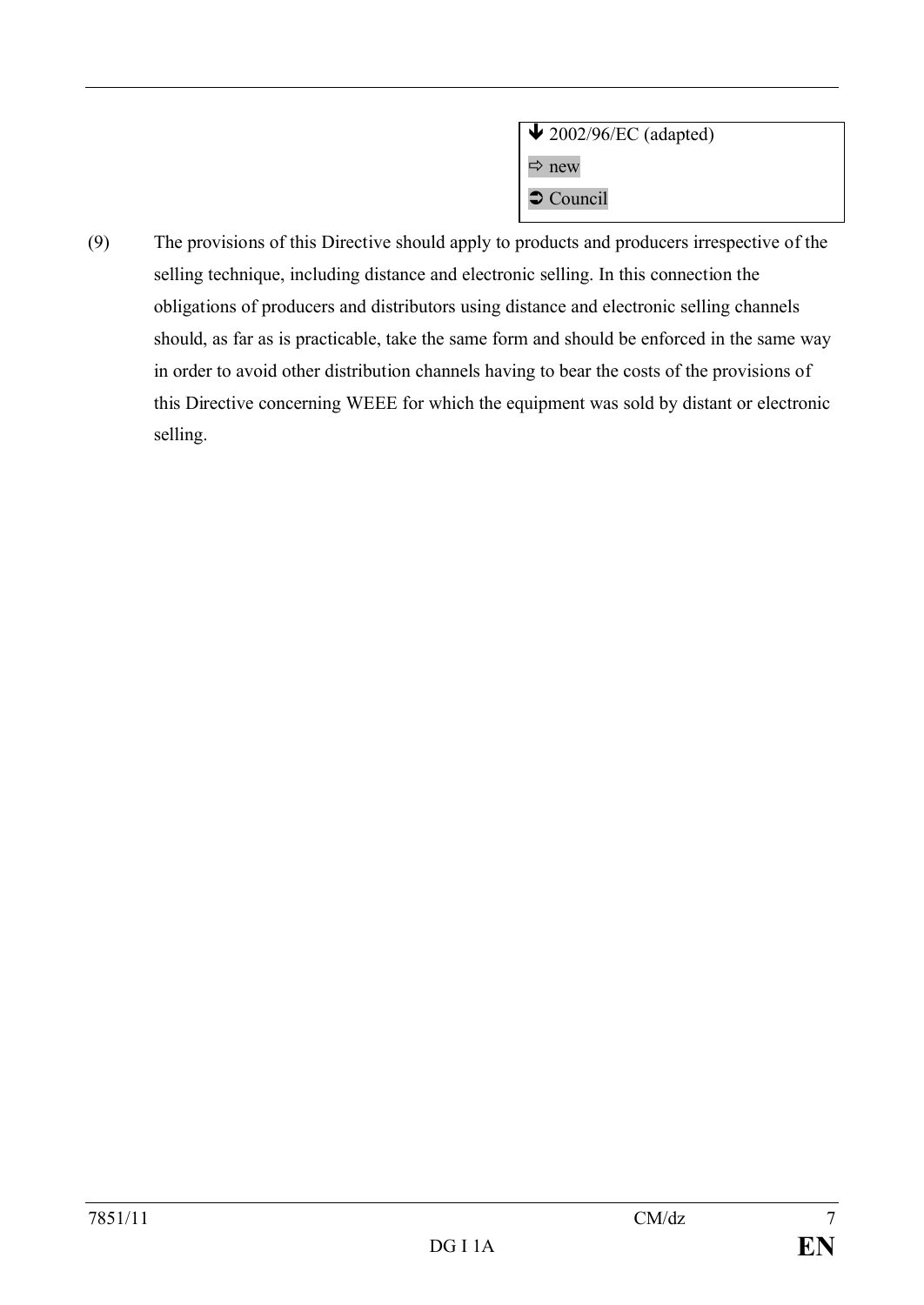🡻 2002/96/EC (adapted)
⇨ new
➲ Council

(9) The provisions of this Directive should apply to products and producers irrespective of the selling technique, including distance and electronic selling. In this connection the obligations of producers and distributors using distance and electronic selling channels should, as far as is practicable, take the same form and should be enforced in the same way in order to avoid other distribution channels having to bear the costs of the provisions of this Directive concerning WEEE for which the equipment was sold by distant or electronic selling.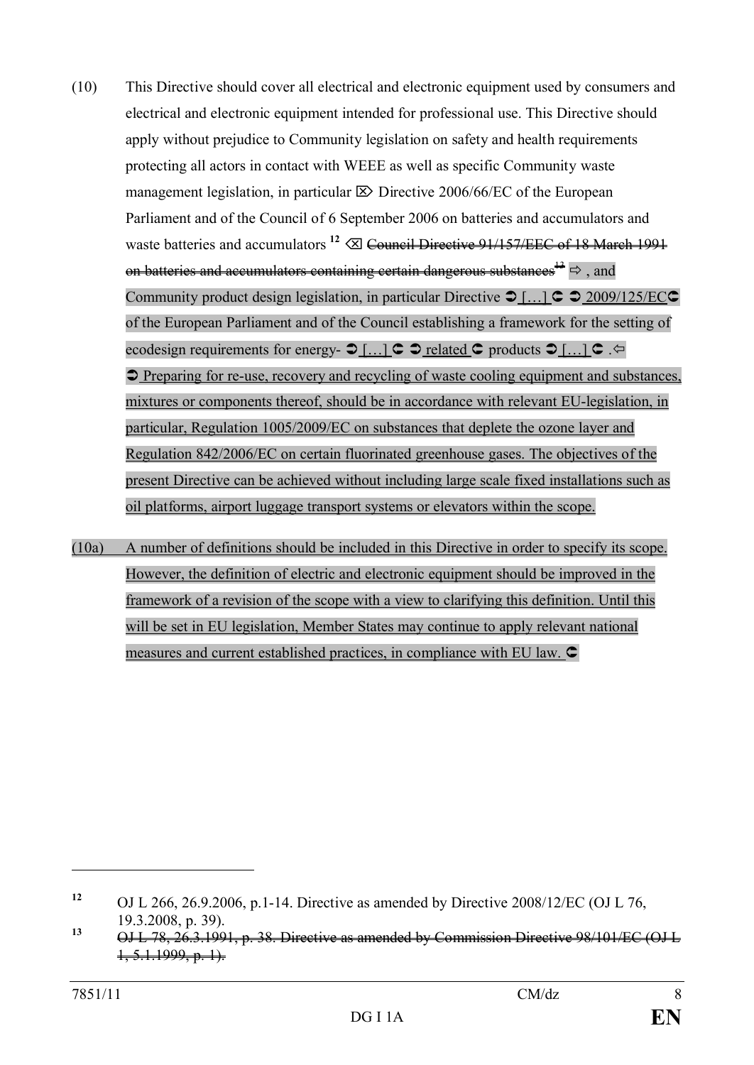(10) This Directive should cover all electrical and electronic equipment used by consumers and electrical and electronic equipment intended for professional use. This Directive should apply without prejudice to Community legislation on safety and health requirements protecting all actors in contact with WEEE as well as specific Community waste management legislation, in particular ⌦ Directive 2006/66/EC of the European Parliament and of the Council of 6 September 2006 on batteries and accumulators and waste batteries and accumulators [12] ⌫ ~~Council Directive 91/157/EEC of 18 March 1991 on batteries and accumulators containing certain dangerous substances[13]~~ ⇨ , and Community product design legislation, in particular Directive ➲ [...] ➲ ➲ 2009/125/EC➲ of the European Parliament and of the Council establishing a framework for the setting of ecodesign requirements for energy- ➲ [...] ➲ ➲ related ➲ products ➲ [...] ➲ .⇦ ➲ Preparing for re-use, recovery and recycling of waste cooling equipment and substances, mixtures or components thereof, should be in accordance with relevant EU-legislation, in particular, Regulation 1005/2009/EC on substances that deplete the ozone layer and Regulation 842/2006/EC on certain fluorinated greenhouse gases. The objectives of the present Directive can be achieved without including large scale fixed installations such as oil platforms, airport luggage transport systems or elevators within the scope.

(10a) A number of definitions should be included in this Directive in order to specify its scope. However, the definition of electric and electronic equipment should be improved in the framework of a revision of the scope with a view to clarifying this definition. Until this will be set in EU legislation, Member States may continue to apply relevant national measures and current established practices, in compliance with EU law. ➲

---

[12] OJ L 266, 26.9.2006, p.1-14. Directive as amended by Directive 2008/12/EC (OJ L 76, 19.3.2008, p. 39).

[13] ~~OJ L 78, 26.3.1991, p. 38. Directive as amended by Commission Directive 98/101/EC (OJ L 1, 5.1.1999, p. 1).~~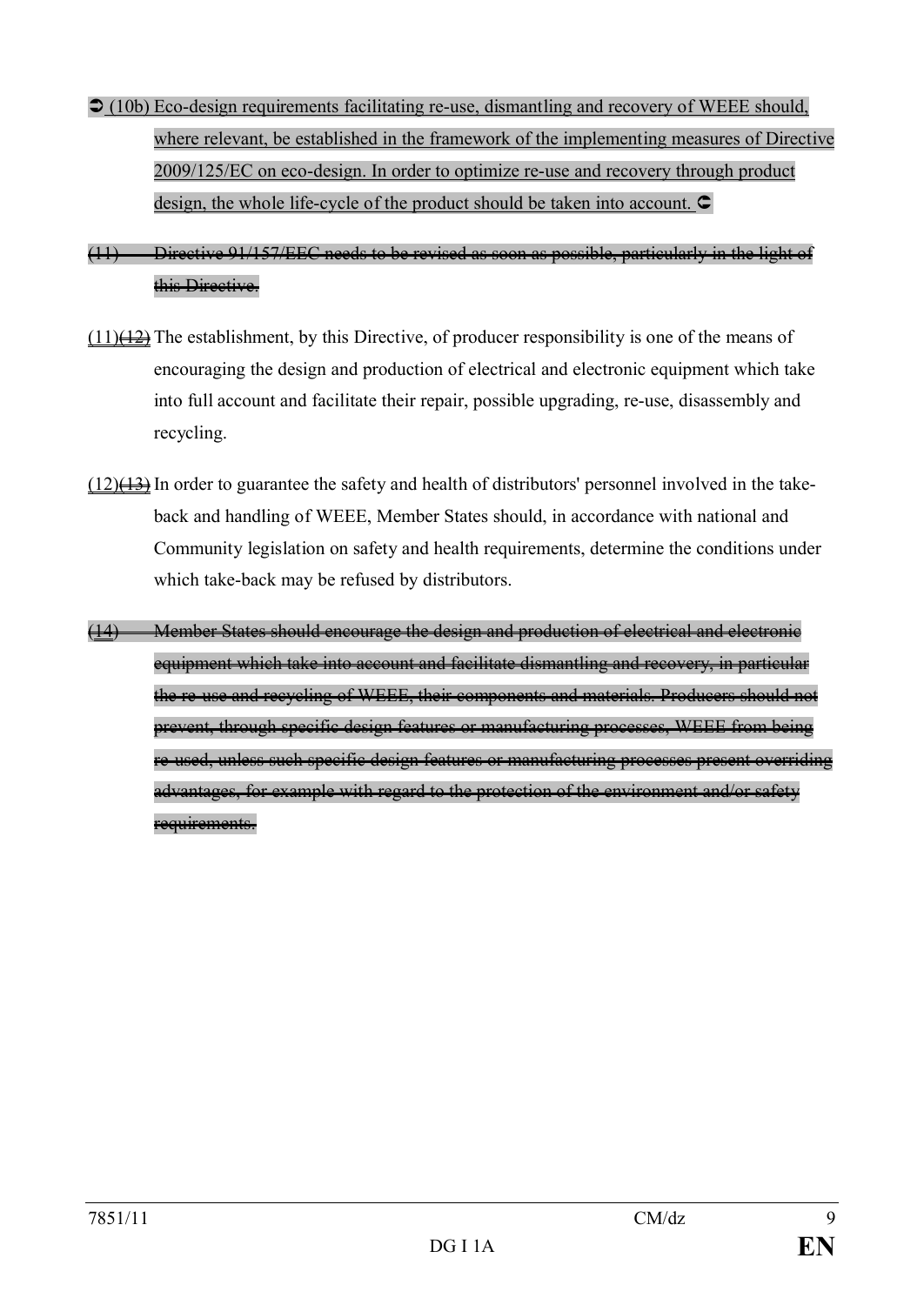➲ (10b) Eco-design requirements facilitating re-use, dismantling and recovery of WEEE should, where relevant, be established in the framework of the implementing measures of Directive 2009/125/EC on eco-design. In order to optimize re-use and recovery through product design, the whole life-cycle of the product should be taken into account. ➲

~~(11) Directive 91/157/EEC needs to be revised as soon as possible, particularly in the light of this Directive.~~

(11)~~(12)~~ The establishment, by this Directive, of producer responsibility is one of the means of encouraging the design and production of electrical and electronic equipment which take into full account and facilitate their repair, possible upgrading, re-use, disassembly and recycling.

(12)~~(13)~~ In order to guarantee the safety and health of distributors' personnel involved in the take-back and handling of WEEE, Member States should, in accordance with national and Community legislation on safety and health requirements, determine the conditions under which take-back may be refused by distributors.

~~(14) Member States should encourage the design and production of electrical and electronic equipment which take into account and facilitate dismantling and recovery, in particular the re-use and recycling of WEEE, their components and materials. Producers should not prevent, through specific design features or manufacturing processes, WEEE from being re-used, unless such specific design features or manufacturing processes present overriding advantages, for example with regard to the protection of the environment and/or safety requirements.~~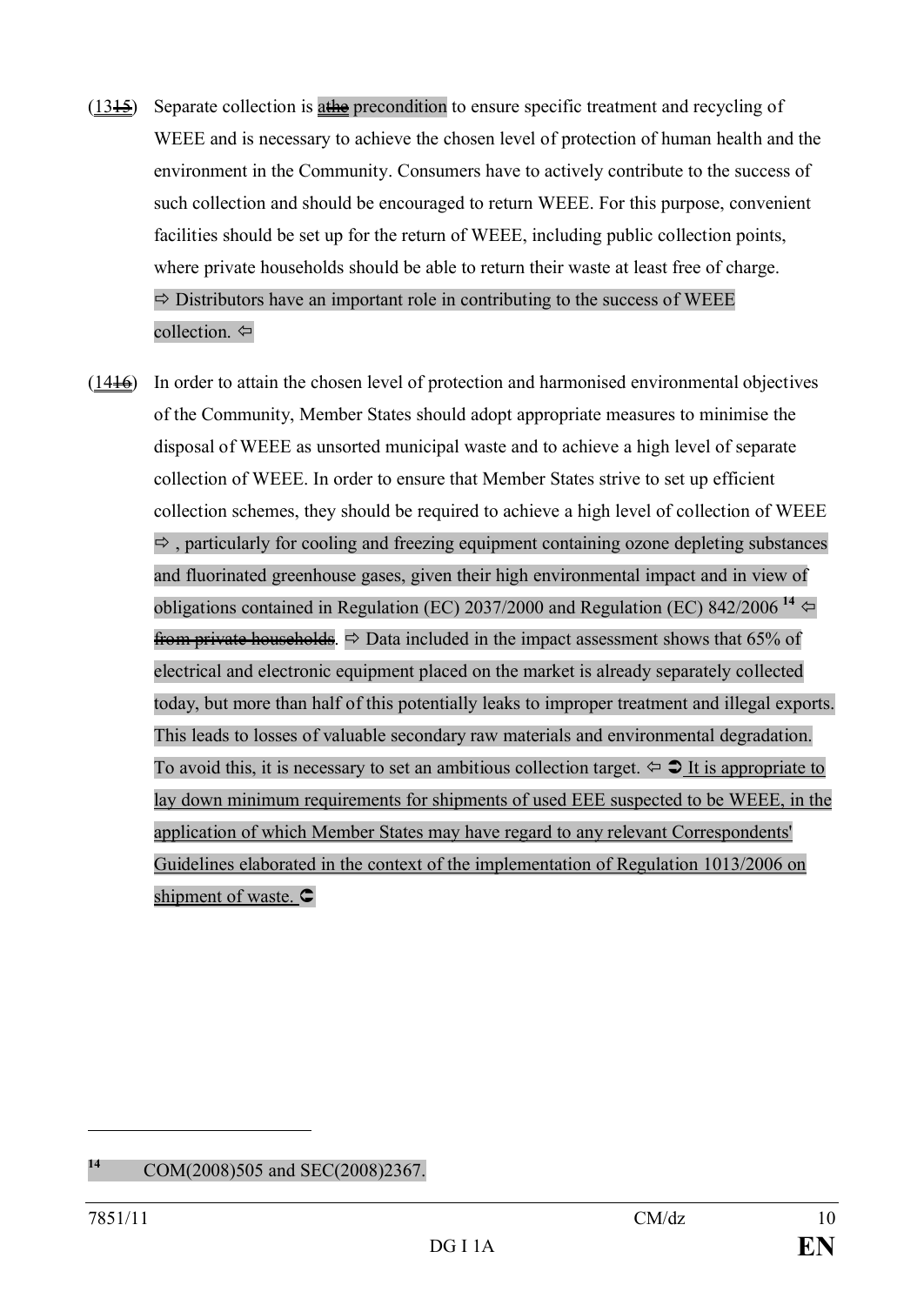(13~~15~~) Separate collection is a~~the~~ precondition to ensure specific treatment and recycling of WEEE and is necessary to achieve the chosen level of protection of human health and the environment in the Community. Consumers have to actively contribute to the success of such collection and should be encouraged to return WEEE. For this purpose, convenient facilities should be set up for the return of WEEE, including public collection points, where private households should be able to return their waste at least free of charge. ⇨ Distributors have an important role in contributing to the success of WEEE collection. ⇦

(14~~16~~) In order to attain the chosen level of protection and harmonised environmental objectives of the Community, Member States should adopt appropriate measures to minimise the disposal of WEEE as unsorted municipal waste and to achieve a high level of separate collection of WEEE. In order to ensure that Member States strive to set up efficient collection schemes, they should be required to achieve a high level of collection of WEEE ⇨ , particularly for cooling and freezing equipment containing ozone depleting substances and fluorinated greenhouse gases, given their high environmental impact and in view of obligations contained in Regulation (EC) 2037/2000 and Regulation (EC) 842/2006 [14] ⇦ ~~from private households~~. ⇨ Data included in the impact assessment shows that 65% of electrical and electronic equipment placed on the market is already separately collected today, but more than half of this potentially leaks to improper treatment and illegal exports. This leads to losses of valuable secondary raw materials and environmental degradation. To avoid this, it is necessary to set an ambitious collection target. ⇦ ➲ It is appropriate to lay down minimum requirements for shipments of used EEE suspected to be WEEE, in the application of which Member States may have regard to any relevant Correspondents' Guidelines elaborated in the context of the implementation of Regulation 1013/2006 on shipment of waste. ➲

[14] COM(2008)505 and SEC(2008)2367.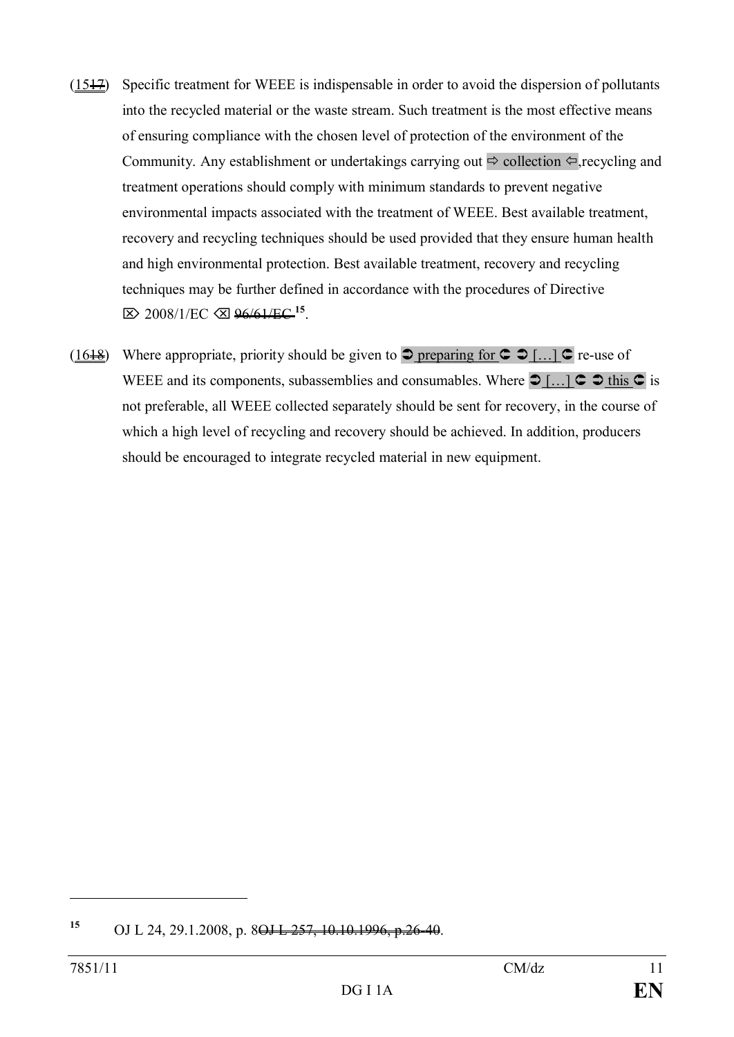(15~~17~~) Specific treatment for WEEE is indispensable in order to avoid the dispersion of pollutants into the recycled material or the waste stream. Such treatment is the most effective means of ensuring compliance with the chosen level of protection of the environment of the Community. Any establishment or undertakings carrying out ⇨ collection ⇦,recycling and treatment operations should comply with minimum standards to prevent negative environmental impacts associated with the treatment of WEEE. Best available treatment, recovery and recycling techniques should be used provided that they ensure human health and high environmental protection. Best available treatment, recovery and recycling techniques may be further defined in accordance with the procedures of Directive ⌦ 2008/1/EC ⌫ ~~96/61/EC~~[15].

(16~~18~~) Where appropriate, priority should be given to ➲ preparing for ➲ ➲ […] ➲ re-use of WEEE and its components, subassemblies and consumables. Where ➲ […] ➲ ➲ this ➲ is not preferable, all WEEE collected separately should be sent for recovery, in the course of which a high level of recycling and recovery should be achieved. In addition, producers should be encouraged to integrate recycled material in new equipment.

---

[15] OJ L 24, 29.1.2008, p. 8~~OJ L 257, 10.10.1996, p.26-40~~.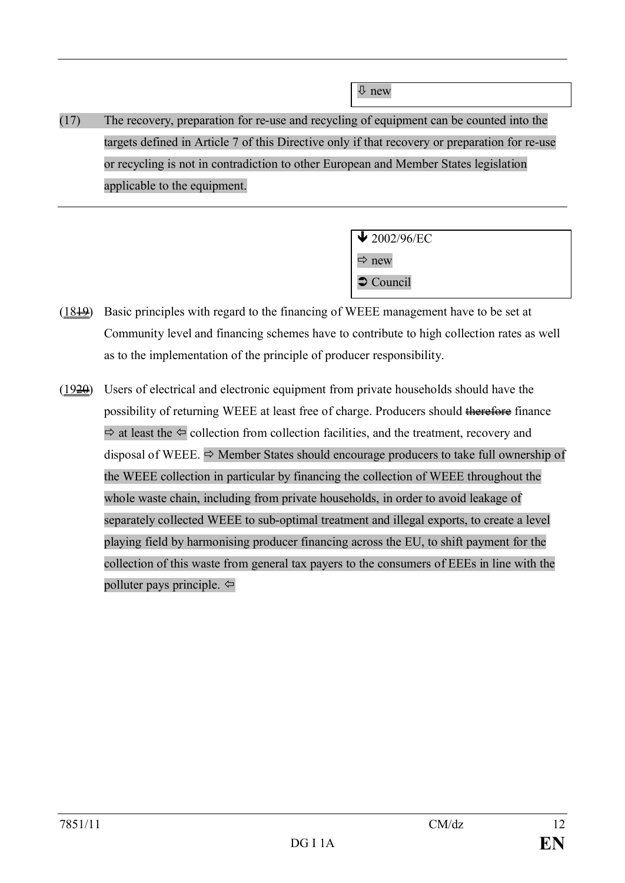⇩ new

(17) The recovery, preparation for re-use and recycling of equipment can be counted into the targets defined in Article 7 of this Directive only if that recovery or preparation for re-use or recycling is not in contradiction to other European and Member States legislation applicable to the equipment.

---

🡻 2002/96/EC
⇨ new
➲ Council

(18~~19~~) Basic principles with regard to the financing of WEEE management have to be set at Community level and financing schemes have to contribute to high collection rates as well as to the implementation of the principle of producer responsibility.

(19~~20~~) Users of electrical and electronic equipment from private households should have the possibility of returning WEEE at least free of charge. Producers should ~~therefore~~ finance ⇨ at least the ⇦ collection from collection facilities, and the treatment, recovery and disposal of WEEE. ⇨ Member States should encourage producers to take full ownership of the WEEE collection in particular by financing the collection of WEEE throughout the whole waste chain, including from private households, in order to avoid leakage of separately collected WEEE to sub-optimal treatment and illegal exports, to create a level playing field by harmonising producer financing across the EU, to shift payment for the collection of this waste from general tax payers to the consumers of EEEs in line with the polluter pays principle. ⇦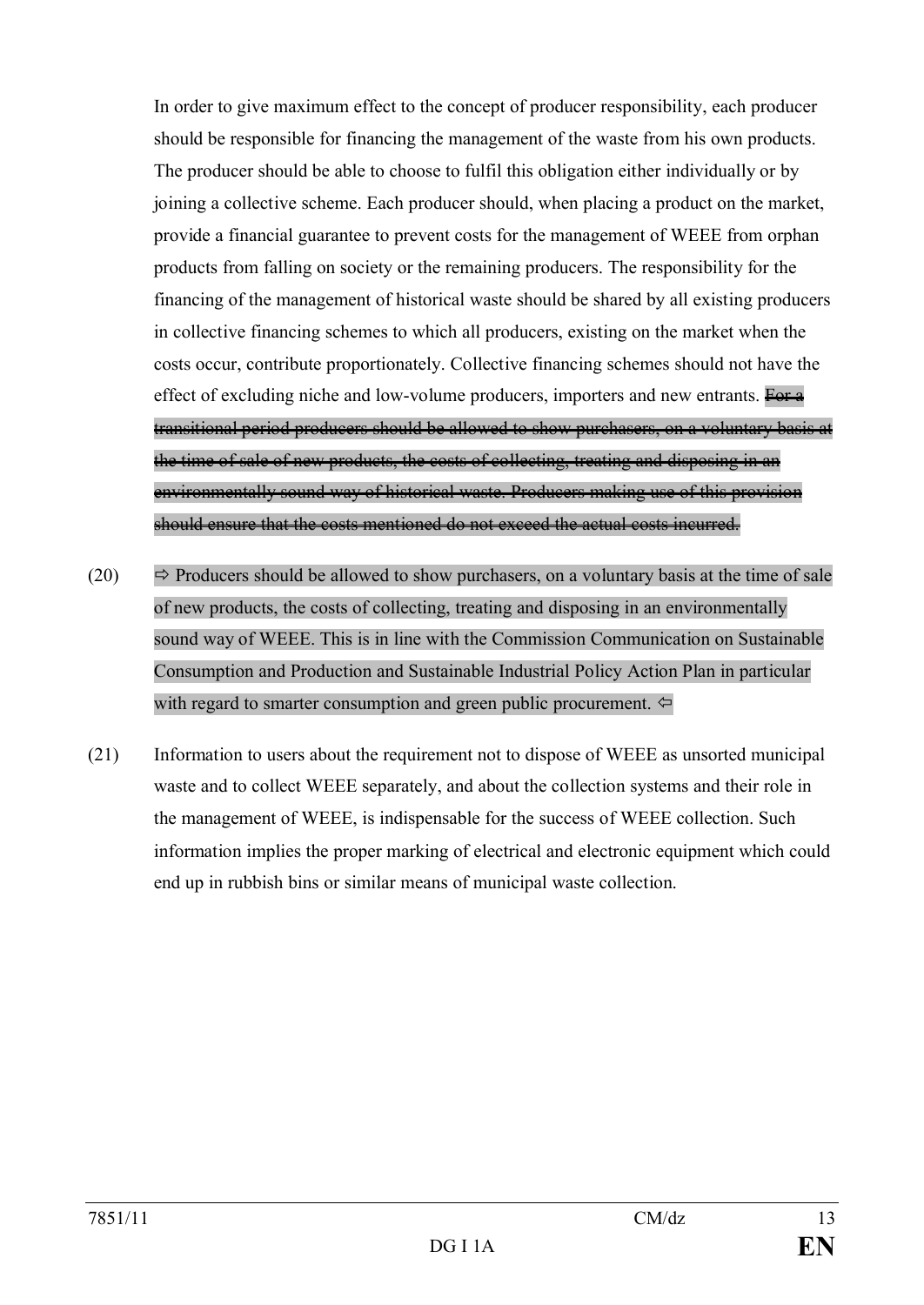In order to give maximum effect to the concept of producer responsibility, each producer should be responsible for financing the management of the waste from his own products. The producer should be able to choose to fulfil this obligation either individually or by joining a collective scheme. Each producer should, when placing a product on the market, provide a financial guarantee to prevent costs for the management of WEEE from orphan products from falling on society or the remaining producers. The responsibility for the financing of the management of historical waste should be shared by all existing producers in collective financing schemes to which all producers, existing on the market when the costs occur, contribute proportionately. Collective financing schemes should not have the effect of excluding niche and low-volume producers, importers and new entrants. ~~For a transitional period producers should be allowed to show purchasers, on a voluntary basis at the time of sale of new products, the costs of collecting, treating and disposing in an environmentally sound way of historical waste. Producers making use of this provision should ensure that the costs mentioned do not exceed the actual costs incurred.~~

(20) ⇨ Producers should be allowed to show purchasers, on a voluntary basis at the time of sale of new products, the costs of collecting, treating and disposing in an environmentally sound way of WEEE. This is in line with the Commission Communication on Sustainable Consumption and Production and Sustainable Industrial Policy Action Plan in particular with regard to smarter consumption and green public procurement. ⇦

(21) Information to users about the requirement not to dispose of WEEE as unsorted municipal waste and to collect WEEE separately, and about the collection systems and their role in the management of WEEE, is indispensable for the success of WEEE collection. Such information implies the proper marking of electrical and electronic equipment which could end up in rubbish bins or similar means of municipal waste collection.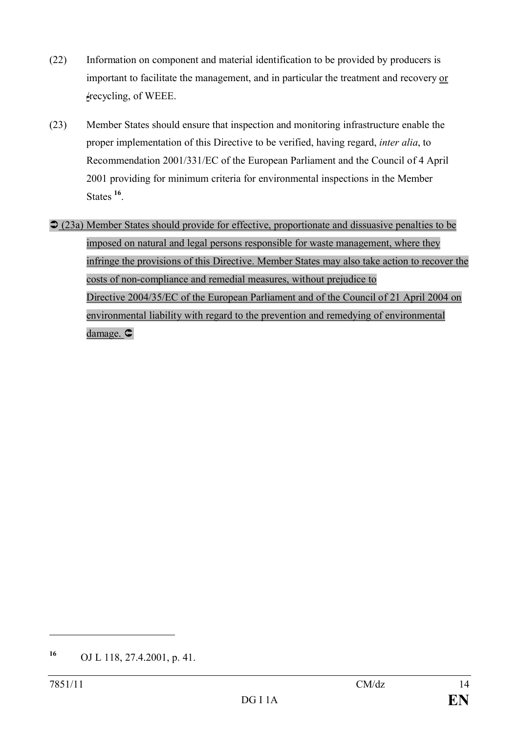(22) Information on component and material identification to be provided by producers is important to facilitate the management, and in particular the treatment and recovery or /recycling, of WEEE.

(23) Member States should ensure that inspection and monitoring infrastructure enable the proper implementation of this Directive to be verified, having regard, *inter alia*, to Recommendation 2001/331/EC of the European Parliament and the Council of 4 April 2001 providing for minimum criteria for environmental inspections in the Member States [16].

➲ (23a) Member States should provide for effective, proportionate and dissuasive penalties to be imposed on natural and legal persons responsible for waste management, where they infringe the provisions of this Directive. Member States may also take action to recover the costs of non-compliance and remedial measures, without prejudice to Directive 2004/35/EC of the European Parliament and of the Council of 21 April 2004 on environmental liability with regard to the prevention and remedying of environmental damage. ➲

---

[16] OJ L 118, 27.4.2001, p. 41.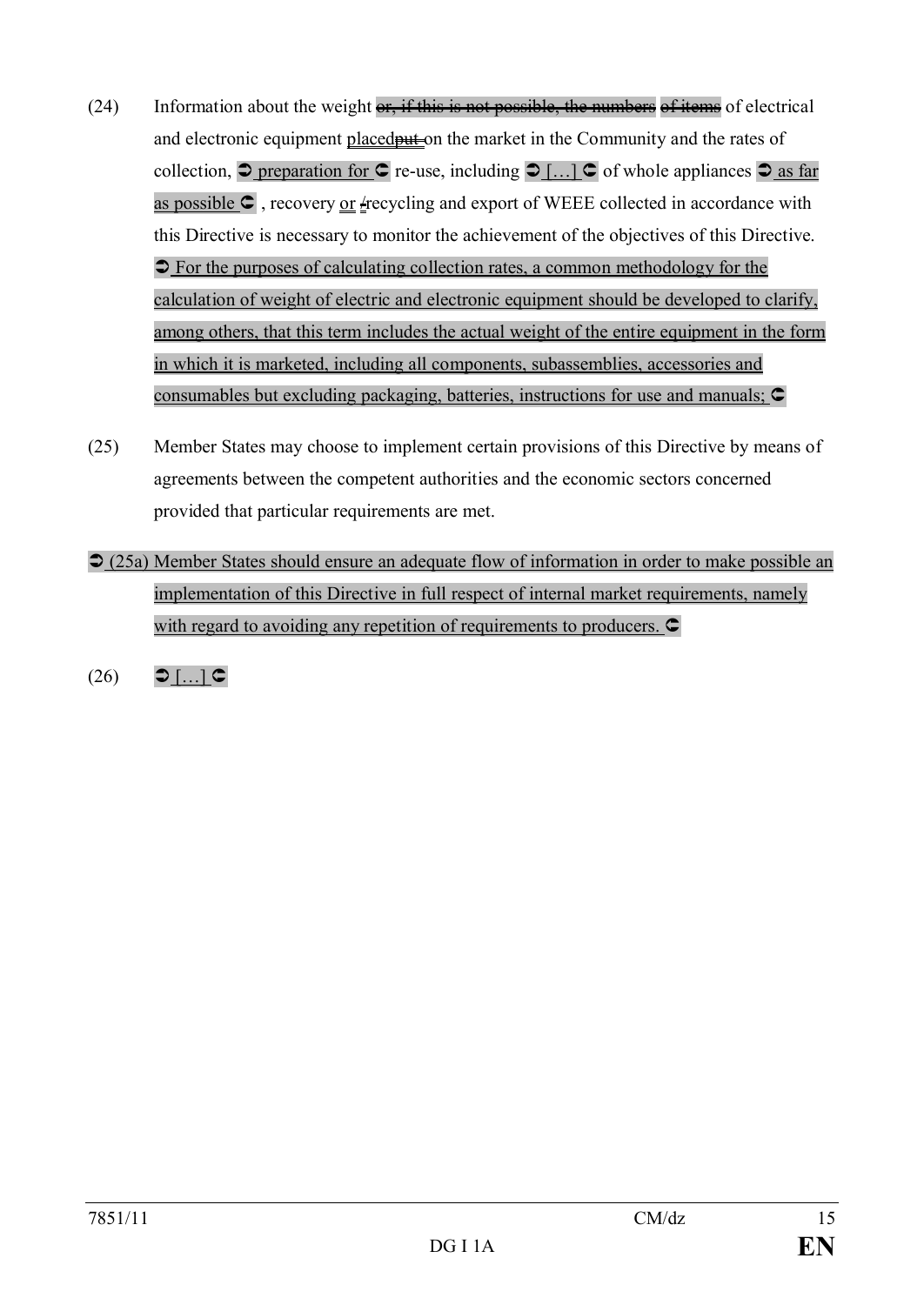(24) Information about the weight ~~or, if this is not possible, the numbers~~ ~~of items~~ of electrical and electronic equipment placed~~put~~ on the market in the Community and the rates of collection, ➲ preparation for ➲ re-use, including ➲ […] ➲ of whole appliances ➲ as far as possible ➲ , recovery or ~~/~~recycling and export of WEEE collected in accordance with this Directive is necessary to monitor the achievement of the objectives of this Directive. ➲ For the purposes of calculating collection rates, a common methodology for the calculation of weight of electric and electronic equipment should be developed to clarify, among others, that this term includes the actual weight of the entire equipment in the form in which it is marketed, including all components, subassemblies, accessories and consumables but excluding packaging, batteries, instructions for use and manuals; ➲

(25) Member States may choose to implement certain provisions of this Directive by means of agreements between the competent authorities and the economic sectors concerned provided that particular requirements are met.

➲ (25a) Member States should ensure an adequate flow of information in order to make possible an implementation of this Directive in full respect of internal market requirements, namely with regard to avoiding any repetition of requirements to producers. ➲

(26) ➲ […] ➲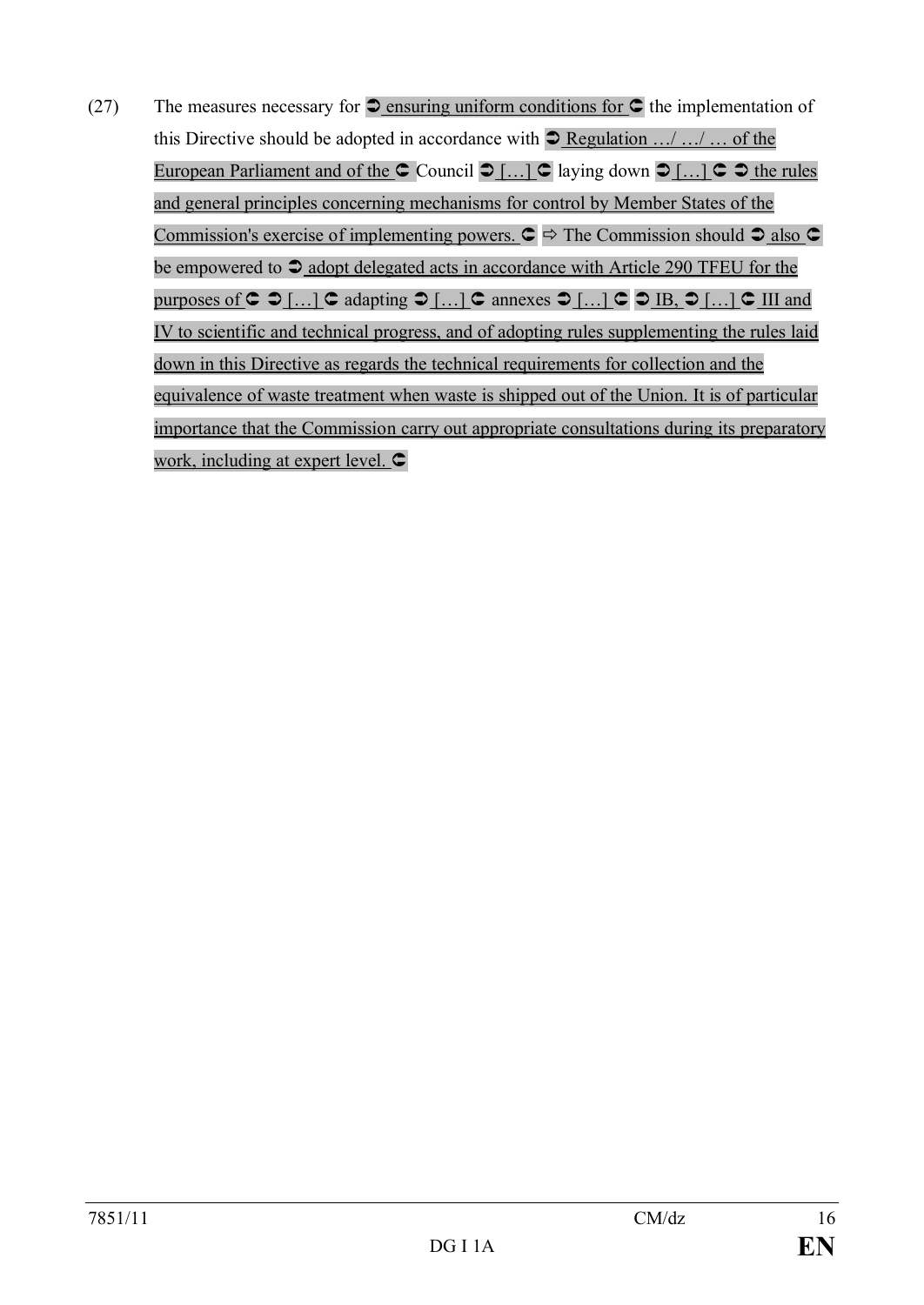(27) The measures necessary for ➲ ensuring uniform conditions for ➲ the implementation of this Directive should be adopted in accordance with ➲ Regulation …/ …/ … of the European Parliament and of the ➲ Council ➲ […] ➲ laying down ➲ […] ➲ ➲ the rules and general principles concerning mechanisms for control by Member States of the Commission's exercise of implementing powers. ➲ ⇨ The Commission should ➲ also ➲ be empowered to ➲ adopt delegated acts in accordance with Article 290 TFEU for the purposes of ➲ ➲ […] ➲ adapting ➲ […] ➲ annexes ➲ […] ➲ ➲ IB, ➲ […] ➲ III and IV to scientific and technical progress, and of adopting rules supplementing the rules laid down in this Directive as regards the technical requirements for collection and the equivalence of waste treatment when waste is shipped out of the Union. It is of particular importance that the Commission carry out appropriate consultations during its preparatory work, including at expert level. ➲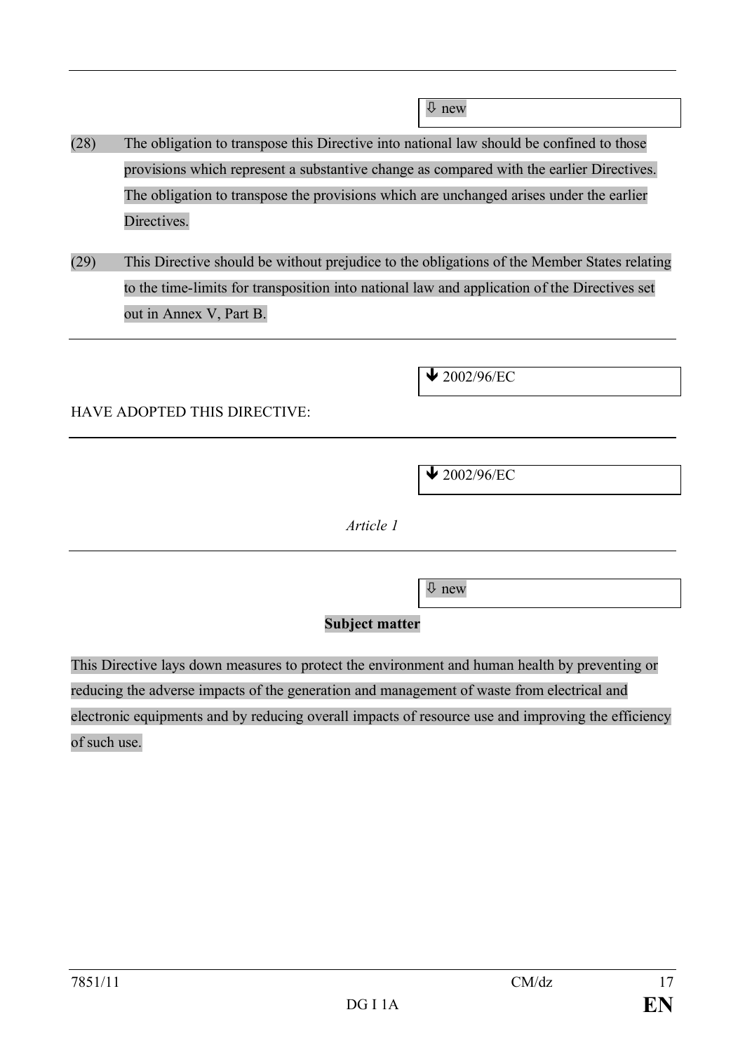⇩ new

(28) The obligation to transpose this Directive into national law should be confined to those provisions which represent a substantive change as compared with the earlier Directives. The obligation to transpose the provisions which are unchanged arises under the earlier Directives.

(29) This Directive should be without prejudice to the obligations of the Member States relating to the time-limits for transposition into national law and application of the Directives set out in Annex V, Part B.

---

🡻 2002/96/EC

HAVE ADOPTED THIS DIRECTIVE:

---

🡻 2002/96/EC

*Article 1*

---

⇩ new

**Subject matter**

This Directive lays down measures to protect the environment and human health by preventing or reducing the adverse impacts of the generation and management of waste from electrical and electronic equipments and by reducing overall impacts of resource use and improving the efficiency of such use.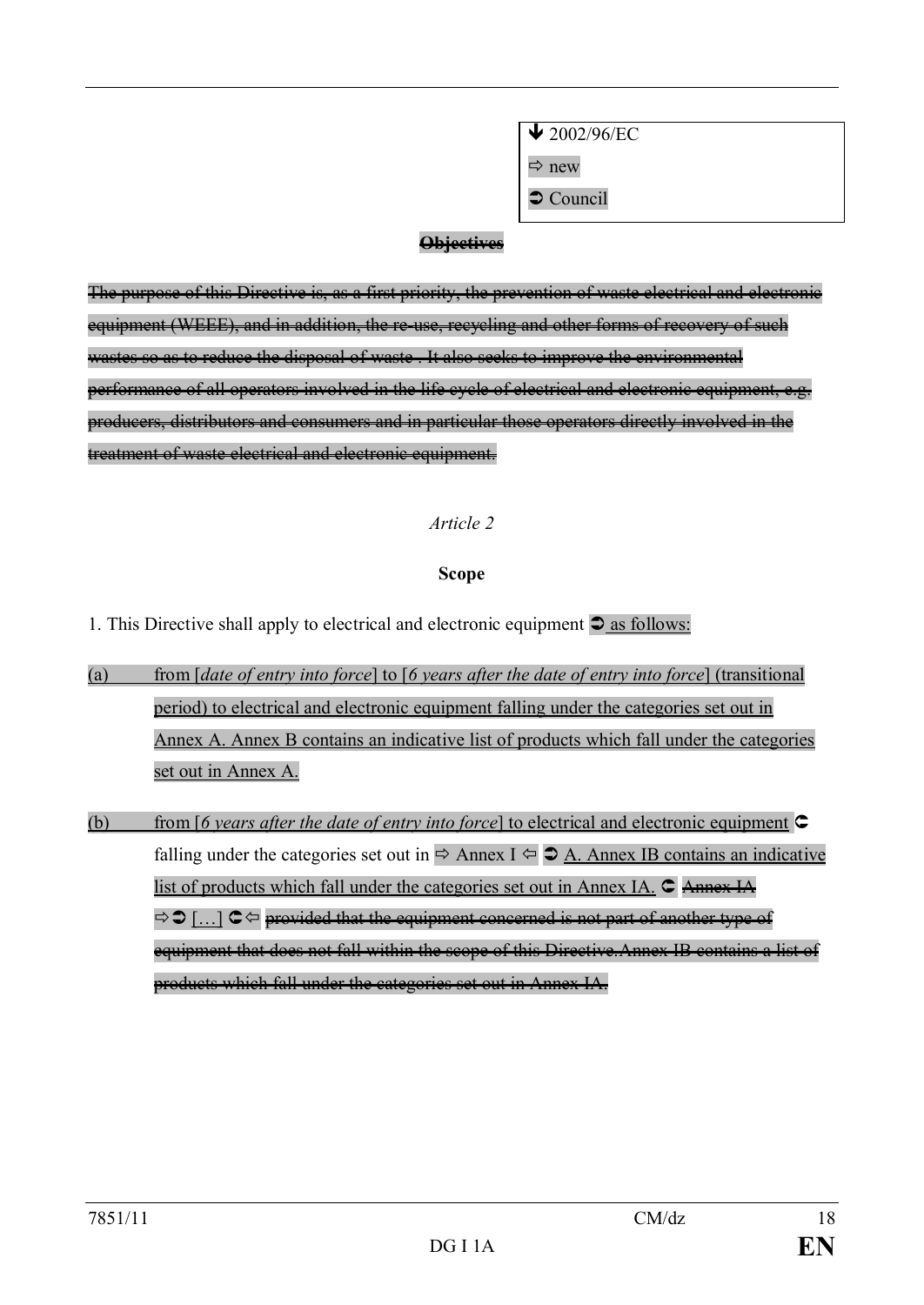| ↓ 2002/96/EC |
| --- |
| ⇨ new |
| ➲ Council |

~~**Objectives**~~

~~The purpose of this Directive is, as a first priority, the prevention of waste electrical and electronic equipment (WEEE), and in addition, the re-use, recycling and other forms of recovery of such wastes so as to reduce the disposal of waste . It also seeks to improve the environmental performance of all operators involved in the life cycle of electrical and electronic equipment, e.g. producers, distributors and consumers and in particular those operators directly involved in the treatment of waste electrical and electronic equipment.~~

*Article 2*

**Scope**

1. This Directive shall apply to electrical and electronic equipment ➲ as follows:

(a) from [*date of entry into force*] to [*6 years after the date of entry into force*] (transitional period) to electrical and electronic equipment falling under the categories set out in Annex A. Annex B contains an indicative list of products which fall under the categories set out in Annex A.

(b) from [*6 years after the date of entry into force*] to electrical and electronic equipment ➲ falling under the categories set out in ⇨ Annex I ⇦ ➲ A. Annex IB contains an indicative list of products which fall under the categories set out in Annex IA. ➲ ~~Annex IA~~ ⇨ ➲ […] ➲ ⇦ ~~provided that the equipment concerned is not part of another type of equipment that does not fall within the scope of this Directive.Annex IB contains a list of products which fall under the categories set out in Annex IA.~~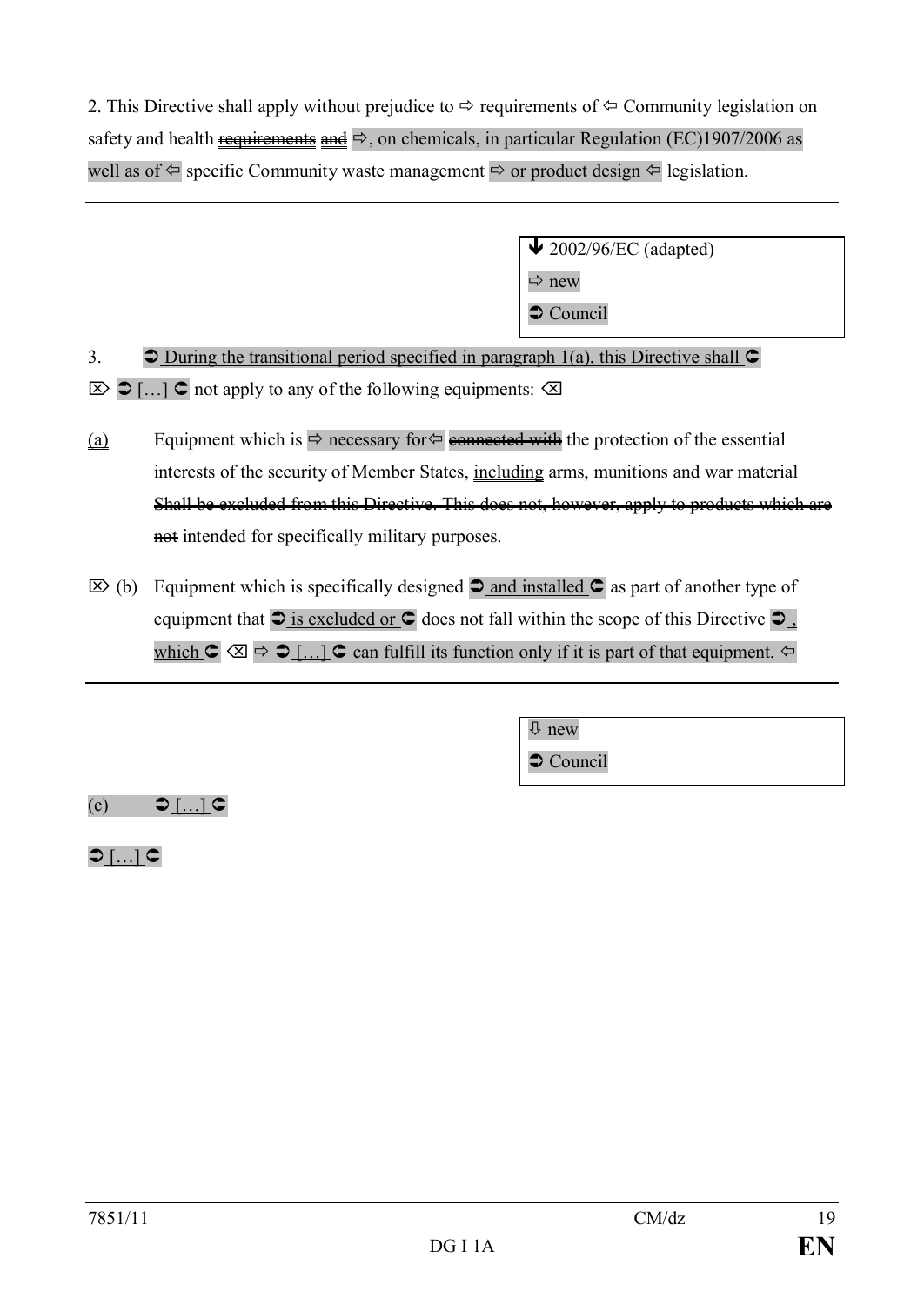2. This Directive shall apply without prejudice to ⇨ requirements of ⇦ Community legislation on safety and health ~~requirements~~ ~~and~~ ⇨, on chemicals, in particular Regulation (EC)1907/2006 as well as of ⇦ specific Community waste management ⇨ or product design ⇦ legislation.

---

| ⬇ 2002/96/EC (adapted) |
|---|
| ⇨ new |
| ➲ Council |

3. ➲ During the transitional period specified in paragraph 1(a), this Directive shall ➲ ⌦ ➲ […] ➲ not apply to any of the following equipments: ⌫

(a) Equipment which is ⇨ necessary for⇦ ~~connected with~~ the protection of the essential interests of the security of Member States, including arms, munitions and war material ~~Shall be excluded from this Directive. This does not, however, apply to products which are~~ ~~not~~ intended for specifically military purposes.

⌦ (b) Equipment which is specifically designed ➲ and installed ➲ as part of another type of equipment that ➲ is excluded or ➲ does not fall within the scope of this Directive ➲ , which ➲ ⌫ ⇨ ➲ […] ➲ can fulfill its function only if it is part of that equipment. ⇦

---

| ⇩ new |
|---|
| ➲ Council |

(c) ➲ […] ➲

➲ […] ➲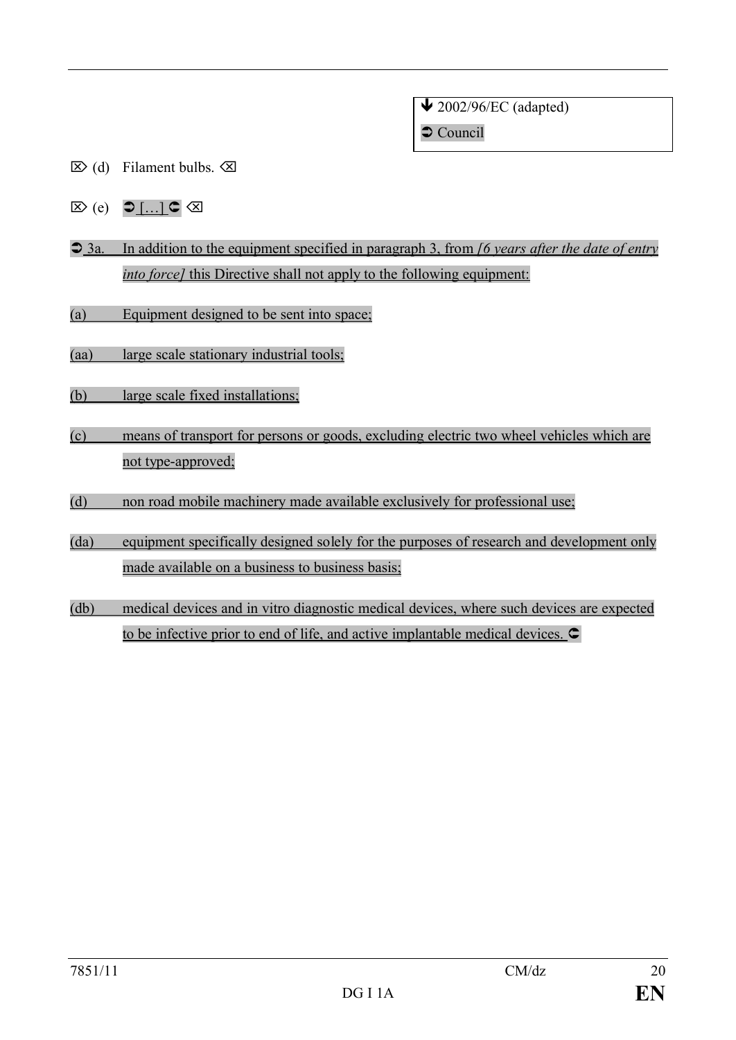⬇ 2002/96/EC (adapted)

➲ Council

⌦ (d) Filament bulbs. ⌫

⌦ (e) ➲ […] ➲ ⌫

➲ 3a. In addition to the equipment specified in paragraph 3, from *[6 years after the date of entry into force]* this Directive shall not apply to the following equipment:

(a) Equipment designed to be sent into space;

(aa) large scale stationary industrial tools;

(b) large scale fixed installations;

(c) means of transport for persons or goods, excluding electric two wheel vehicles which are not type-approved;

(d) non road mobile machinery made available exclusively for professional use;

(da) equipment specifically designed solely for the purposes of research and development only made available on a business to business basis;

(db) medical devices and in vitro diagnostic medical devices, where such devices are expected to be infective prior to end of life, and active implantable medical devices. ➲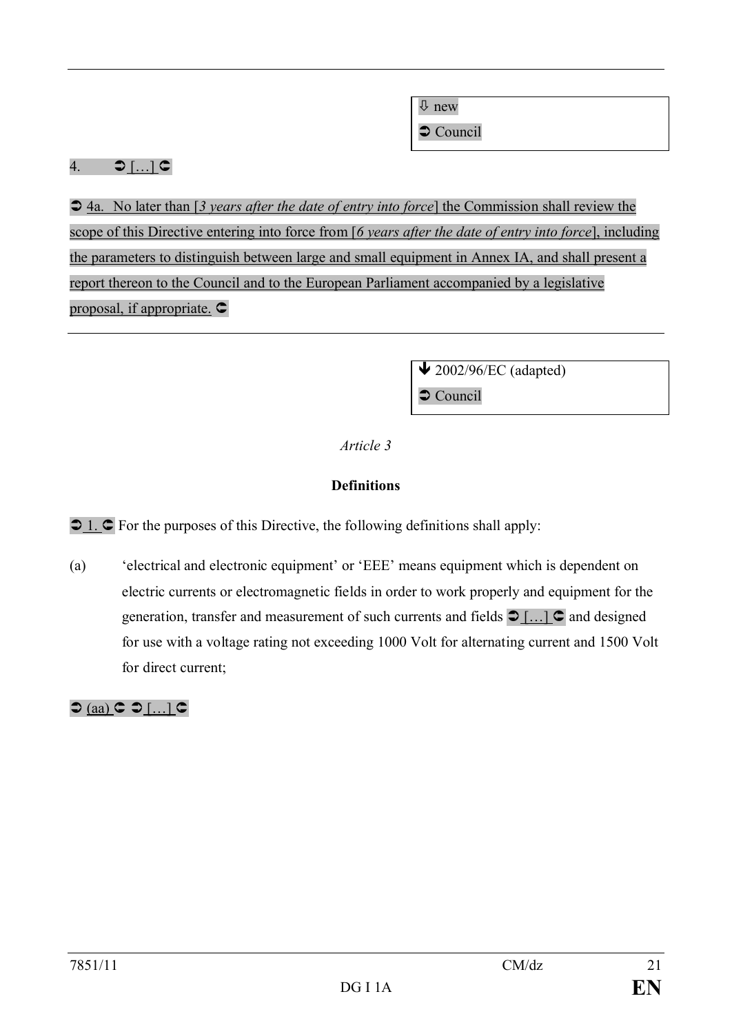⇩ new
➲ Council

4. ➲ […] ➲

➲ 4a. No later than [*3 years after the date of entry into force*] the Commission shall review the scope of this Directive entering into force from [*6 years after the date of entry into force*], including the parameters to distinguish between large and small equipment in Annex IA, and shall present a report thereon to the Council and to the European Parliament accompanied by a legislative proposal, if appropriate. ➲

---

🡻 2002/96/EC (adapted)
➲ Council

*Article 3*

**Definitions**

➲ 1. ➲ For the purposes of this Directive, the following definitions shall apply:

(a) 'electrical and electronic equipment' or 'EEE' means equipment which is dependent on electric currents or electromagnetic fields in order to work properly and equipment for the generation, transfer and measurement of such currents and fields ➲ […] ➲ and designed for use with a voltage rating not exceeding 1000 Volt for alternating current and 1500 Volt for direct current;

➲ (aa) ➲ ➲ […] ➲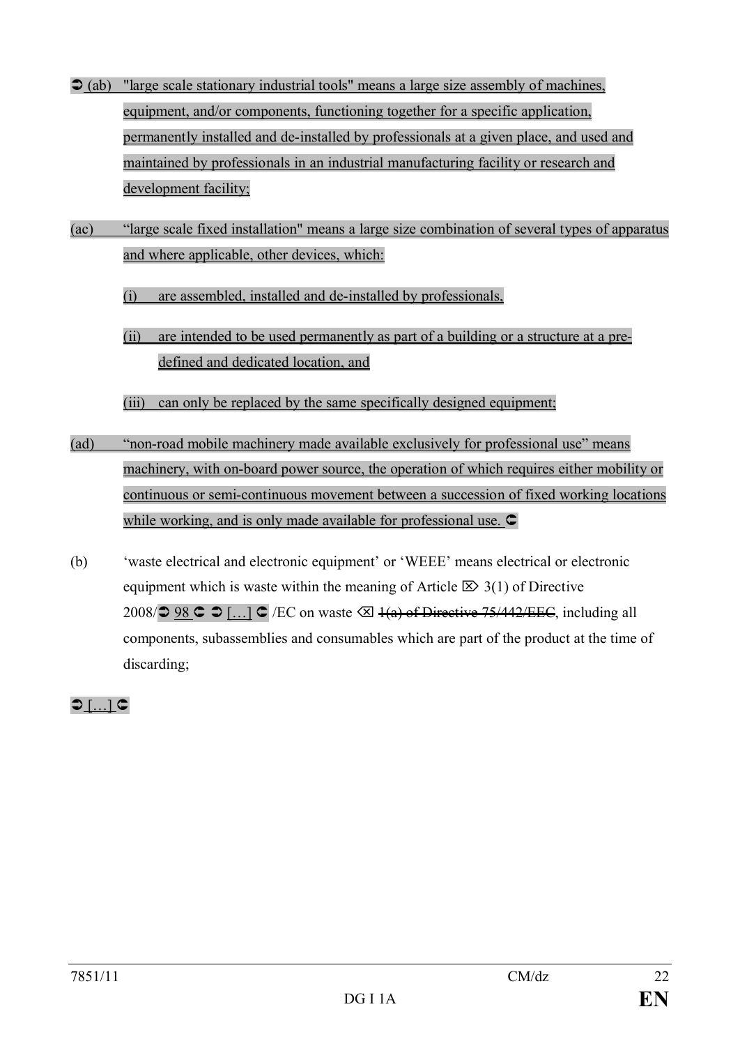➲ (ab) "large scale stationary industrial tools" means a large size assembly of machines, equipment, and/or components, functioning together for a specific application, permanently installed and de-installed by professionals at a given place, and used and maintained by professionals in an industrial manufacturing facility or research and development facility;

(ac) "large scale fixed installation" means a large size combination of several types of apparatus and where applicable, other devices, which:

(i) are assembled, installed and de-installed by professionals,

(ii) are intended to be used permanently as part of a building or a structure at a pre-defined and dedicated location, and

(iii) can only be replaced by the same specifically designed equipment;

(ad) "non-road mobile machinery made available exclusively for professional use" means machinery, with on-board power source, the operation of which requires either mobility or continuous or semi-continuous movement between a succession of fixed working locations while working, and is only made available for professional use. ➲

(b) 'waste electrical and electronic equipment' or 'WEEE' means electrical or electronic equipment which is waste within the meaning of Article ⌦ 3(1) of Directive 2008/➲ 98 ➲ ➲ […] ➲ /EC on waste ⌫ ~~1(a) of Directive 75/442/EEC~~, including all components, subassemblies and consumables which are part of the product at the time of discarding;

➲ […] ➲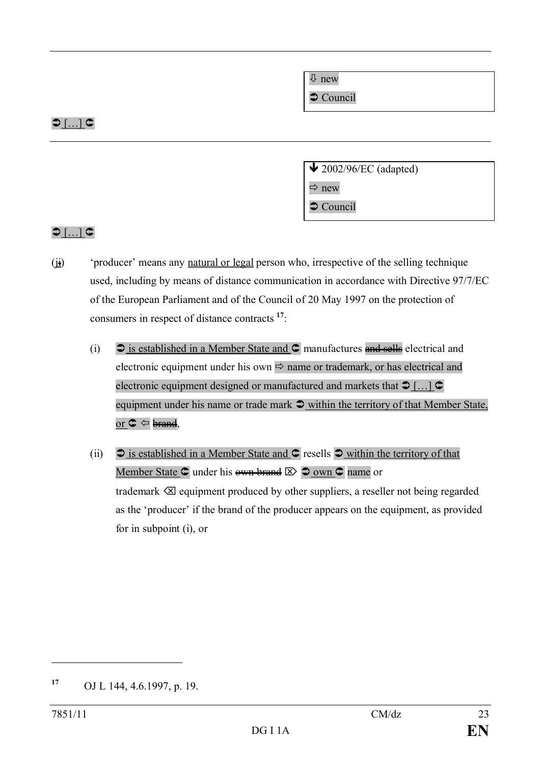⇩ new

➲ Council

➲ […] ➲

---

➘ 2002/96/EC (adapted)

⇨ new

➲ Council

➲ […] ➲

(ji) 'producer' means any natural or legal person who, irrespective of the selling technique used, including by means of distance communication in accordance with Directive 97/7/EC of the European Parliament and of the Council of 20 May 1997 on the protection of consumers in respect of distance contracts [17]:

(i) ➲ is established in a Member State and ➲ manufactures ~~and sells~~ electrical and electronic equipment under his own ⇨ name or trademark, or has electrical and electronic equipment designed or manufactured and markets that ➲ […] ➲ equipment under his name or trade mark ➲ within the territory of that Member State, or ➲ ⇦ ~~brand~~,

(ii) ➲ is established in a Member State and ➲ resells ➲ within the territory of that Member State ➲ under his ~~own brand~~ ⌦ ➲ own ➲ name or trademark ⌫ equipment produced by other suppliers, a reseller not being regarded as the 'producer' if the brand of the producer appears on the equipment, as provided for in subpoint (i), or

---

[17] OJ L 144, 4.6.1997, p. 19.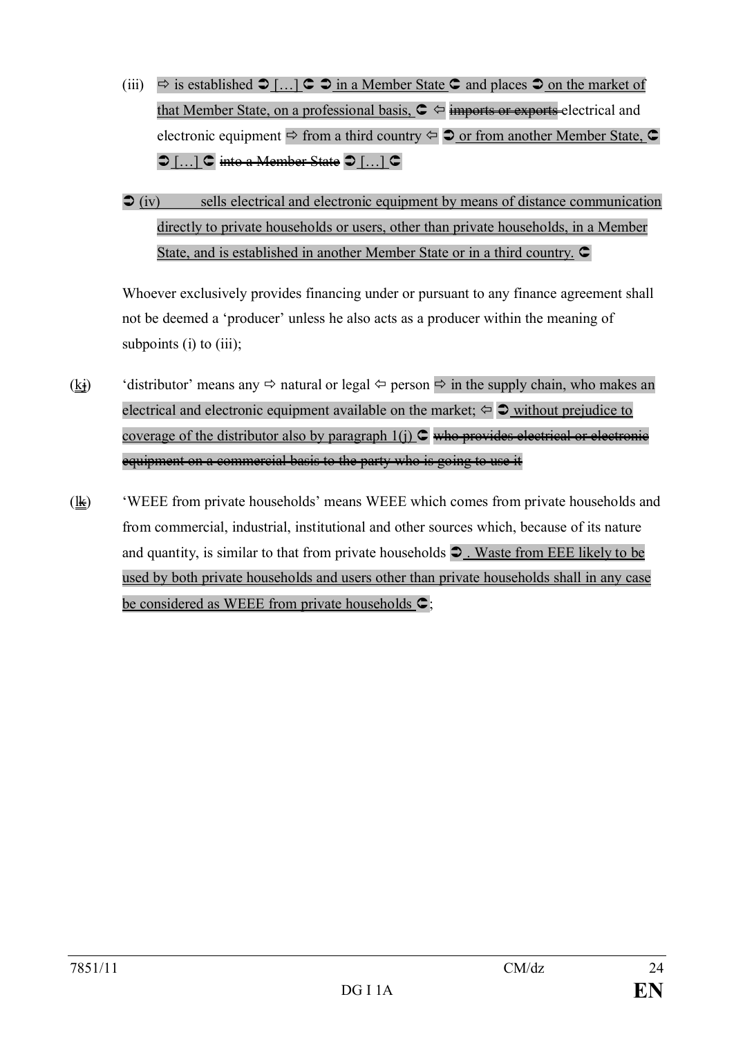(iii) ⇨ is established ➲ […] ➲ ➲ in a Member State ➲ and places ➲ on the market of that Member State, on a professional basis, ➲ ⇦ ~~imports or exports~~ electrical and electronic equipment ⇨ from a third country ⇦ ➲ or from another Member State, ➲ ➲ […] ➲ ~~into a Member State~~ ➲ […] ➲

➲ (iv) sells electrical and electronic equipment by means of distance communication directly to private households or users, other than private households, in a Member State, and is established in another Member State or in a third country. ➲

Whoever exclusively provides financing under or pursuant to any finance agreement shall not be deemed a 'producer' unless he also acts as a producer within the meaning of subpoints (i) to (iii);

(k~~j~~) 'distributor' means any ⇨ natural or legal ⇦ person ⇨ in the supply chain, who makes an electrical and electronic equipment available on the market; ⇦ ➲ without prejudice to coverage of the distributor also by paragraph 1(j) ➲ ~~who provides electrical or electronic equipment on a commercial basis to the party who is going to use it~~

(l~~k~~) 'WEEE from private households' means WEEE which comes from private households and from commercial, industrial, institutional and other sources which, because of its nature and quantity, is similar to that from private households ➲ . Waste from EEE likely to be used by both private households and users other than private households shall in any case be considered as WEEE from private households ➲;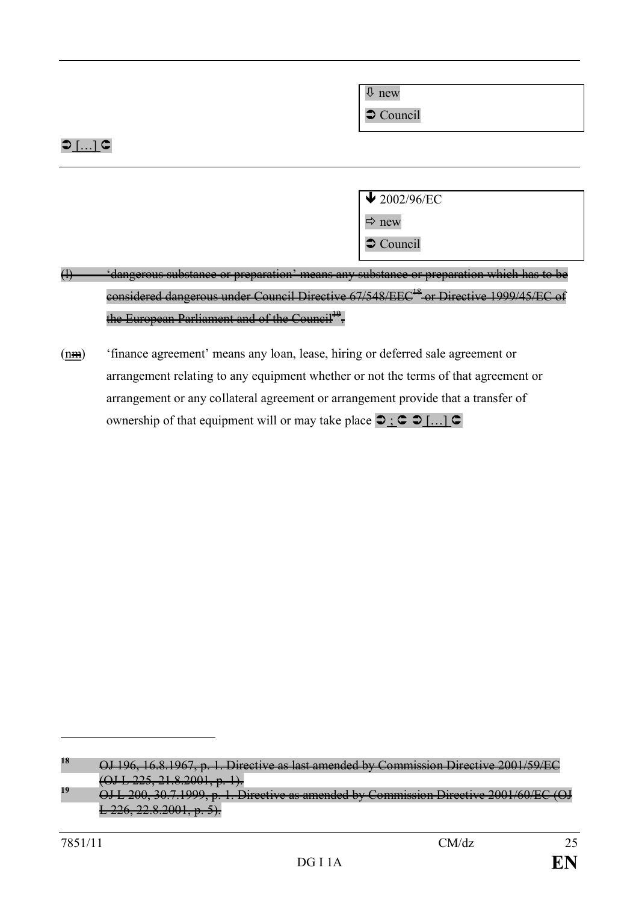⇩ new

➲ Council

➲ […] ➲

---

➔ 2002/96/EC

⇨ new

➲ Council

~~(l) 'dangerous substance or preparation' means any substance or preparation which has to be considered dangerous under Council Directive 67/548/EEC[18] or Directive 1999/45/EC of the European Parliament and of the Council[19].~~

(n~~m~~) 'finance agreement' means any loan, lease, hiring or deferred sale agreement or arrangement relating to any equipment whether or not the terms of that agreement or arrangement or any collateral agreement or arrangement provide that a transfer of ownership of that equipment will or may take place ➲ ; ➲ ➲ […] ➲

---

~~18 OJ 196, 16.8.1967, p. 1. Directive as last amended by Commission Directive 2001/59/EC (OJ L 225, 21.8.2001, p. 1).~~

~~19 OJ L 200, 30.7.1999, p. 1. Directive as amended by Commission Directive 2001/60/EC (OJ L 226, 22.8.2001, p. 5).~~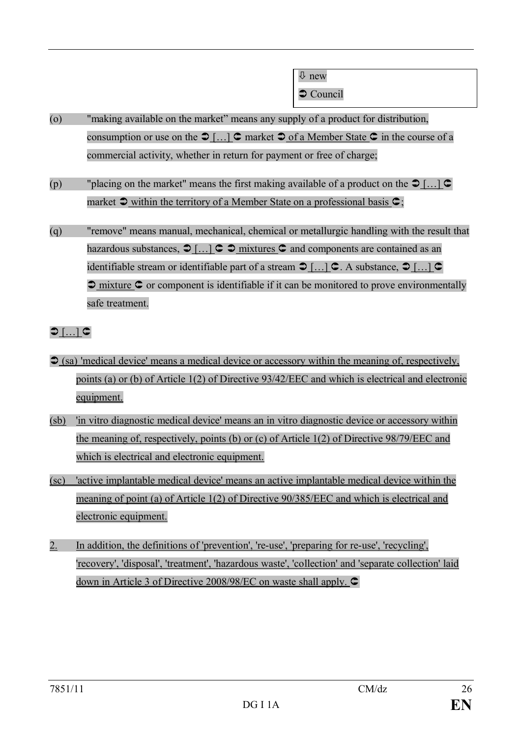⇩ new

➲ Council

(o) "making available on the market" means any supply of a product for distribution, consumption or use on the ➲ […] ➲ market ➲ of a Member State ➲ in the course of a commercial activity, whether in return for payment or free of charge;

(p) "placing on the market" means the first making available of a product on the ➲ […] ➲ market ➲ within the territory of a Member State on a professional basis ➲;

(q) "remove" means manual, mechanical, chemical or metallurgic handling with the result that hazardous substances, ➲ […] ➲ ➲ mixtures ➲ and components are contained as an identifiable stream or identifiable part of a stream ➲ […] ➲. A substance, ➲ […] ➲ ➲ mixture ➲ or component is identifiable if it can be monitored to prove environmentally safe treatment.

➲ […] ➲

➲ (sa) 'medical device' means a medical device or accessory within the meaning of, respectively, points (a) or (b) of Article 1(2) of Directive 93/42/EEC and which is electrical and electronic equipment.

(sb) 'in vitro diagnostic medical device' means an in vitro diagnostic device or accessory within the meaning of, respectively, points (b) or (c) of Article 1(2) of Directive 98/79/EEC and which is electrical and electronic equipment.

(sc) 'active implantable medical device' means an active implantable medical device within the meaning of point (a) of Article 1(2) of Directive 90/385/EEC and which is electrical and electronic equipment.

2. In addition, the definitions of 'prevention', 're-use', 'preparing for re-use', 'recycling', 'recovery', 'disposal', 'treatment', 'hazardous waste', 'collection' and 'separate collection' laid down in Article 3 of Directive 2008/98/EC on waste shall apply. ➲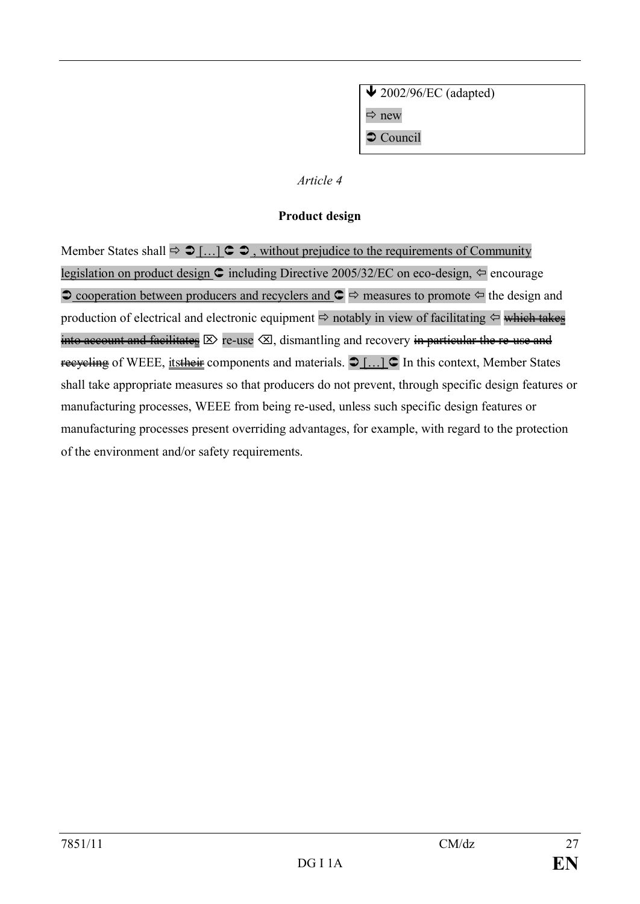| ↓ 2002/96/EC (adapted) |
| --- |
| ⇨ new |
| ➲ Council |

*Article 4*

**Product design**

Member States shall ⇨ ➲ […] ➲ ➲ , without prejudice to the requirements of Community legislation on product design ➲ including Directive 2005/32/EC on eco-design, ⇦ encourage ➲ cooperation between producers and recyclers and ➲ ⇨ measures to promote ⇦ the design and production of electrical and electronic equipment ⇨ notably in view of facilitating ⇦ ~~which takes into account and facilitates~~ ⌦ re-use ⌫, dismantling and recovery ~~in particular the re-use and recycling~~ of WEEE, its~~their~~ components and materials. ➲ […] ➲ In this context, Member States shall take appropriate measures so that producers do not prevent, through specific design features or manufacturing processes, WEEE from being re-used, unless such specific design features or manufacturing processes present overriding advantages, for example, with regard to the protection of the environment and/or safety requirements.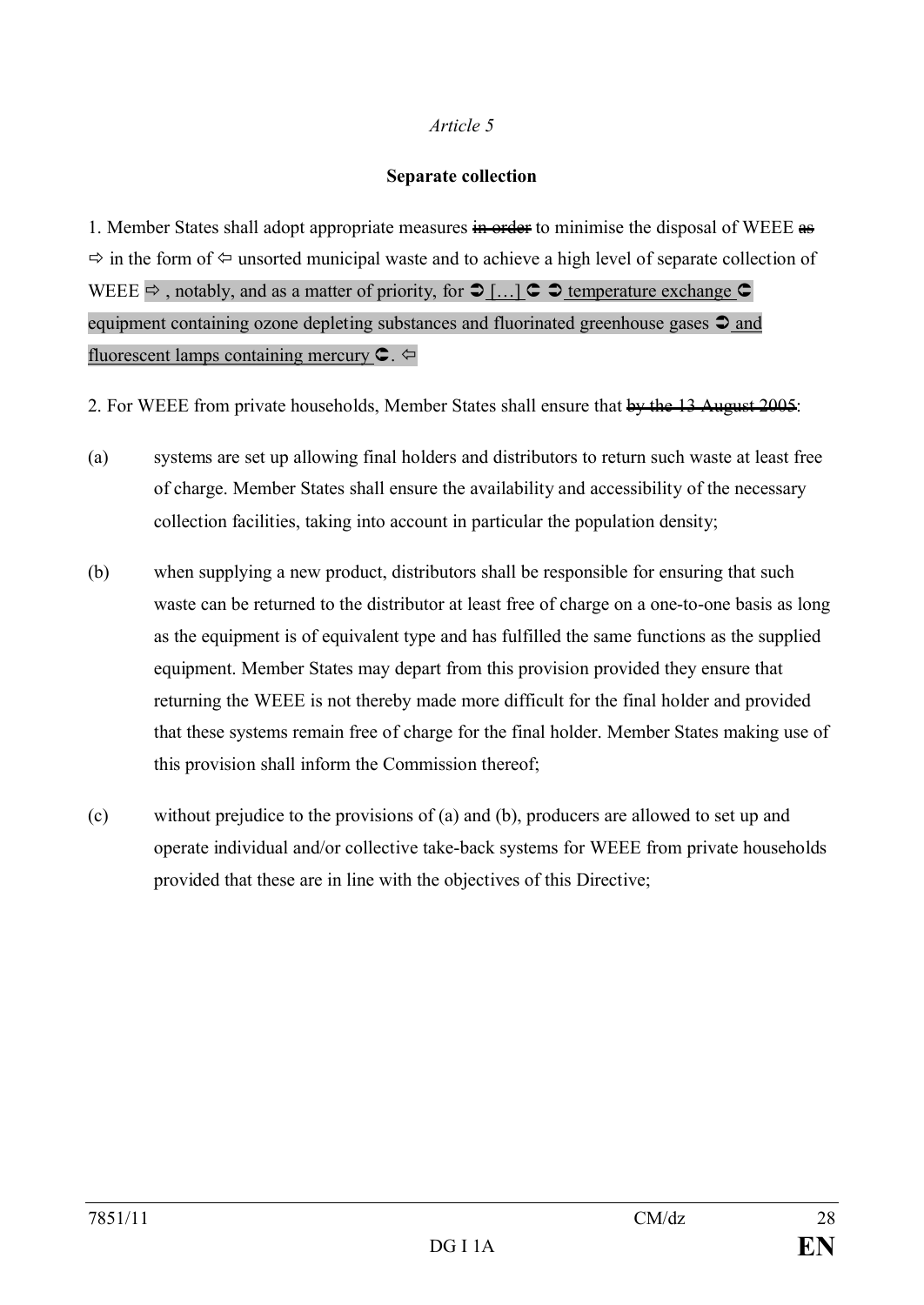*Article 5*

**Separate collection**

1. Member States shall adopt appropriate measures ~~in order~~ to minimise the disposal of WEEE ~~as~~ ⇨ in the form of ⇦ unsorted municipal waste and to achieve a high level of separate collection of WEEE ⇨ , notably, and as a matter of priority, for ➲ […] ➲ ➲ temperature exchange ➲ equipment containing ozone depleting substances and fluorinated greenhouse gases ➲ and fluorescent lamps containing mercury ➲. ⇦

2. For WEEE from private households, Member States shall ensure that ~~by the 13 August 2005~~:

(a) systems are set up allowing final holders and distributors to return such waste at least free of charge. Member States shall ensure the availability and accessibility of the necessary collection facilities, taking into account in particular the population density;

(b) when supplying a new product, distributors shall be responsible for ensuring that such waste can be returned to the distributor at least free of charge on a one-to-one basis as long as the equipment is of equivalent type and has fulfilled the same functions as the supplied equipment. Member States may depart from this provision provided they ensure that returning the WEEE is not thereby made more difficult for the final holder and provided that these systems remain free of charge for the final holder. Member States making use of this provision shall inform the Commission thereof;

(c) without prejudice to the provisions of (a) and (b), producers are allowed to set up and operate individual and/or collective take-back systems for WEEE from private households provided that these are in line with the objectives of this Directive;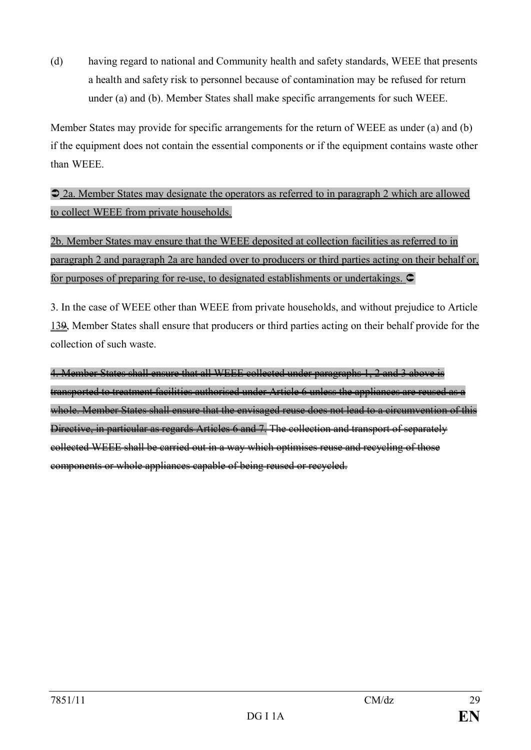(d) having regard to national and Community health and safety standards, WEEE that presents a health and safety risk to personnel because of contamination may be refused for return under (a) and (b). Member States shall make specific arrangements for such WEEE.

Member States may provide for specific arrangements for the return of WEEE as under (a) and (b) if the equipment does not contain the essential components or if the equipment contains waste other than WEEE.

➲ 2a. Member States may designate the operators as referred to in paragraph 2 which are allowed to collect WEEE from private households.

2b. Member States may ensure that the WEEE deposited at collection facilities as referred to in paragraph 2 and paragraph 2a are handed over to producers or third parties acting on their behalf or, for purposes of preparing for re-use, to designated establishments or undertakings. ➲

3. In the case of WEEE other than WEEE from private households, and without prejudice to Article 13~~9~~, Member States shall ensure that producers or third parties acting on their behalf provide for the collection of such waste.

~~4. Member States shall ensure that all WEEE collected under paragraphs 1, 2 and 3 above is transported to treatment facilities authorised under Article 6 unless the appliances are reused as a whole. Member States shall ensure that the envisaged reuse does not lead to a circumvention of this Directive, in particular as regards Articles 6 and 7. The collection and transport of separately collected WEEE shall be carried out in a way which optimises reuse and recycling of those components or whole appliances capable of being reused or recycled.~~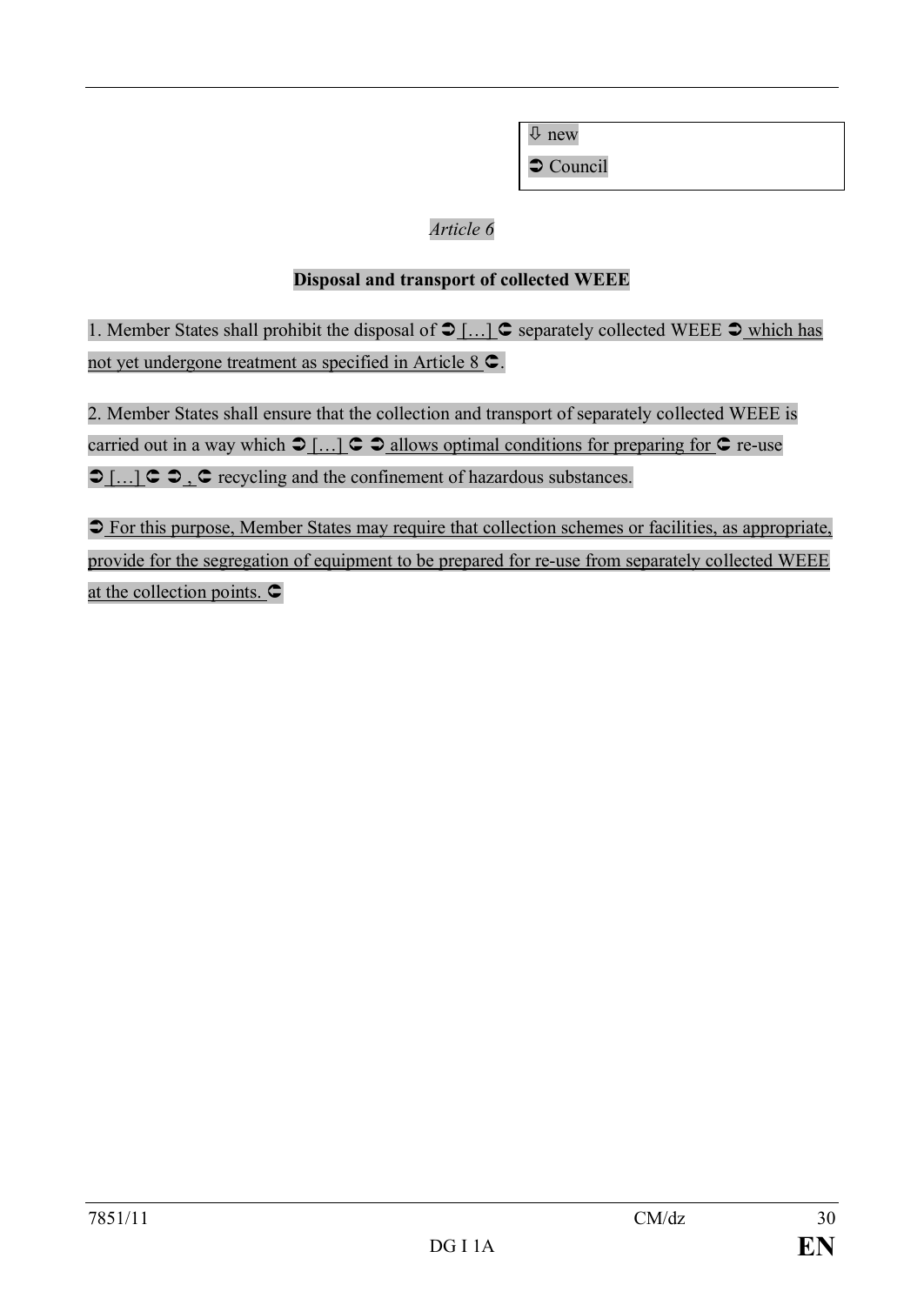⇩ new

➲ Council

*Article 6*

**Disposal and transport of collected WEEE**

1. Member States shall prohibit the disposal of ➲ […] ➲ separately collected WEEE ➲ which has not yet undergone treatment as specified in Article 8 ➲.

2. Member States shall ensure that the collection and transport of separately collected WEEE is carried out in a way which ➲ […] ➲ ➲ allows optimal conditions for preparing for ➲ re-use ➲ […] ➲ ➲ , ➲ recycling and the confinement of hazardous substances.

➲ For this purpose, Member States may require that collection schemes or facilities, as appropriate, provide for the segregation of equipment to be prepared for re-use from separately collected WEEE at the collection points. ➲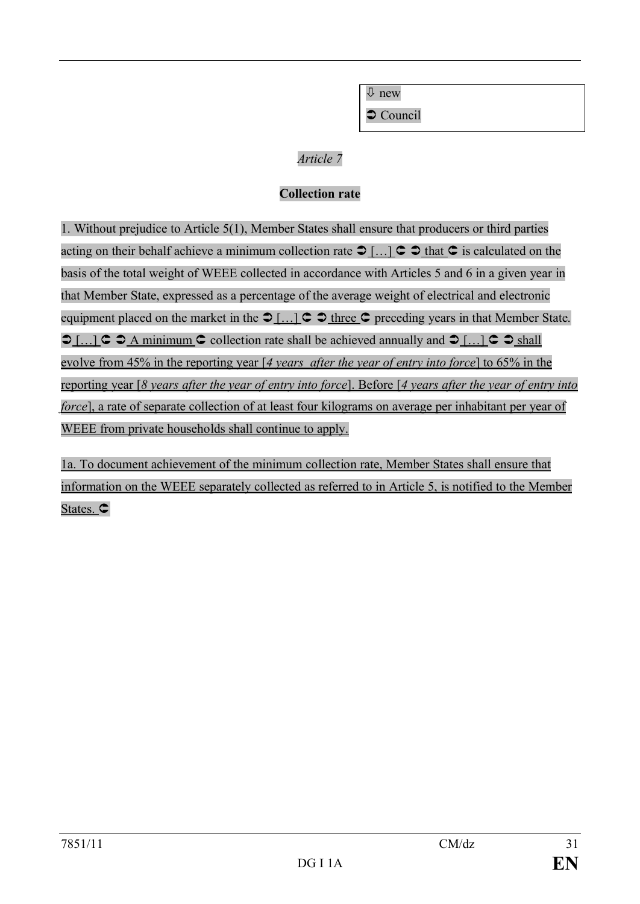⇩ new

➲ Council

*Article 7*

**Collection rate**

1. Without prejudice to Article 5(1), Member States shall ensure that producers or third parties acting on their behalf achieve a minimum collection rate ➲ […] ➲ ➲ that ➲ is calculated on the basis of the total weight of WEEE collected in accordance with Articles 5 and 6 in a given year in that Member State, expressed as a percentage of the average weight of electrical and electronic equipment placed on the market in the ➲ […] ➲ ➲ three ➲ preceding years in that Member State. ➲ […] ➲ ➲ A minimum ➲ collection rate shall be achieved annually and ➲ […] ➲ ➲ shall evolve from 45% in the reporting year [*4 years after the year of entry into force*] to 65% in the reporting year [*8 years after the year of entry into force*]. Before [*4 years after the year of entry into force*], a rate of separate collection of at least four kilograms on average per inhabitant per year of WEEE from private households shall continue to apply.

1a. To document achievement of the minimum collection rate, Member States shall ensure that information on the WEEE separately collected as referred to in Article 5, is notified to the Member States. ➲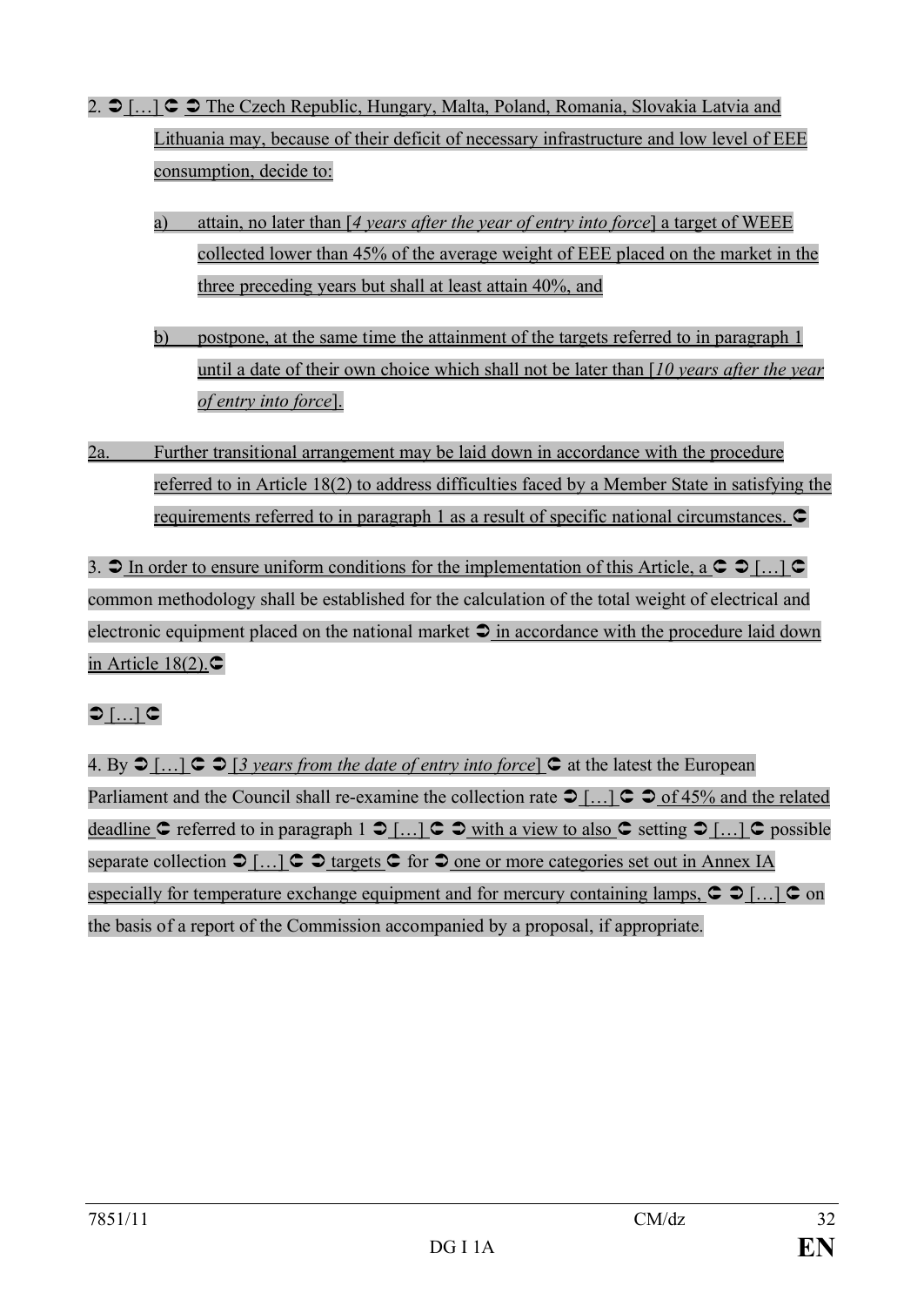2. ➲ […] ➲ ➲ The Czech Republic, Hungary, Malta, Poland, Romania, Slovakia Latvia and Lithuania may, because of their deficit of necessary infrastructure and low level of EEE consumption, decide to:

a) attain, no later than [*4 years after the year of entry into force*] a target of WEEE collected lower than 45% of the average weight of EEE placed on the market in the three preceding years but shall at least attain 40%, and

b) postpone, at the same time the attainment of the targets referred to in paragraph 1 until a date of their own choice which shall not be later than [*10 years after the year of entry into force*].

2a. Further transitional arrangement may be laid down in accordance with the procedure referred to in Article 18(2) to address difficulties faced by a Member State in satisfying the requirements referred to in paragraph 1 as a result of specific national circumstances. ➲

3. ➲ In order to ensure uniform conditions for the implementation of this Article, a ➲ ➲ […] ➲ common methodology shall be established for the calculation of the total weight of electrical and electronic equipment placed on the national market ➲ in accordance with the procedure laid down in Article 18(2).➲

➲ […] ➲

4. By ➲ […] ➲ ➲ [*3 years from the date of entry into force*] ➲ at the latest the European Parliament and the Council shall re-examine the collection rate ➲ […] ➲ ➲ of 45% and the related deadline ➲ referred to in paragraph 1 ➲ […] ➲ ➲ with a view to also ➲ setting ➲ […] ➲ possible separate collection ➲ […] ➲ ➲ targets ➲ for ➲ one or more categories set out in Annex IA especially for temperature exchange equipment and for mercury containing lamps, ➲ ➲ […] ➲ on the basis of a report of the Commission accompanied by a proposal, if appropriate.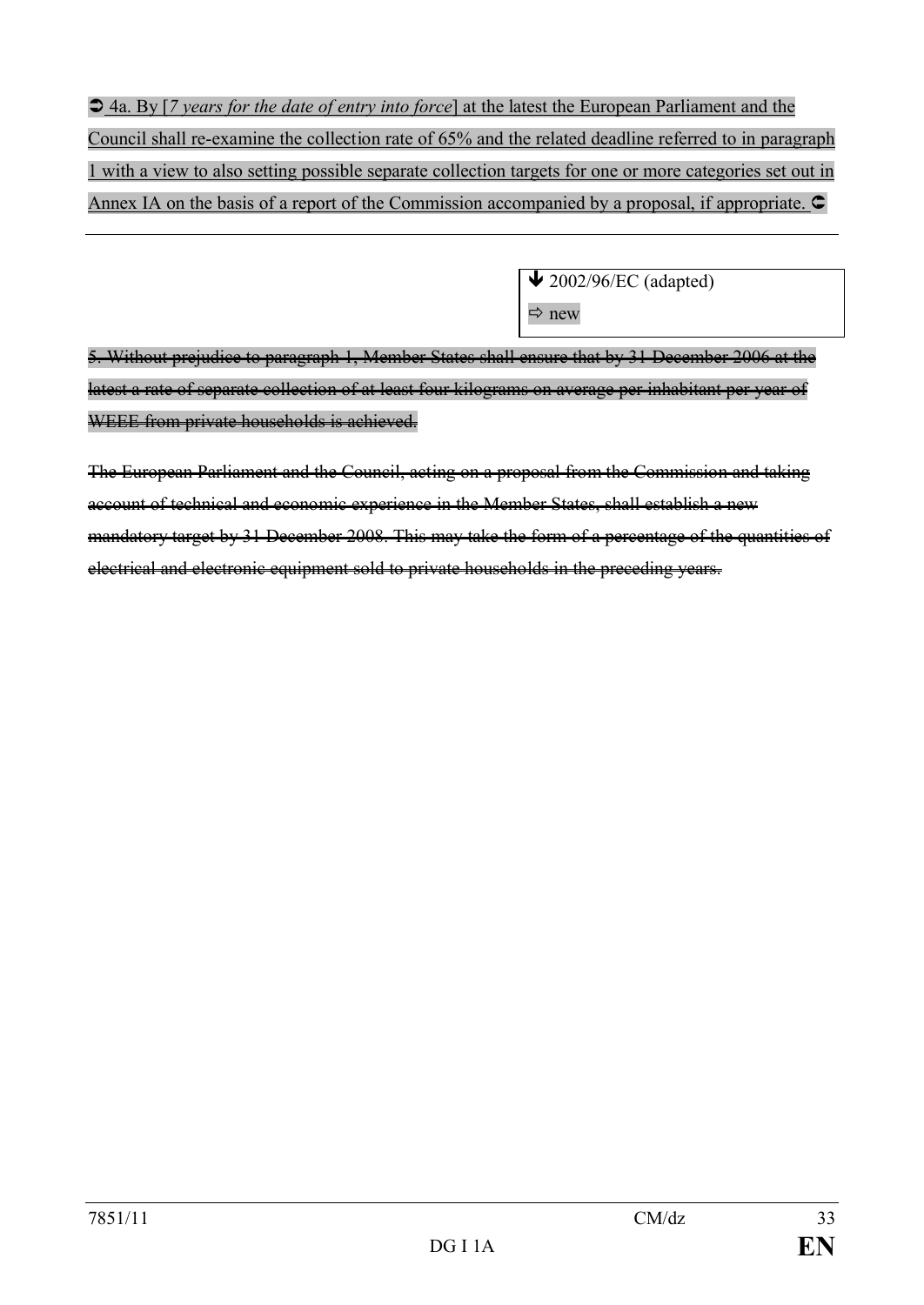➲ 4a. By [*7 years for the date of entry into force*] at the latest the European Parliament and the Council shall re-examine the collection rate of 65% and the related deadline referred to in paragraph 1 with a view to also setting possible separate collection targets for one or more categories set out in Annex IA on the basis of a report of the Commission accompanied by a proposal, if appropriate. ➲

---

| ➔ 2002/96/EC (adapted) ⇨ new |
|---|

~~5. Without prejudice to paragraph 1, Member States shall ensure that by 31 December 2006 at the latest a rate of separate collection of at least four kilograms on average per inhabitant per year of WEEE from private households is achieved.~~

~~The European Parliament and the Council, acting on a proposal from the Commission and taking account of technical and economic experience in the Member States, shall establish a new mandatory target by 31 December 2008. This may take the form of a percentage of the quantities of electrical and electronic equipment sold to private households in the preceding years.~~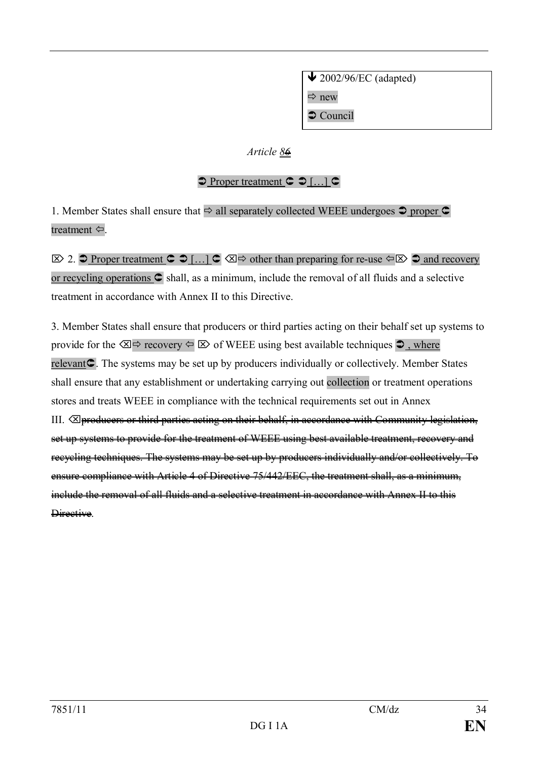| ↓ 2002/96/EC (adapted) |
| --- |
| ⇨ new |
| ➲ Council |

*Article ~~6~~ 8*

➲ Proper treatment ➲ ➲ […] ➲

1. Member States shall ensure that ⇨ all separately collected WEEE undergoes ➲ proper ➲ treatment ⇦.

⌦ 2. ➲ Proper treatment ➲ ➲ […] ➲ ⌫⇨ other than preparing for re-use ⇦⌦ ➲ and recovery or recycling operations ➲ shall, as a minimum, include the removal of all fluids and a selective treatment in accordance with Annex II to this Directive.

3. Member States shall ensure that producers or third parties acting on their behalf set up systems to provide for the ⌫⇨ recovery ⇦ ⌦ of WEEE using best available techniques ➲ , where relevant➲. The systems may be set up by producers individually or collectively. Member States shall ensure that any establishment or undertaking carrying out collection or treatment operations stores and treats WEEE in compliance with the technical requirements set out in Annex III. ⌫~~producers or third parties acting on their behalf, in accordance with Community legislation, set up systems to provide for the treatment of WEEE using best available treatment, recovery and recycling techniques. The systems may be set up by producers individually and/or collectively. To ensure compliance with Article 4 of Directive 75/442/EEC, the treatment shall, as a minimum, include the removal of all fluids and a selective treatment in accordance with Annex II to this Directive~~.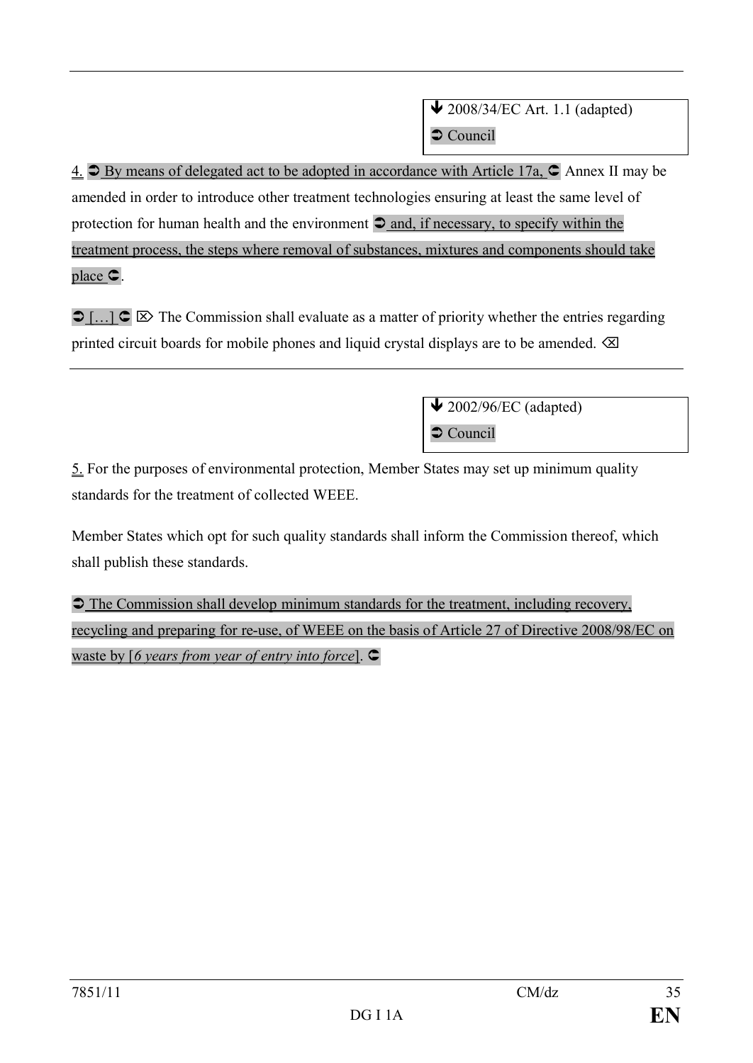↓ 2008/34/EC Art. 1.1 (adapted)
➲ Council

4. ➲ By means of delegated act to be adopted in accordance with Article 17a, ➲ Annex II may be amended in order to introduce other treatment technologies ensuring at least the same level of protection for human health and the environment ➲ and, if necessary, to specify within the treatment process, the steps where removal of substances, mixtures and components should take place ➲.

➲ […] ➲ ⌦ The Commission shall evaluate as a matter of priority whether the entries regarding printed circuit boards for mobile phones and liquid crystal displays are to be amended. ⌫

↓ 2002/96/EC (adapted)
➲ Council

5. For the purposes of environmental protection, Member States may set up minimum quality standards for the treatment of collected WEEE.

Member States which opt for such quality standards shall inform the Commission thereof, which shall publish these standards.

➲ The Commission shall develop minimum standards for the treatment, including recovery, recycling and preparing for re-use, of WEEE on the basis of Article 27 of Directive 2008/98/EC on waste by [*6 years from year of entry into force*]. ➲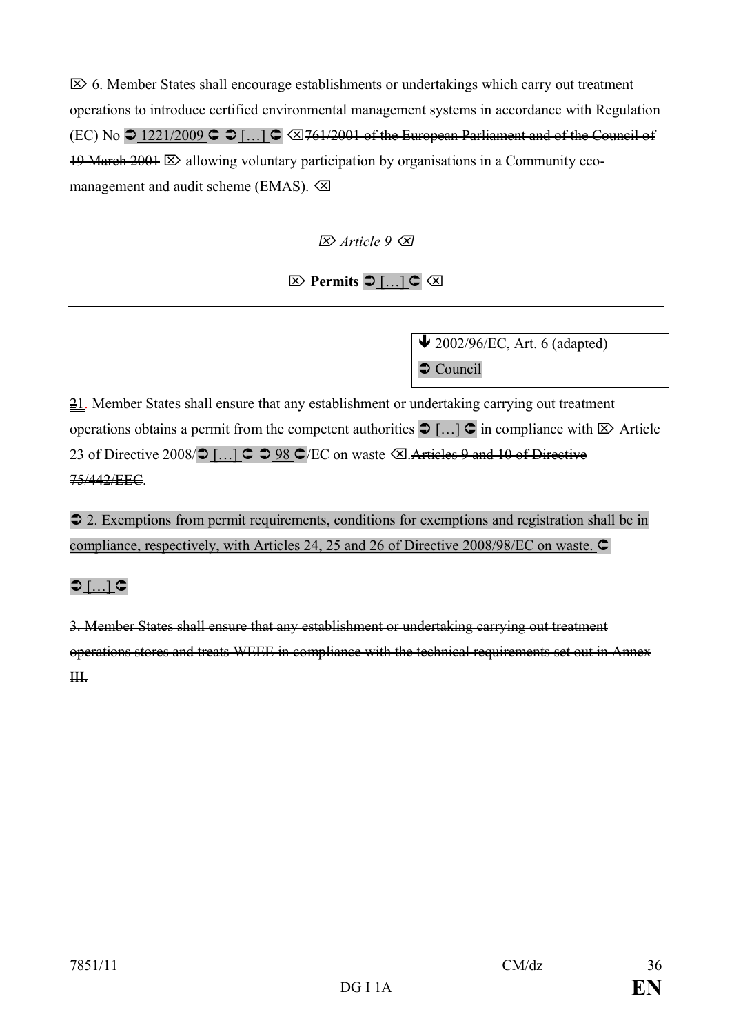⌦ 6. Member States shall encourage establishments or undertakings which carry out treatment operations to introduce certified environmental management systems in accordance with Regulation (EC) No ➲ 1221/2009 ➲ ➲ […] ➲ ⌫ ~~761/2001 of the European Parliament and of the Council of 19 March 2001~~ ⌦ allowing voluntary participation by organisations in a Community eco-management and audit scheme (EMAS). ⌫

⌦ *Article 9* ⌫

⌦ **Permits** ➲ […] ➲ ⌫

---

⬇ 2002/96/EC, Art. 6 (adapted)
➲ Council

~~2~~1. Member States shall ensure that any establishment or undertaking carrying out treatment operations obtains a permit from the competent authorities ➲ […] ➲ in compliance with ⌦ Article 23 of Directive 2008/➲ […] ➲ ➲ 98 ➲/EC on waste ⌫. ~~Articles 9 and 10 of Directive 75/442/EEC~~.

➲ 2. Exemptions from permit requirements, conditions for exemptions and registration shall be in compliance, respectively, with Articles 24, 25 and 26 of Directive 2008/98/EC on waste. ➲

➲ […] ➲

~~3. Member States shall ensure that any establishment or undertaking carrying out treatment operations stores and treats WEEE in compliance with the technical requirements set out in Annex III.~~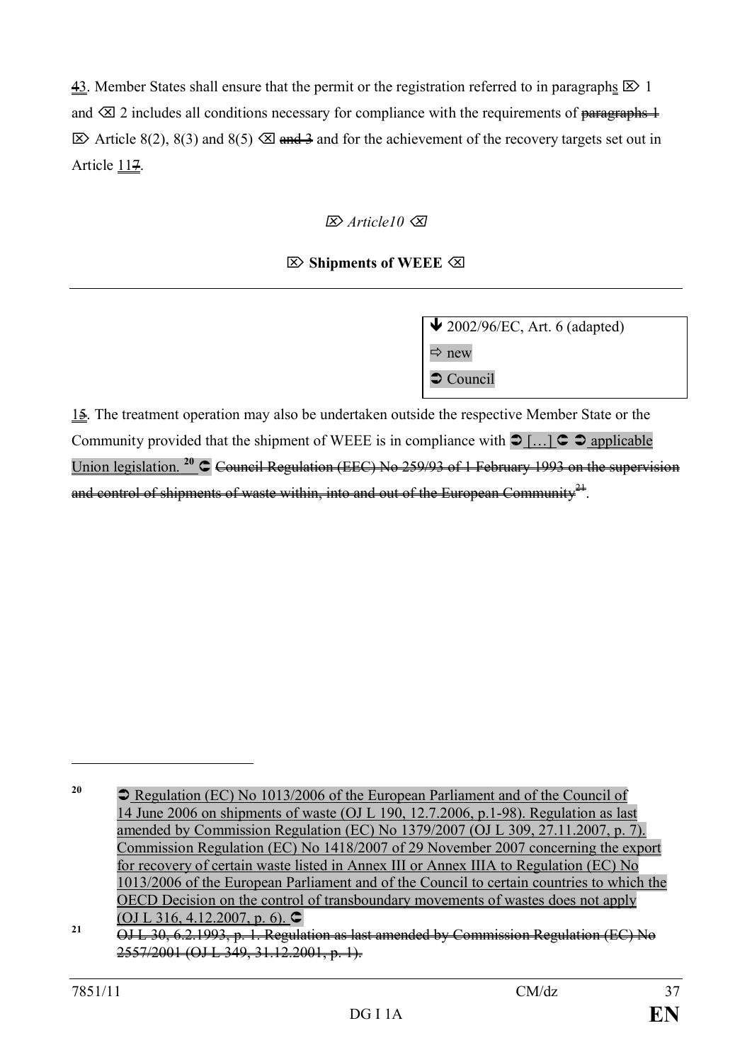43. Member States shall ensure that the permit or the registration referred to in paragraphs ⌦ 1 and ⌫ 2 includes all conditions necessary for compliance with the requirements of ~~paragraphs 1~~ ⌦ Article 8(2), 8(3) and 8(5) ⌫ ~~and 3~~ and for the achievement of the recovery targets set out in Article 117.

⌦ *Article10* ⌫

⌦ **Shipments of WEEE** ⌫

---

| ↓ 2002/96/EC, Art. 6 (adapted) |
|---|
| ⇨ new |
| ➲ Council |

15. The treatment operation may also be undertaken outside the respective Member State or the Community provided that the shipment of WEEE is in compliance with ➲ […] ⊂ ➲ applicable Union legislation.[20] ⊂ ~~Council Regulation (EEC) No 259/93 of 1 February 1993 on the supervision and control of shipments of waste within, into and out of the European Community~~[21].

---

[20] ➲ Regulation (EC) No 1013/2006 of the European Parliament and of the Council of 14 June 2006 on shipments of waste (OJ L 190, 12.7.2006, p.1-98). Regulation as last amended by Commission Regulation (EC) No 1379/2007 (OJ L 309, 27.11.2007, p. 7). Commission Regulation (EC) No 1418/2007 of 29 November 2007 concerning the export for recovery of certain waste listed in Annex III or Annex IIIA to Regulation (EC) No 1013/2006 of the European Parliament and of the Council to certain countries to which the OECD Decision on the control of transboundary movements of wastes does not apply (OJ L 316, 4.12.2007, p. 6). ⊂

[21] ~~OJ L 30, 6.2.1993, p. 1. Regulation as last amended by Commission Regulation (EC) No 2557/2001 (OJ L 349, 31.12.2001, p. 1).~~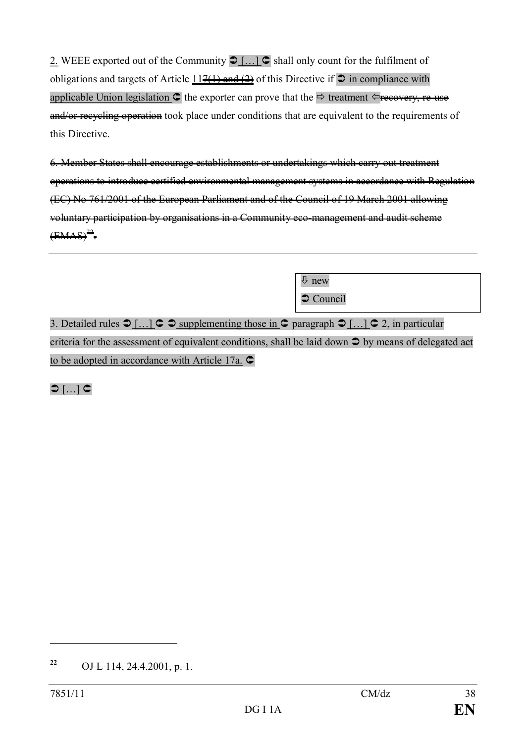2. WEEE exported out of the Community ➲ […] ➲ shall only count for the fulfilment of obligations and targets of Article 117(1) and (2) of this Directive if ➲ in compliance with applicable Union legislation ➲ the exporter can prove that the ⇨ treatment ⇦recovery, re-use and/or recycling operation took place under conditions that are equivalent to the requirements of this Directive.

~~6. Member States shall encourage establishments or undertakings which carry out treatment operations to introduce certified environmental management systems in accordance with Regulation (EC) No 761/2001 of the European Parliament and of the Council of 19 March 2001 allowing voluntary participation by organisations in a Community eco-management and audit scheme (EMAS)[22].~~

---

⇩ new
➲ Council

3. Detailed rules ➲ […] ➲ ➲ supplementing those in ➲ paragraph ➲ […] ➲ 2, in particular criteria for the assessment of equivalent conditions, shall be laid down ➲ by means of delegated act to be adopted in accordance with Article 17a. ➲

➲ […] ➲

---

[22] ~~OJ L 114, 24.4.2001, p. 1.~~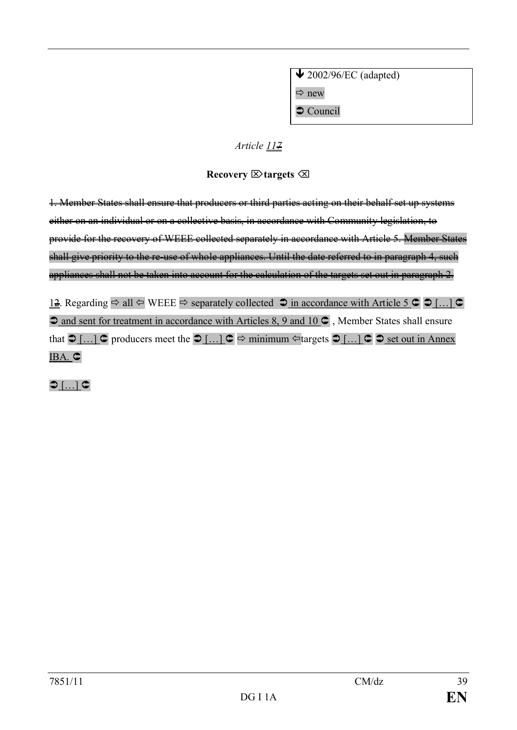↓ 2002/96/EC (adapted)

⇨ new

➲ Council

*Article 117*

**Recovery ⌦targets ⌫**

~~1. Member States shall ensure that producers or third parties acting on their behalf set up systems either on an individual or on a collective basis, in accordance with Community legislation, to provide for the recovery of WEEE collected separately in accordance with Article 5. Member States shall give priority to the re-use of whole appliances. Until the date referred to in paragraph 4, such appliances shall not be taken into account for the calculation of the targets set out in paragraph 2.~~

12. Regarding ⇨ all ⇦ WEEE ⇨ separately collected ➲ in accordance with Article 5 ➲ ➲ […] ➲ ➲ and sent for treatment in accordance with Articles 8, 9 and 10 ➲ , Member States shall ensure that ➲ […] ➲ producers meet the ➲ […] ➲ ⇨ minimum ⇦targets ➲ […] ➲ ➲ set out in Annex IBA. ➲

➲ […] ➲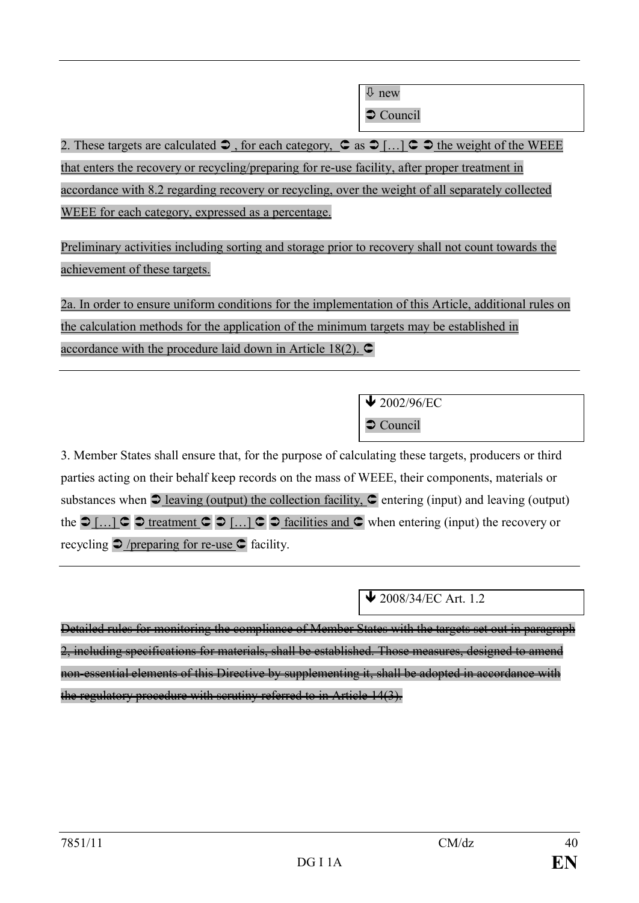⇩ new

➲ Council

2. These targets are calculated ➲ , for each category, ➲ as ➲ […] ➲ ➲ the weight of the WEEE that enters the recovery or recycling/preparing for re-use facility, after proper treatment in accordance with 8.2 regarding recovery or recycling, over the weight of all separately collected WEEE for each category, expressed as a percentage.

Preliminary activities including sorting and storage prior to recovery shall not count towards the achievement of these targets.

2a. In order to ensure uniform conditions for the implementation of this Article, additional rules on the calculation methods for the application of the minimum targets may be established in accordance with the procedure laid down in Article 18(2). ➲

---

↓ 2002/96/EC

➲ Council

3. Member States shall ensure that, for the purpose of calculating these targets, producers or third parties acting on their behalf keep records on the mass of WEEE, their components, materials or substances when ➲ leaving (output) the collection facility, ➲ entering (input) and leaving (output) the ➲ […] ➲ ➲ treatment ➲ ➲ […] ➲ ➲ facilities and ➲ when entering (input) the recovery or recycling ➲ /preparing for re-use ➲ facility.

---

↓ 2008/34/EC Art. 1.2

~~Detailed rules for monitoring the compliance of Member States with the targets set out in paragraph 2, including specifications for materials, shall be established. Those measures, designed to amend non-essential elements of this Directive by supplementing it, shall be adopted in accordance with the regulatory procedure with scrutiny referred to in Article 14(3).~~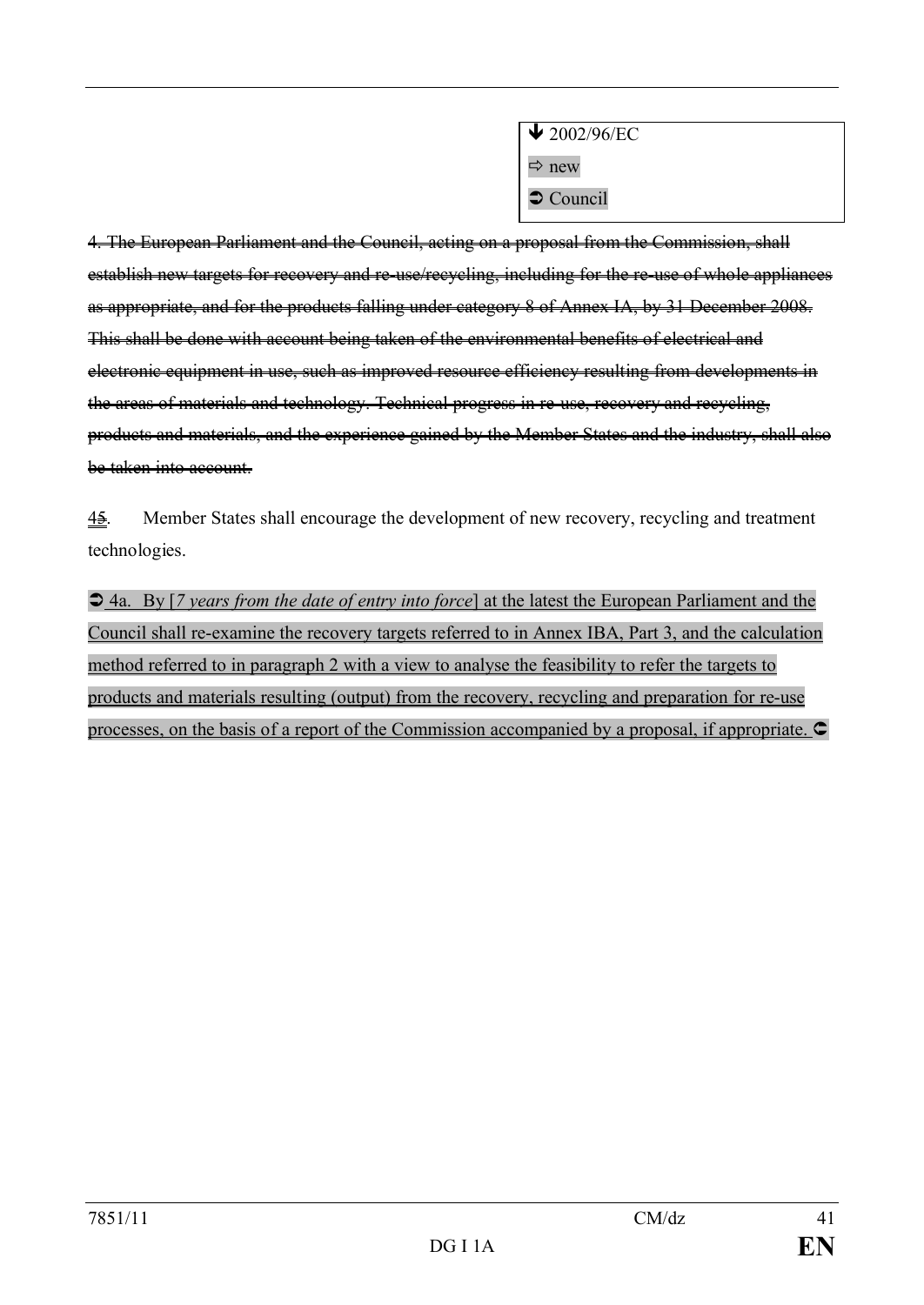↓ 2002/96/EC
⇨ new
➲ Council

~~4. The European Parliament and the Council, acting on a proposal from the Commission, shall establish new targets for recovery and re-use/recycling, including for the re-use of whole appliances as appropriate, and for the products falling under category 8 of Annex IA, by 31 December 2008. This shall be done with account being taken of the environmental benefits of electrical and electronic equipment in use, such as improved resource efficiency resulting from developments in the areas of materials and technology. Technical progress in re-use, recovery and recycling, products and materials, and the experience gained by the Member States and the industry, shall also be taken into account.~~

4~~5~~. Member States shall encourage the development of new recovery, recycling and treatment technologies.

➲ 4a. By [*7 years from the date of entry into force*] at the latest the European Parliament and the Council shall re-examine the recovery targets referred to in Annex IBA, Part 3, and the calculation method referred to in paragraph 2 with a view to analyse the feasibility to refer the targets to products and materials resulting (output) from the recovery, recycling and preparation for re-use processes, on the basis of a report of the Commission accompanied by a proposal, if appropriate. ➲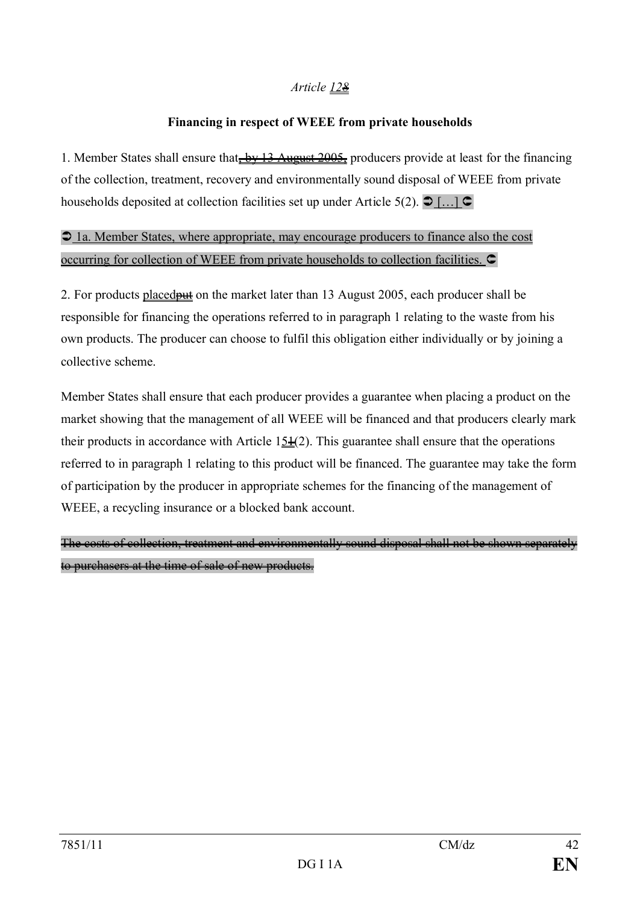*Article ~~8~~12*

**Financing in respect of WEEE from private households**

1. Member States shall ensure that~~, by 13 August 2005,~~ producers provide at least for the financing of the collection, treatment, recovery and environmentally sound disposal of WEEE from private households deposited at collection facilities set up under Article 5(2). ➲ […] ➲

➲ 1a. Member States, where appropriate, may encourage producers to finance also the cost occurring for collection of WEEE from private households to collection facilities. ➲

2. For products placed~~put~~ on the market later than 13 August 2005, each producer shall be responsible for financing the operations referred to in paragraph 1 relating to the waste from his own products. The producer can choose to fulfil this obligation either individually or by joining a collective scheme.

Member States shall ensure that each producer provides a guarantee when placing a product on the market showing that the management of all WEEE will be financed and that producers clearly mark their products in accordance with Article 15~~1~~(2). This guarantee shall ensure that the operations referred to in paragraph 1 relating to this product will be financed. The guarantee may take the form of participation by the producer in appropriate schemes for the financing of the management of WEEE, a recycling insurance or a blocked bank account.

~~The costs of collection, treatment and environmentally sound disposal shall not be shown separately to purchasers at the time of sale of new products.~~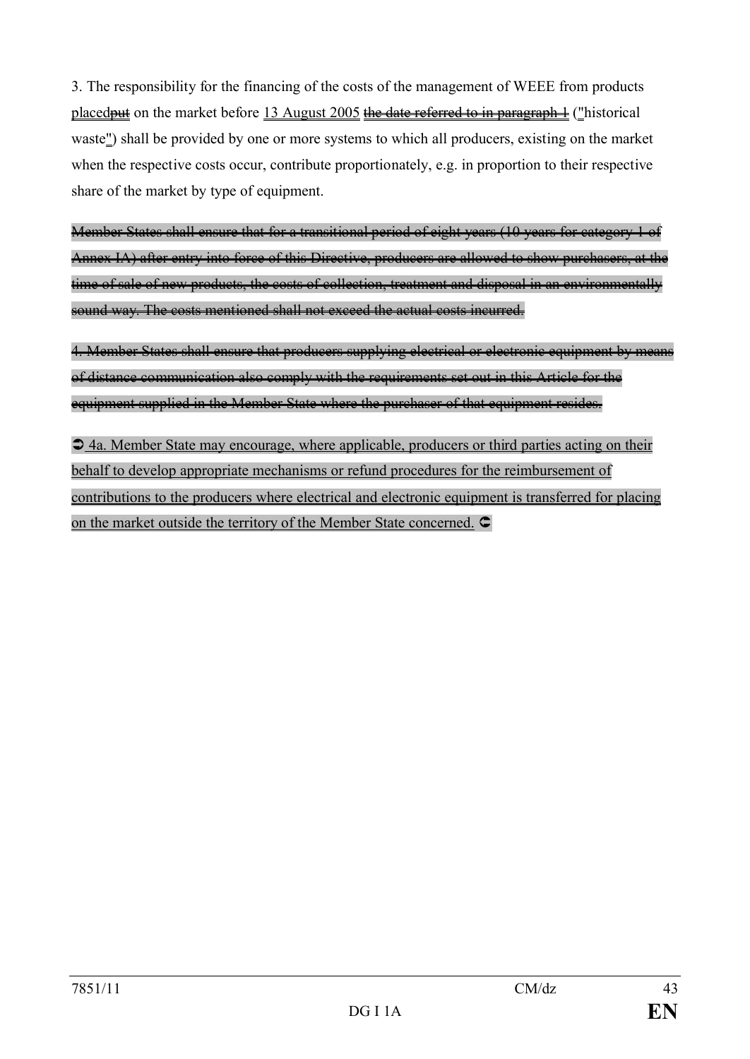3. The responsibility for the financing of the costs of the management of WEEE from products <u>placed</u>~~put~~ on the market before <u>13 August 2005</u> ~~the date referred to in paragraph 1~~ (<u>"</u>historical waste<u>"</u>) shall be provided by one or more systems to which all producers, existing on the market when the respective costs occur, contribute proportionately, e.g. in proportion to their respective share of the market by type of equipment.

~~Member States shall ensure that for a transitional period of eight years (10 years for category 1 of Annex IA) after entry into force of this Directive, producers are allowed to show purchasers, at the time of sale of new products, the costs of collection, treatment and disposal in an environmentally sound way. The costs mentioned shall not exceed the actual costs incurred.~~

~~4. Member States shall ensure that producers supplying electrical or electronic equipment by means of distance communication also comply with the requirements set out in this Article for the equipment supplied in the Member State where the purchaser of that equipment resides.~~

➲ <u>4a. Member State may encourage, where applicable, producers or third parties acting on their behalf to develop appropriate mechanisms or refund procedures for the reimbursement of contributions to the producers where electrical and electronic equipment is transferred for placing on the market outside the territory of the Member State concerned.</u> ➲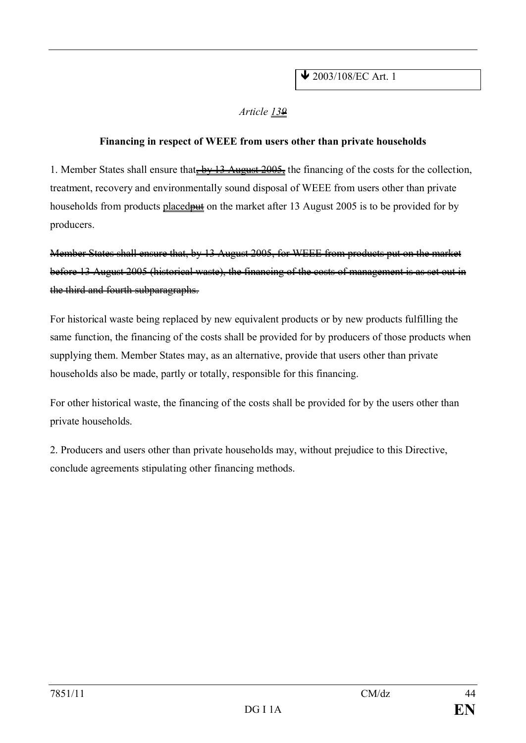➔ 2003/108/EC Art. 1

*Article* *13*~~9~~

**Financing in respect of WEEE from users other than private households**

1. Member States shall ensure that~~, by 13 August 2005,~~ the financing of the costs for the collection, treatment, recovery and environmentally sound disposal of WEEE from users other than private households from products placed~~put~~ on the market after 13 August 2005 is to be provided for by producers.

~~Member States shall ensure that, by 13 August 2005, for WEEE from products put on the market before 13 August 2005 (historical waste), the financing of the costs of management is as set out in the third and fourth subparagraphs.~~

For historical waste being replaced by new equivalent products or by new products fulfilling the same function, the financing of the costs shall be provided for by producers of those products when supplying them. Member States may, as an alternative, provide that users other than private households also be made, partly or totally, responsible for this financing.

For other historical waste, the financing of the costs shall be provided for by the users other than private households.

2. Producers and users other than private households may, without prejudice to this Directive, conclude agreements stipulating other financing methods.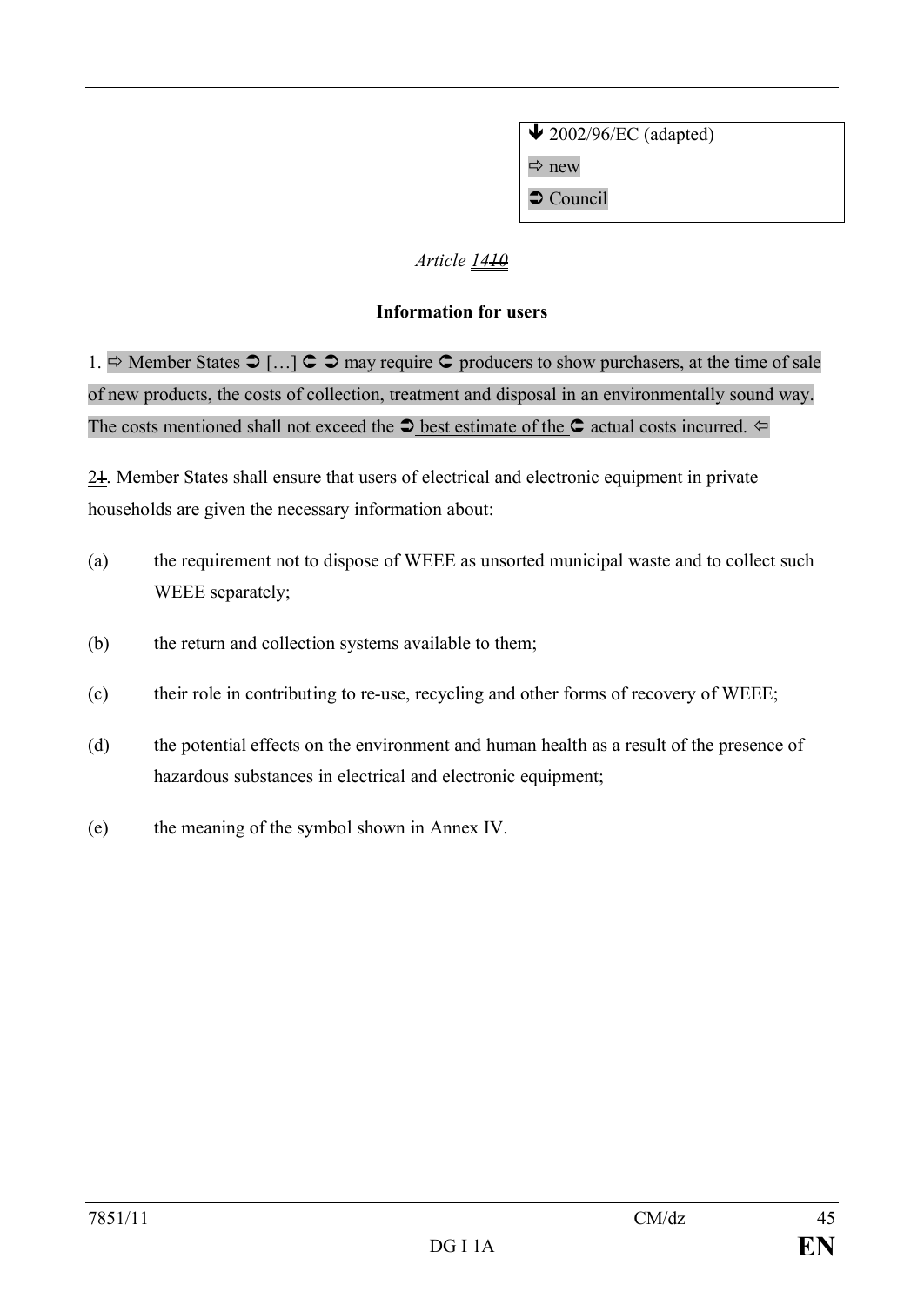⬇ 2002/96/EC (adapted)

⇨ new

➲ Council

*Article 1410*

**Information for users**

1. ⇨ Member States ➲ […] ⮌ ➲ may require ⮌ producers to show purchasers, at the time of sale of new products, the costs of collection, treatment and disposal in an environmentally sound way. The costs mentioned shall not exceed the ➲ best estimate of the ⮌ actual costs incurred. ⇦

21. Member States shall ensure that users of electrical and electronic equipment in private households are given the necessary information about:

(a) the requirement not to dispose of WEEE as unsorted municipal waste and to collect such WEEE separately;

(b) the return and collection systems available to them;

(c) their role in contributing to re-use, recycling and other forms of recovery of WEEE;

(d) the potential effects on the environment and human health as a result of the presence of hazardous substances in electrical and electronic equipment;

(e) the meaning of the symbol shown in Annex IV.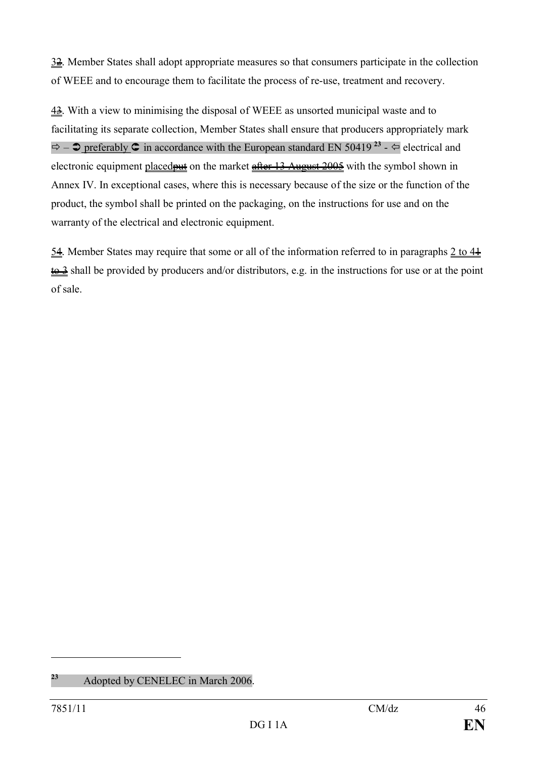32. Member States shall adopt appropriate measures so that consumers participate in the collection of WEEE and to encourage them to facilitate the process of re-use, treatment and recovery.

43. With a view to minimising the disposal of WEEE as unsorted municipal waste and to facilitating its separate collection, Member States shall ensure that producers appropriately mark ⇨ – ➲ preferably ➲ in accordance with the European standard EN 50419 [23] - ⇦ electrical and electronic equipment placedput on the market after 13 August 2005 with the symbol shown in Annex IV. In exceptional cases, where this is necessary because of the size or the function of the product, the symbol shall be printed on the packaging, on the instructions for use and on the warranty of the electrical and electronic equipment.

54. Member States may require that some or all of the information referred to in paragraphs 2 to 41 to 3 shall be provided by producers and/or distributors, e.g. in the instructions for use or at the point of sale.

---

[23] Adopted by CENELEC in March 2006.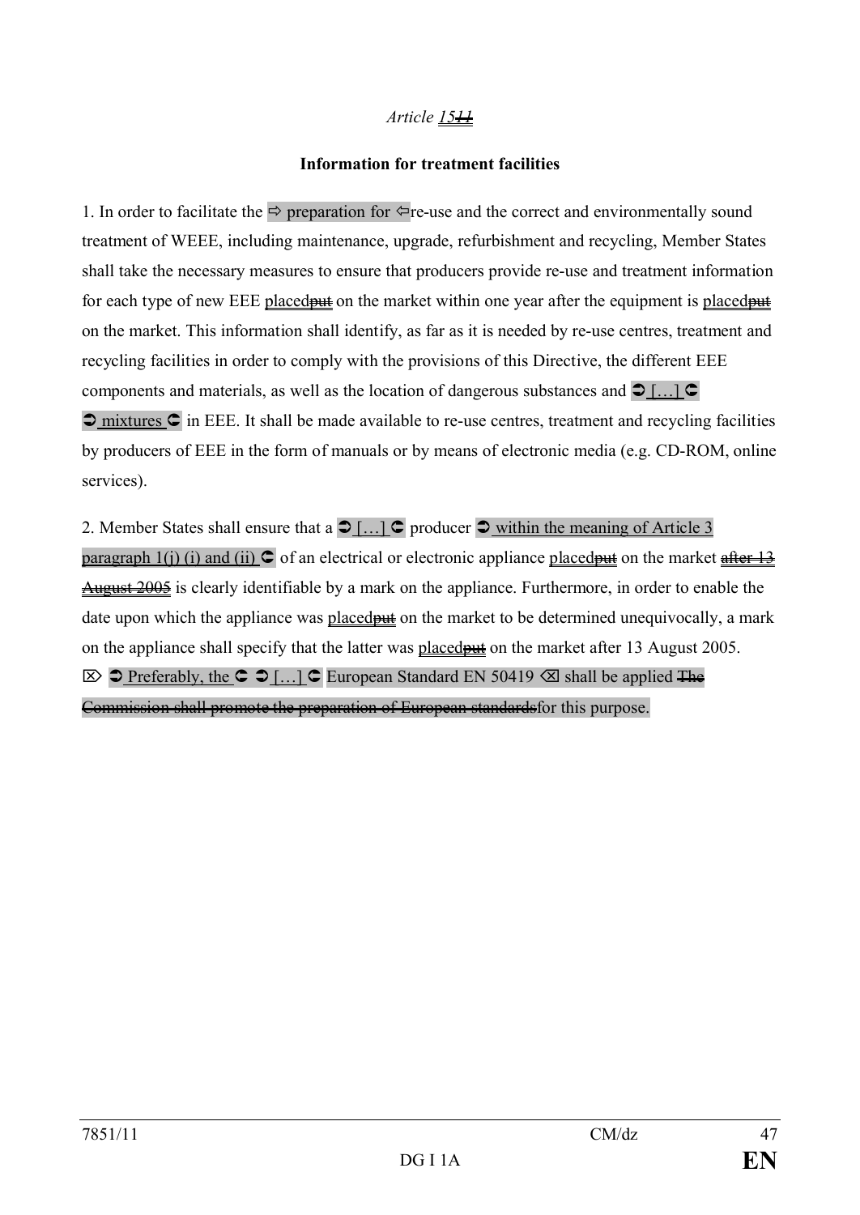*Article 1511*

**Information for treatment facilities**

1. In order to facilitate the ⇨ preparation for ⇦re-use and the correct and environmentally sound treatment of WEEE, including maintenance, upgrade, refurbishment and recycling, Member States shall take the necessary measures to ensure that producers provide re-use and treatment information for each type of new EEE placedput on the market within one year after the equipment is placedput on the market. This information shall identify, as far as it is needed by re-use centres, treatment and recycling facilities in order to comply with the provisions of this Directive, the different EEE components and materials, as well as the location of dangerous substances and ➲ […] ➲ ➲ mixtures ➲ in EEE. It shall be made available to re-use centres, treatment and recycling facilities by producers of EEE in the form of manuals or by means of electronic media (e.g. CD-ROM, online services).

2. Member States shall ensure that a ➲ […] ➲ producer ➲ within the meaning of Article 3 paragraph 1(j) (i) and (ii) ➲ of an electrical or electronic appliance placedput on the market after 13 August 2005 is clearly identifiable by a mark on the appliance. Furthermore, in order to enable the date upon which the appliance was placedput on the market to be determined unequivocally, a mark on the appliance shall specify that the latter was placedput on the market after 13 August 2005. ⌦ ➲ Preferably, the ➲ ➲ […] ➲ European Standard EN 50419 ⌫ shall be applied The Commission shall promote the preparation of European standardsfor this purpose.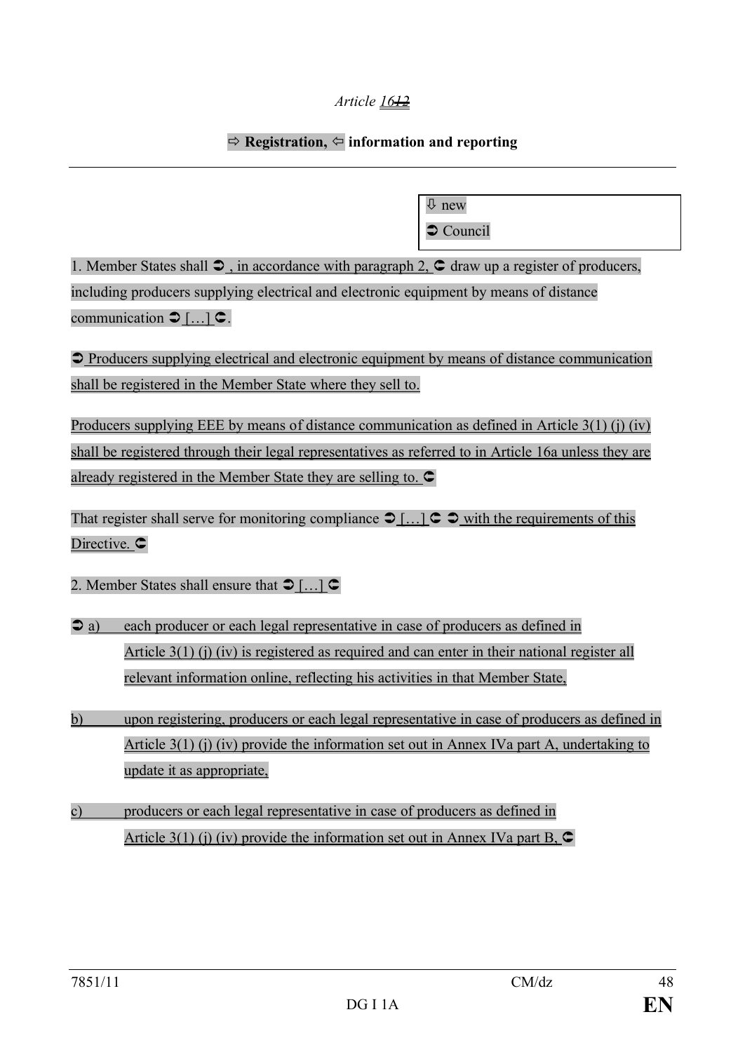*Article ~~12~~16*

**⇨ Registration, ⇦ information and reporting**

⇩ new
➲ Council

1. Member States shall ➲ , in accordance with paragraph 2, ➲ draw up a register of producers, including producers supplying electrical and electronic equipment by means of distance communication ➲ […] ➲.

➲ Producers supplying electrical and electronic equipment by means of distance communication shall be registered in the Member State where they sell to.

Producers supplying EEE by means of distance communication as defined in Article 3(1) (j) (iv) shall be registered through their legal representatives as referred to in Article 16a unless they are already registered in the Member State they are selling to. ➲

That register shall serve for monitoring compliance ➲ […] ➲ ➲ with the requirements of this Directive. ➲

2. Member States shall ensure that ➲ […] ➲

➲ a) each producer or each legal representative in case of producers as defined in Article 3(1) (j) (iv) is registered as required and can enter in their national register all relevant information online, reflecting his activities in that Member State,

b) upon registering, producers or each legal representative in case of producers as defined in Article 3(1) (j) (iv) provide the information set out in Annex IVa part A, undertaking to update it as appropriate,

c) producers or each legal representative in case of producers as defined in Article 3(1) (j) (iv) provide the information set out in Annex IVa part B, ➲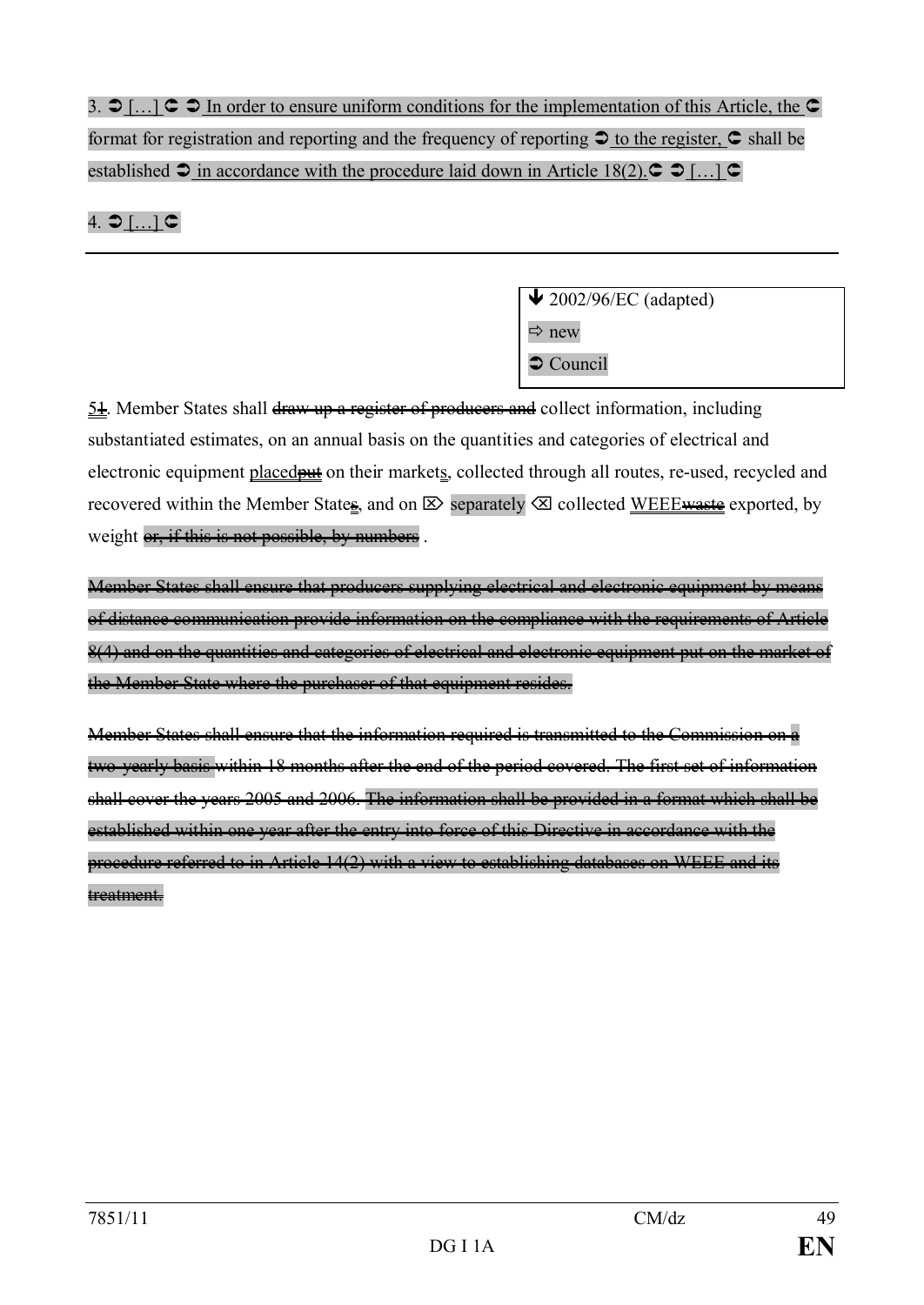3. ➲ […] ➲ ➲ In order to ensure uniform conditions for the implementation of this Article, the ➲ format for registration and reporting and the frequency of reporting ➲ to the register, ➲ shall be established ➲ in accordance with the procedure laid down in Article 18(2).➲ ➲ […] ➲

4. ➲ […] ➲

---

| ↓ 2002/96/EC (adapted) |
|---|
| ⇨ new |
| ➲ Council |

~~5~~1. Member States shall ~~draw up a register of producers and~~ collect information, including substantiated estimates, on an annual basis on the quantities and categories of electrical and electronic equipment placed~~put~~ on their markets, collected through all routes, re-used, recycled and recovered within the Member States, and on ⌦ separately ⌫ collected WEEE~~waste~~ exported, by weight ~~or, if this is not possible, by numbers~~ .

~~Member States shall ensure that producers supplying electrical and electronic equipment by means of distance communication provide information on the compliance with the requirements of Article 8(4) and on the quantities and categories of electrical and electronic equipment put on the market of the Member State where the purchaser of that equipment resides.~~

~~Member States shall ensure that the information required is transmitted to the Commission on a two-yearly basis within 18 months after the end of the period covered. The first set of information shall cover the years 2005 and 2006. The information shall be provided in a format which shall be established within one year after the entry into force of this Directive in accordance with the procedure referred to in Article 14(2) with a view to establishing databases on WEEE and its treatment.~~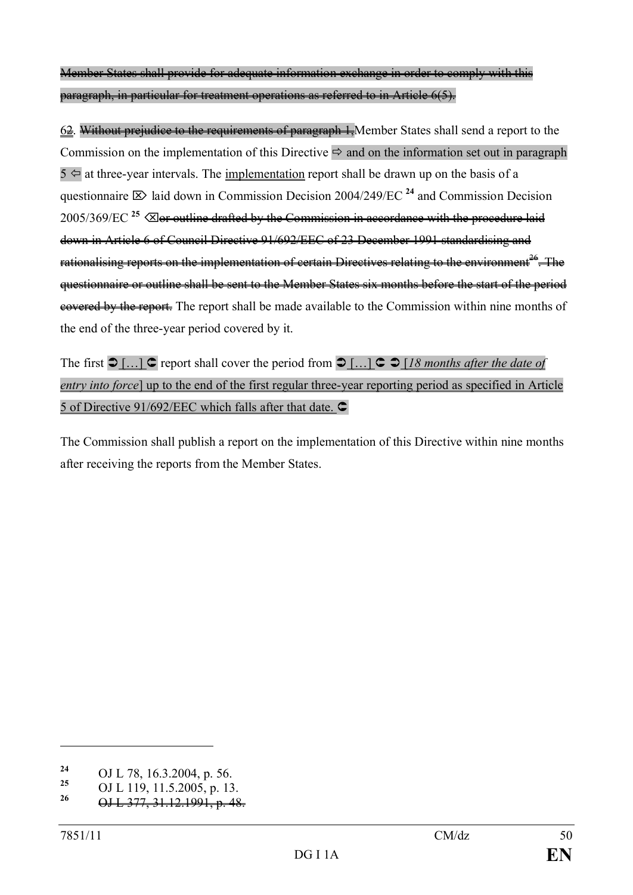~~Member States shall provide for adequate information exchange in order to comply with this paragraph, in particular for treatment operations as referred to in Article 6(5).~~

62. ~~Without prejudice to the requirements of paragraph 1,~~Member States shall send a report to the Commission on the implementation of this Directive ⇨ and on the information set out in paragraph 5 ⇦ at three-year intervals. The implementation report shall be drawn up on the basis of a questionnaire ⌦ laid down in Commission Decision 2004/249/EC [24] and Commission Decision 2005/369/EC [25] ⌫~~or outline drafted by the Commission in accordance with the procedure laid down in Article 6 of Council Directive 91/692/EEC of 23 December 1991 standardising and rationalising reports on the implementation of certain Directives relating to the environment[26]. The questionnaire or outline shall be sent to the Member States six months before the start of the period covered by the report.~~ The report shall be made available to the Commission within nine months of the end of the three-year period covered by it.

The first ➲ […] ➲ report shall cover the period from ➲ […] ➲ ➲ [*18 months after the date of entry into force*] up to the end of the first regular three-year reporting period as specified in Article 5 of Directive 91/692/EEC which falls after that date. ➲

The Commission shall publish a report on the implementation of this Directive within nine months after receiving the reports from the Member States.

---

[24] OJ L 78, 16.3.2004, p. 56.

[25] OJ L 119, 11.5.2005, p. 13.

[26] ~~OJ L 377, 31.12.1991, p. 48.~~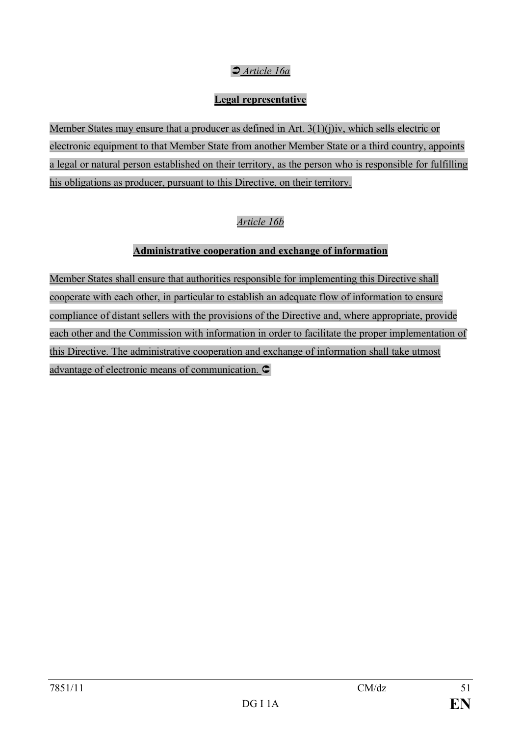➲ *Article 16a*

**Legal representative**

Member States may ensure that a producer as defined in Art. 3(1)(j)iv, which sells electric or electronic equipment to that Member State from another Member State or a third country, appoints a legal or natural person established on their territory, as the person who is responsible for fulfilling his obligations as producer, pursuant to this Directive, on their territory.

*Article 16b*

**Administrative cooperation and exchange of information**

Member States shall ensure that authorities responsible for implementing this Directive shall cooperate with each other, in particular to establish an adequate flow of information to ensure compliance of distant sellers with the provisions of the Directive and, where appropriate, provide each other and the Commission with information in order to facilitate the proper implementation of this Directive. The administrative cooperation and exchange of information shall take utmost advantage of electronic means of communication. ➲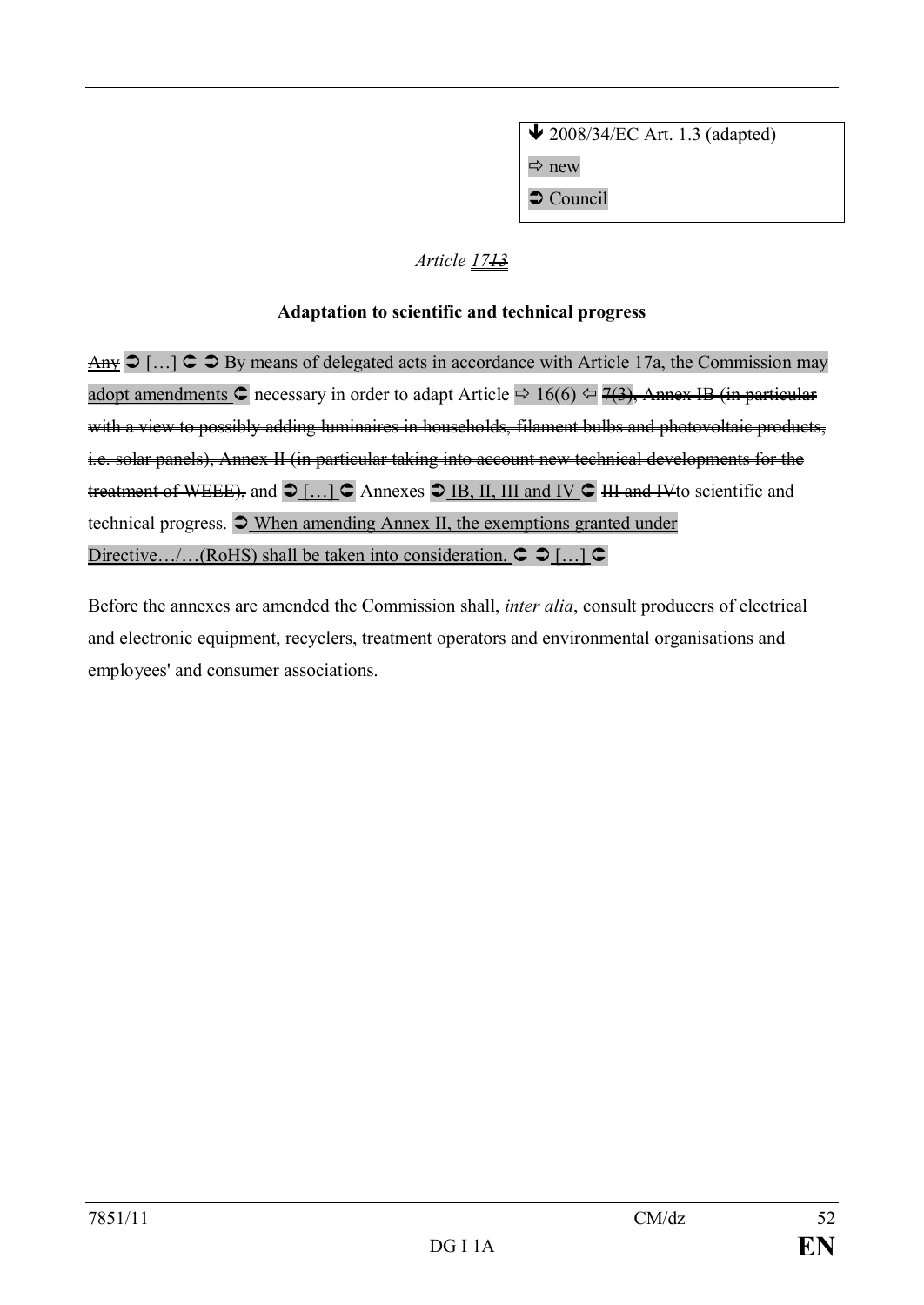↓ 2008/34/EC Art. 1.3 (adapted)

⇨ new

➲ Council

*Article 1713*

**Adaptation to scientific and technical progress**

~~Any~~ ➲ […] ➲ ➲ By means of delegated acts in accordance with Article 17a, the Commission may adopt amendments ➲ necessary in order to adapt Article ⇨ 16(6) ⇦ ~~7(3), Annex IB (in particular with a view to possibly adding luminaires in households, filament bulbs and photovoltaic products, i.e. solar panels), Annex II (in particular taking into account new technical developments for the treatment of WEEE),~~ and ➲ […] ➲ Annexes ➲ IB, II, III and IV ➲ ~~III and IV~~ to scientific and technical progress. ➲ When amending Annex II, the exemptions granted under Directive…/…(RoHS) shall be taken into consideration. ➲ ➲ […] ➲

Before the annexes are amended the Commission shall, *inter alia*, consult producers of electrical and electronic equipment, recyclers, treatment operators and environmental organisations and employees' and consumer associations.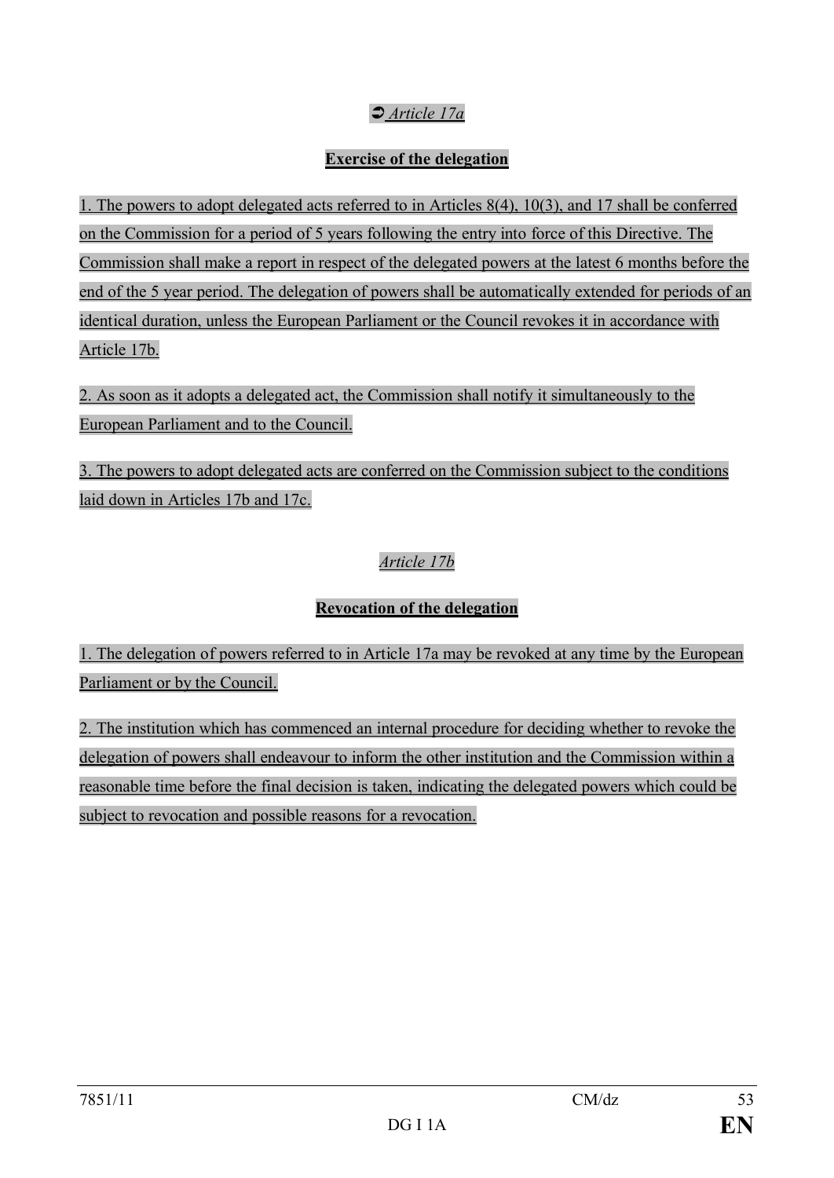➲ *Article 17a*

**Exercise of the delegation**

1. The powers to adopt delegated acts referred to in Articles 8(4), 10(3), and 17 shall be conferred on the Commission for a period of 5 years following the entry into force of this Directive. The Commission shall make a report in respect of the delegated powers at the latest 6 months before the end of the 5 year period. The delegation of powers shall be automatically extended for periods of an identical duration, unless the European Parliament or the Council revokes it in accordance with Article 17b.

2. As soon as it adopts a delegated act, the Commission shall notify it simultaneously to the European Parliament and to the Council.

3. The powers to adopt delegated acts are conferred on the Commission subject to the conditions laid down in Articles 17b and 17c.

*Article 17b*

**Revocation of the delegation**

1. The delegation of powers referred to in Article 17a may be revoked at any time by the European Parliament or by the Council.

2. The institution which has commenced an internal procedure for deciding whether to revoke the delegation of powers shall endeavour to inform the other institution and the Commission within a reasonable time before the final decision is taken, indicating the delegated powers which could be subject to revocation and possible reasons for a revocation.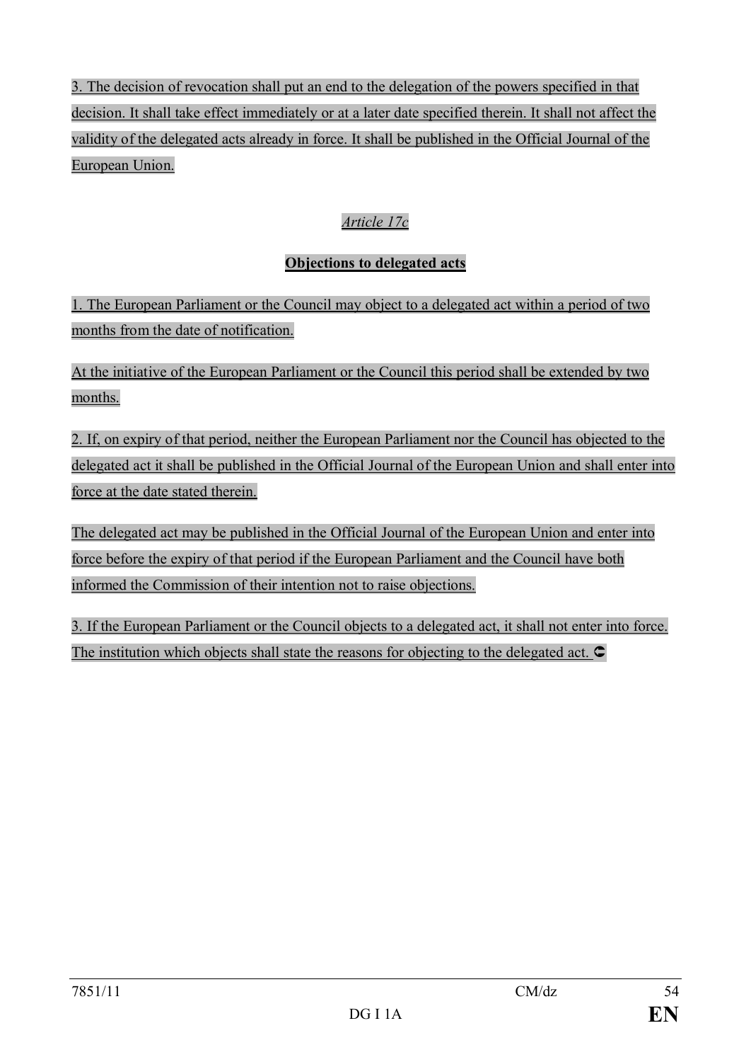3. The decision of revocation shall put an end to the delegation of the powers specified in that decision. It shall take effect immediately or at a later date specified therein. It shall not affect the validity of the delegated acts already in force. It shall be published in the Official Journal of the European Union.

*Article 17c*

**Objections to delegated acts**

1. The European Parliament or the Council may object to a delegated act within a period of two months from the date of notification.

At the initiative of the European Parliament or the Council this period shall be extended by two months.

2. If, on expiry of that period, neither the European Parliament nor the Council has objected to the delegated act it shall be published in the Official Journal of the European Union and shall enter into force at the date stated therein.

The delegated act may be published in the Official Journal of the European Union and enter into force before the expiry of that period if the European Parliament and the Council have both informed the Commission of their intention not to raise objections.

3. If the European Parliament or the Council objects to a delegated act, it shall not enter into force. The institution which objects shall state the reasons for objecting to the delegated act. ⬄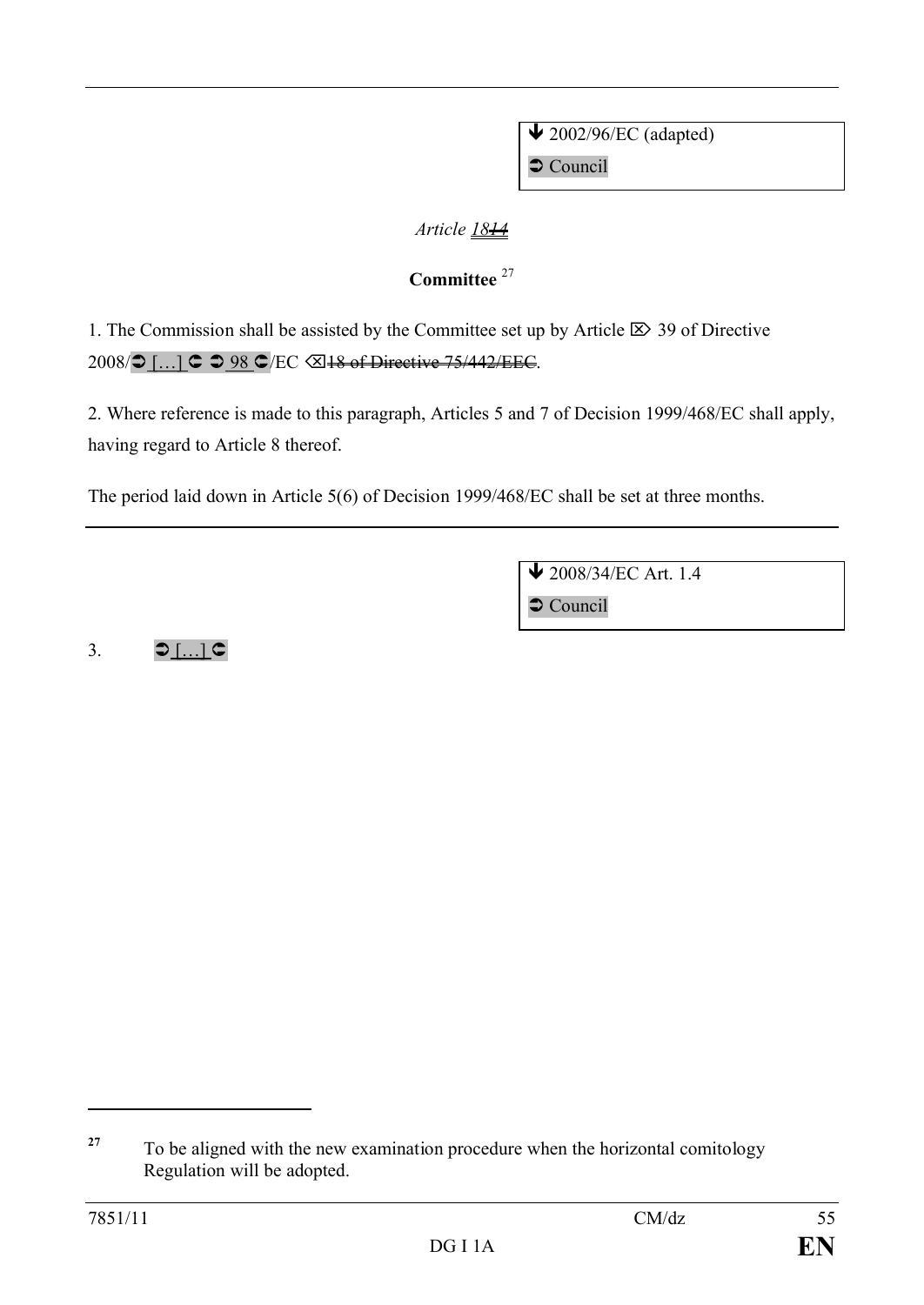🡻 2002/96/EC (adapted)
➲ Council

*Article ~~18~~14*

**Committee** [27]

1. The Commission shall be assisted by the Committee set up by Article ⌦ 39 of Directive 2008/➲ […] ➲ ➲ 98 ➲/EC ⌫~~18 of Directive 75/442/EEC~~.

2. Where reference is made to this paragraph, Articles 5 and 7 of Decision 1999/468/EC shall apply, having regard to Article 8 thereof.

The period laid down in Article 5(6) of Decision 1999/468/EC shall be set at three months.

---

🡻 2008/34/EC Art. 1.4
➲ Council

3. ➲ […] ➲

---

[27] To be aligned with the new examination procedure when the horizontal comitology Regulation will be adopted.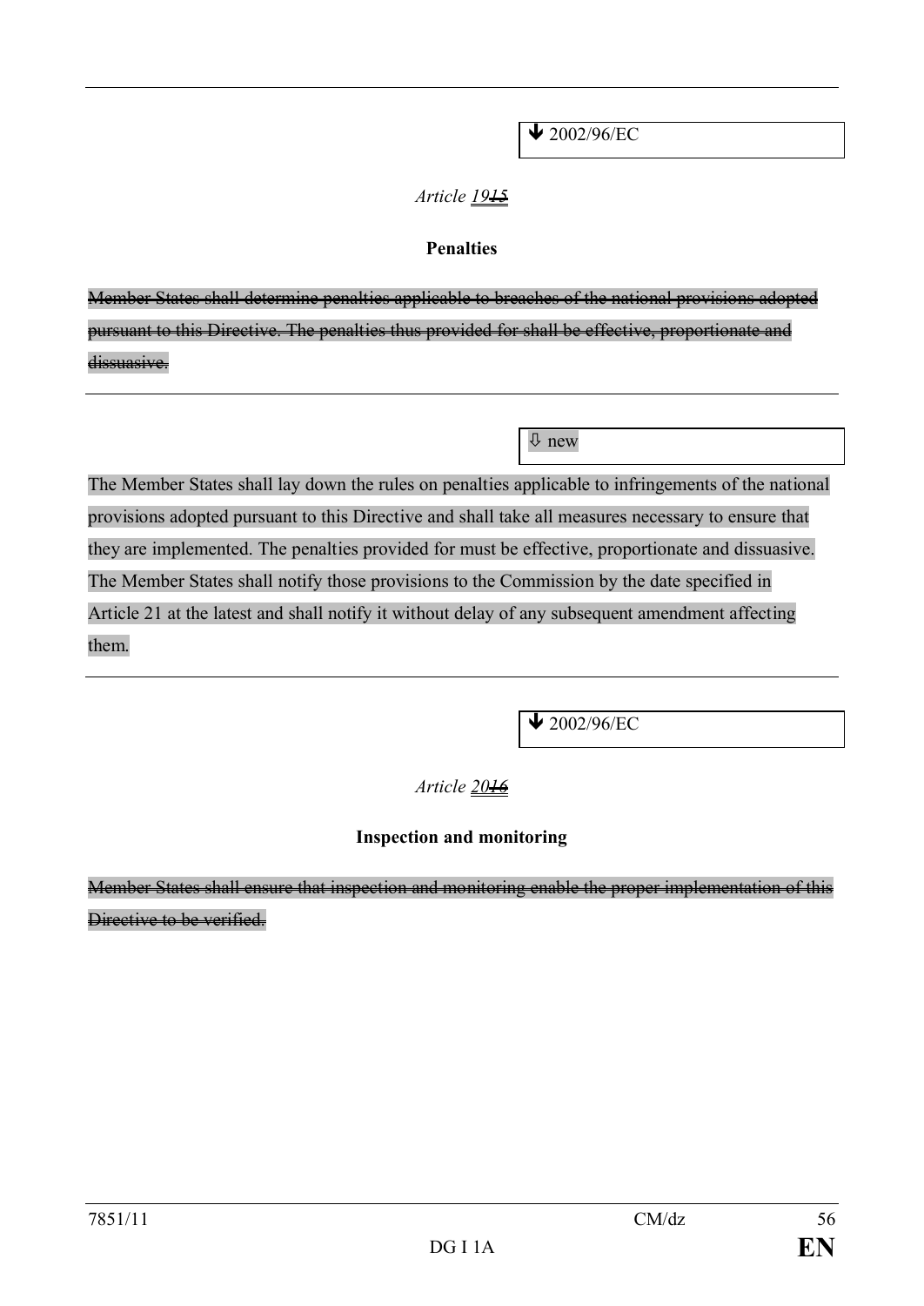⬇ 2002/96/EC

*Article 19~~15~~*

**Penalties**

~~Member States shall determine penalties applicable to breaches of the national provisions adopted pursuant to this Directive. The penalties thus provided for shall be effective, proportionate and dissuasive.~~

---

⇩ new

The Member States shall lay down the rules on penalties applicable to infringements of the national provisions adopted pursuant to this Directive and shall take all measures necessary to ensure that they are implemented. The penalties provided for must be effective, proportionate and dissuasive. The Member States shall notify those provisions to the Commission by the date specified in Article 21 at the latest and shall notify it without delay of any subsequent amendment affecting them.

---

⬇ 2002/96/EC

*Article 20~~16~~*

**Inspection and monitoring**

~~Member States shall ensure that inspection and monitoring enable the proper implementation of this Directive to be verified.~~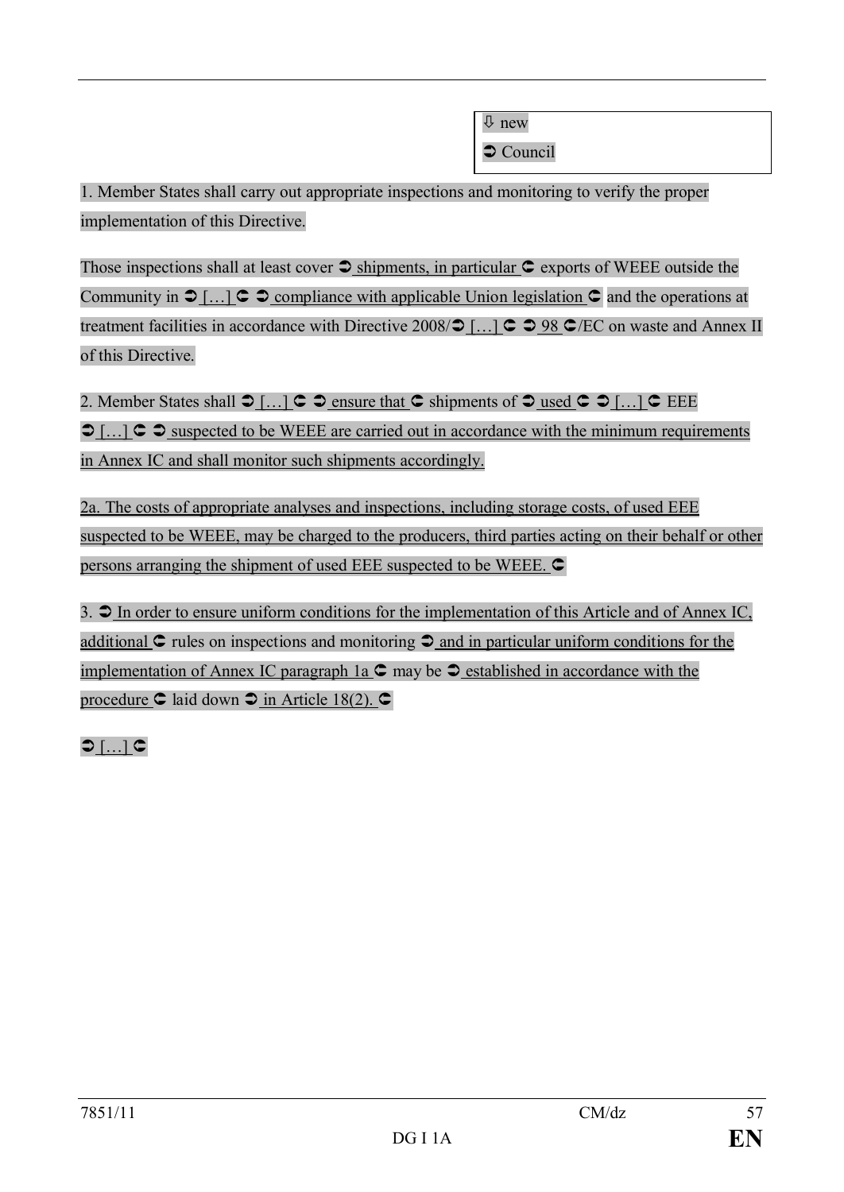⇩ new

➲ Council

1. Member States shall carry out appropriate inspections and monitoring to verify the proper implementation of this Directive.

Those inspections shall at least cover ➲ shipments, in particular ➲ exports of WEEE outside the Community in ➲ […] ➲ ➲ compliance with applicable Union legislation ➲ and the operations at treatment facilities in accordance with Directive 2008/➲ […] ➲ ➲ 98 ➲/EC on waste and Annex II of this Directive.

2. Member States shall ➲ […] ➲ ➲ ensure that ➲ shipments of ➲ used ➲ ➲ […] ➲ EEE ➲ […] ➲ ➲ suspected to be WEEE are carried out in accordance with the minimum requirements in Annex IC and shall monitor such shipments accordingly.

2a. The costs of appropriate analyses and inspections, including storage costs, of used EEE suspected to be WEEE, may be charged to the producers, third parties acting on their behalf or other persons arranging the shipment of used EEE suspected to be WEEE. ➲

3. ➲ In order to ensure uniform conditions for the implementation of this Article and of Annex IC, additional ➲ rules on inspections and monitoring ➲ and in particular uniform conditions for the implementation of Annex IC paragraph 1a ➲ may be ➲ established in accordance with the procedure ➲ laid down ➲ in Article 18(2). ➲

➲ […] ➲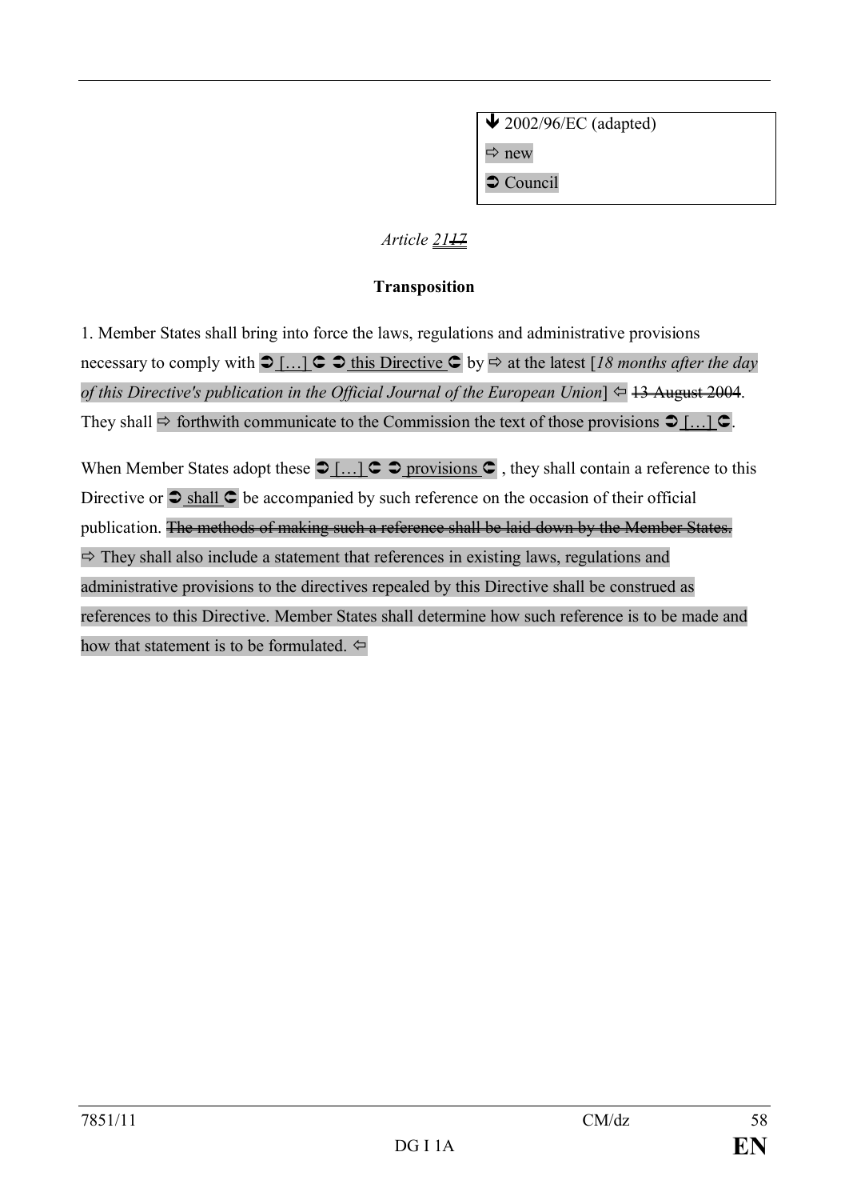| ➔ 2002/96/EC (adapted) |
| --- |
| ⇨ new |
| ➲ Council |

*Article ~~17~~ 21*

**Transposition**

1. Member States shall bring into force the laws, regulations and administrative provisions necessary to comply with ➲ […] ➲ this Directive ⇦ by ⇨ at the latest [*18 months after the day of this Directive's publication in the Official Journal of the European Union*] ⇦ ~~13 August 2004~~. They shall ⇨ forthwith communicate to the Commission the text of those provisions ➲ […] .

When Member States adopt these ➲ […] ➲ provisions , they shall contain a reference to this Directive or ➲ shall be accompanied by such reference on the occasion of their official publication. ~~The methods of making such a reference shall be laid down by the Member States.~~ ⇨ They shall also include a statement that references in existing laws, regulations and administrative provisions to the directives repealed by this Directive shall be construed as references to this Directive. Member States shall determine how such reference is to be made and how that statement is to be formulated. ⇦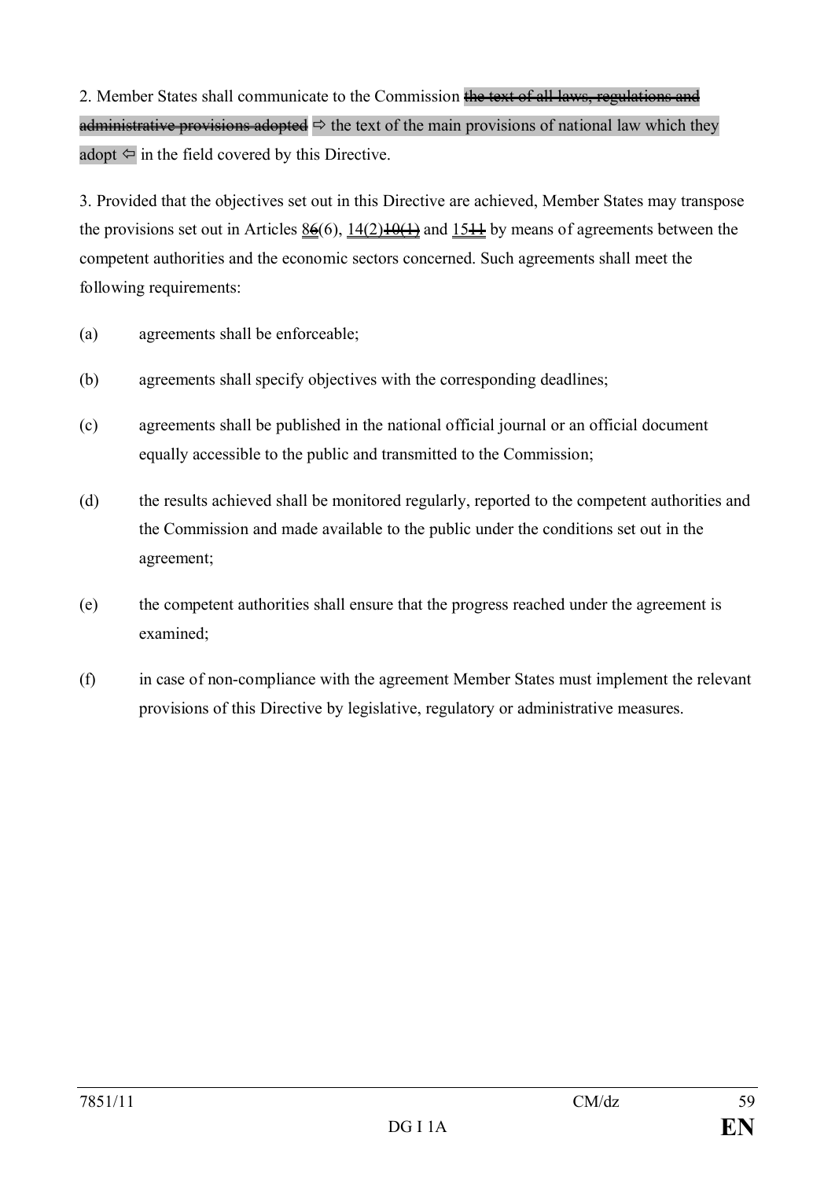2. Member States shall communicate to the Commission ~~the text of all laws, regulations and administrative provisions adopted~~ ⇨ the text of the main provisions of national law which they adopt ⇦ in the field covered by this Directive.

3. Provided that the objectives set out in this Directive are achieved, Member States may transpose the provisions set out in Articles 8~~6~~(6), 14(2)~~10(1)~~ and 15~~11~~ by means of agreements between the competent authorities and the economic sectors concerned. Such agreements shall meet the following requirements:

(a) agreements shall be enforceable;

(b) agreements shall specify objectives with the corresponding deadlines;

(c) agreements shall be published in the national official journal or an official document equally accessible to the public and transmitted to the Commission;

(d) the results achieved shall be monitored regularly, reported to the competent authorities and the Commission and made available to the public under the conditions set out in the agreement;

(e) the competent authorities shall ensure that the progress reached under the agreement is examined;

(f) in case of non-compliance with the agreement Member States must implement the relevant provisions of this Directive by legislative, regulatory or administrative measures.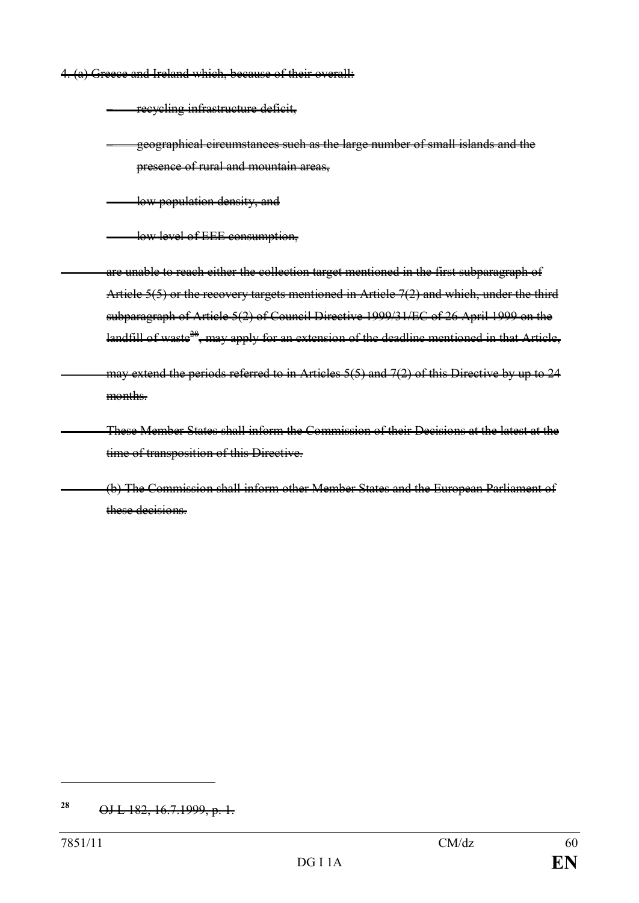~~4. (a) Greece and Ireland which, because of their overall:~~

- ~~recycling infrastructure deficit,~~
- ~~geographical circumstances such as the large number of small islands and the presence of rural and mountain areas,~~
- ~~low population density, and~~
- ~~low level of EEE consumption,~~

~~are unable to reach either the collection target mentioned in the first subparagraph of Article 5(5) or the recovery targets mentioned in Article 7(2) and which, under the third subparagraph of Article 5(2) of Council Directive 1999/31/EC of 26 April 1999 on the landfill of waste[28], may apply for an extension of the deadline mentioned in that Article,~~

~~may extend the periods referred to in Articles 5(5) and 7(2) of this Directive by up to 24 months.~~

~~These Member States shall inform the Commission of their Decisions at the latest at the time of transposition of this Directive.~~

~~(b) The Commission shall inform other Member States and the European Parliament of these decisions.~~

---

[28] ~~OJ L 182, 16.7.1999, p. 1.~~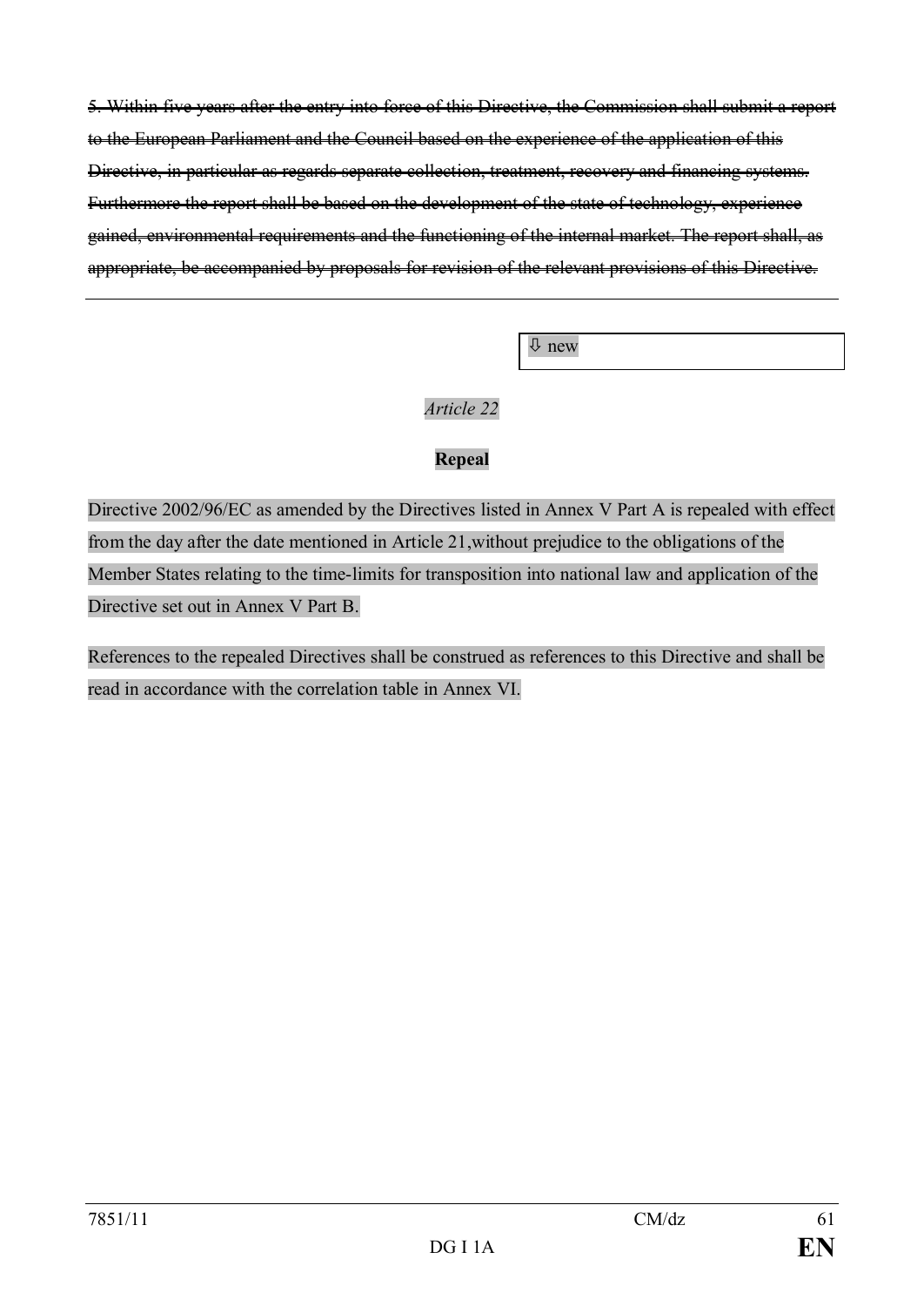~~5. Within five years after the entry into force of this Directive, the Commission shall submit a report to the European Parliament and the Council based on the experience of the application of this Directive, in particular as regards separate collection, treatment, recovery and financing systems. Furthermore the report shall be based on the development of the state of technology, experience gained, environmental requirements and the functioning of the internal market. The report shall, as appropriate, be accompanied by proposals for revision of the relevant provisions of this Directive.~~

---

⇩ new

*Article 22*

**Repeal**

Directive 2002/96/EC as amended by the Directives listed in Annex V Part A is repealed with effect from the day after the date mentioned in Article 21,without prejudice to the obligations of the Member States relating to the time-limits for transposition into national law and application of the Directive set out in Annex V Part B.

References to the repealed Directives shall be construed as references to this Directive and shall be read in accordance with the correlation table in Annex VI.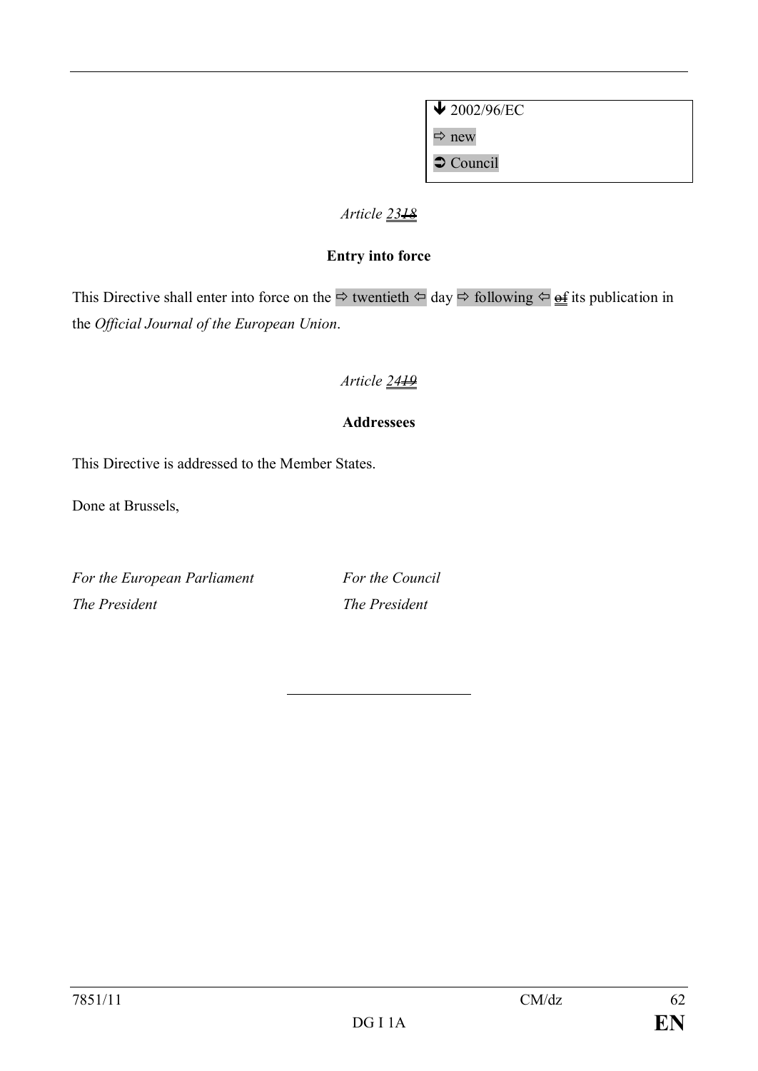↓ 2002/96/EC
⇨ new
➲ Council

*Article 2318*

**Entry into force**

This Directive shall enter into force on the ⇨ twentieth ⇦ day ⇨ following ⇦ of its publication in the *Official Journal of the European Union*.

*Article 2419*

**Addressees**

This Directive is addressed to the Member States.

Done at Brussels,

*For the European Parliament*
*The President*

*For the Council*
*The President*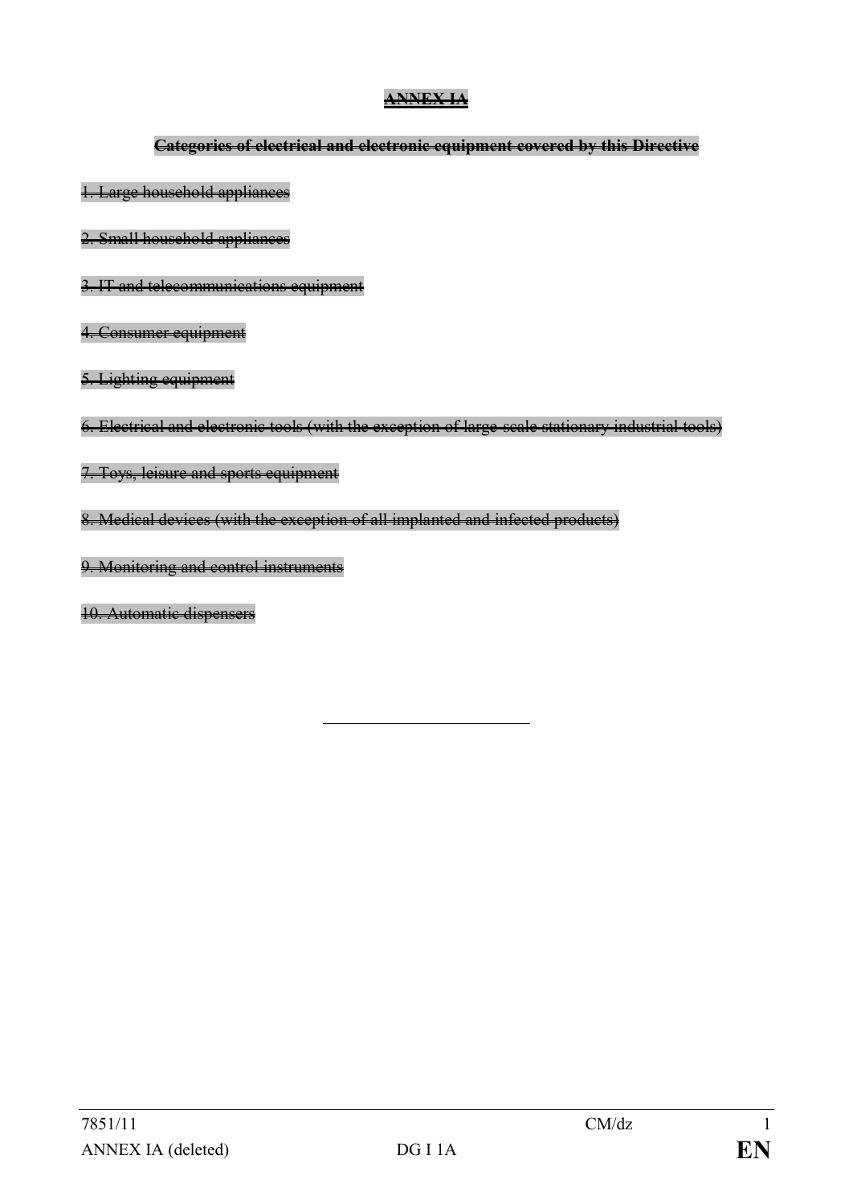~~**ANNEX IA**~~

~~**Categories of electrical and electronic equipment covered by this Directive**~~

~~1. Large household appliances~~

~~2. Small household appliances~~

~~3. IT and telecommunications equipment~~

~~4. Consumer equipment~~

~~5. Lighting equipment~~

~~6. Electrical and electronic tools (with the exception of large-scale stationary industrial tools)~~

~~7. Toys, leisure and sports equipment~~

~~8. Medical devices (with the exception of all implanted and infected products)~~

~~9. Monitoring and control instruments~~

~~10. Automatic dispensers~~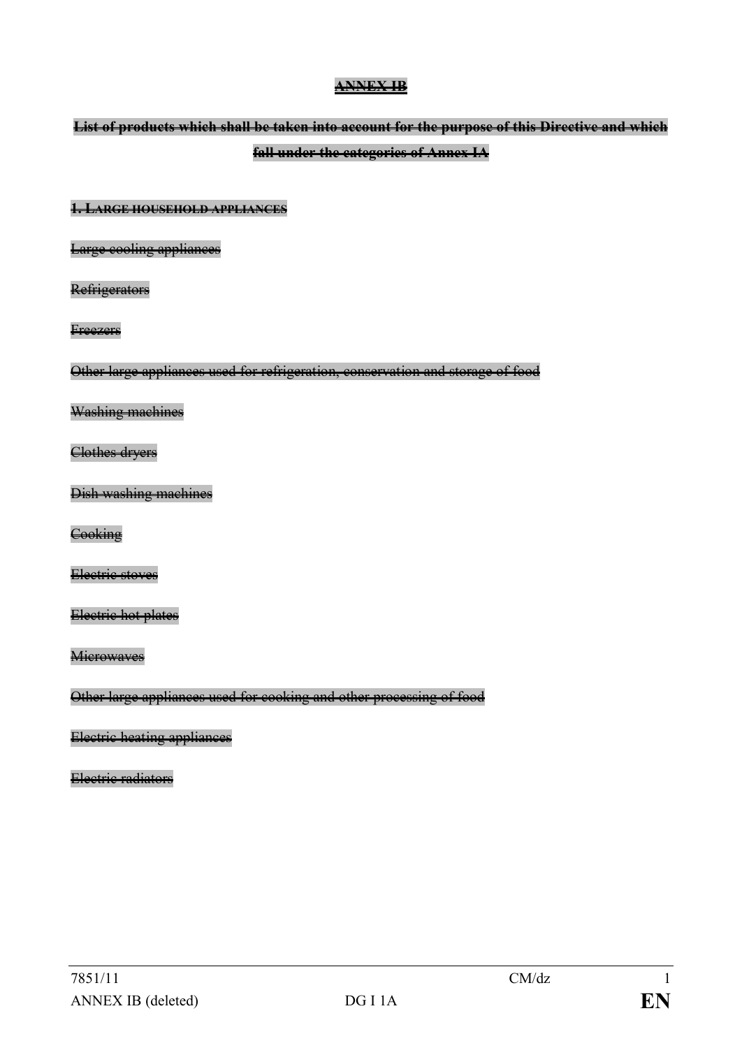**~~ANNEX IB~~**

**~~List of products which shall be taken into account for the purpose of this Directive and which fall under the categories of Annex IA~~**

~~1. LARGE HOUSEHOLD APPLIANCES~~

~~Large cooling appliances~~

~~Refrigerators~~

~~Freezers~~

~~Other large appliances used for refrigeration, conservation and storage of food~~

~~Washing machines~~

~~Clothes dryers~~

~~Dish washing machines~~

~~Cooking~~

~~Electric stoves~~

~~Electric hot plates~~

~~Microwaves~~

~~Other large appliances used for cooking and other processing of food~~

~~Electric heating appliances~~

~~Electric radiators~~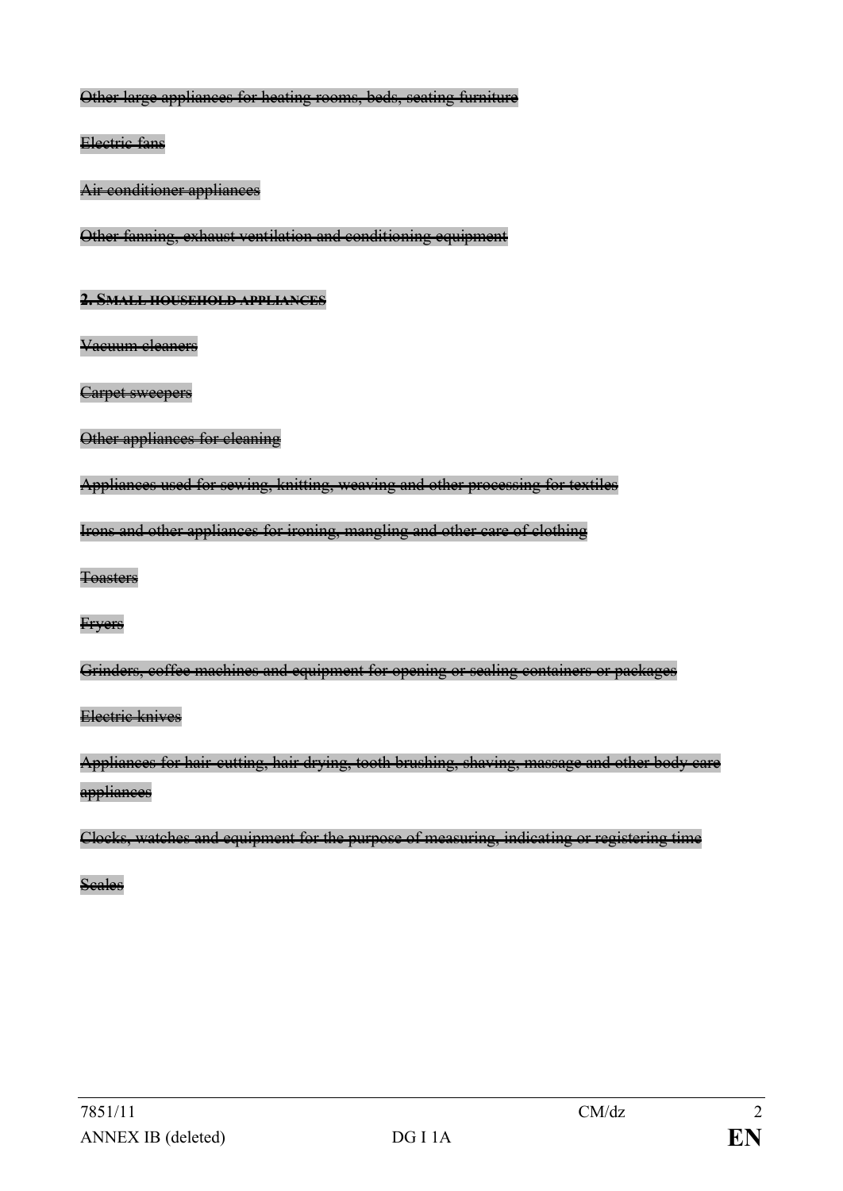~~Other large appliances for heating rooms, beds, seating furniture~~

~~Electric fans~~

~~Air conditioner appliances~~

~~Other fanning, exhaust ventilation and conditioning equipment~~

~~**2. SMALL HOUSEHOLD APPLIANCES**~~

~~Vacuum cleaners~~

~~Carpet sweepers~~

~~Other appliances for cleaning~~

~~Appliances used for sewing, knitting, weaving and other processing for textiles~~

~~Irons and other appliances for ironing, mangling and other care of clothing~~

~~Toasters~~

~~Fryers~~

~~Grinders, coffee machines and equipment for opening or sealing containers or packages~~

~~Electric knives~~

~~Appliances for hair-cutting, hair drying, tooth brushing, shaving, massage and other body care appliances~~

~~Clocks, watches and equipment for the purpose of measuring, indicating or registering time~~

~~Scales~~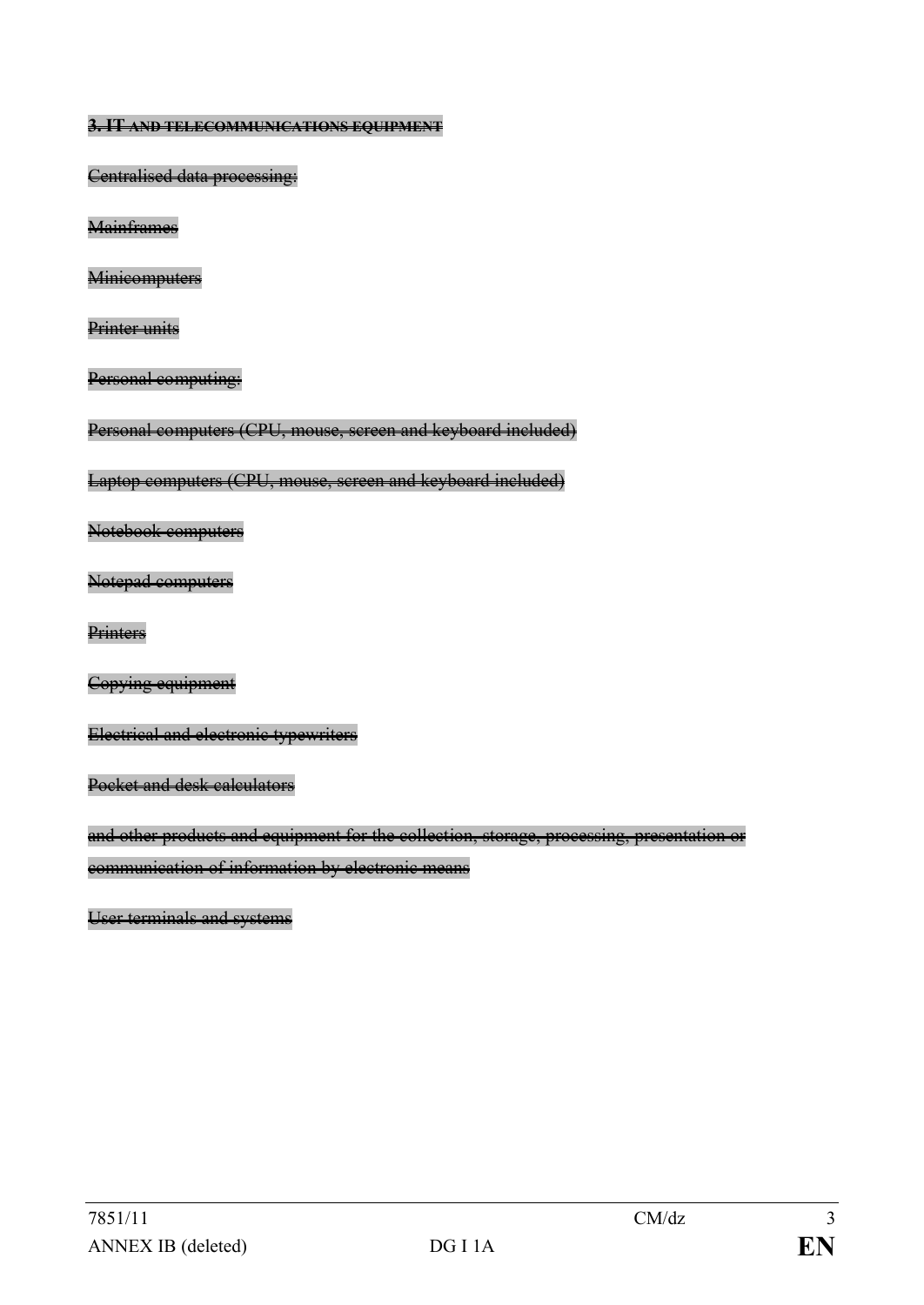~~**3. IT AND TELECOMMUNICATIONS EQUIPMENT**~~

~~Centralised data processing:~~

~~Mainframes~~

~~Minicomputers~~

~~Printer units~~

~~Personal computing:~~

~~Personal computers (CPU, mouse, screen and keyboard included)~~

~~Laptop computers (CPU, mouse, screen and keyboard included)~~

~~Notebook computers~~

~~Notepad computers~~

~~Printers~~

~~Copying equipment~~

~~Electrical and electronic typewriters~~

~~Pocket and desk calculators~~

~~and other products and equipment for the collection, storage, processing, presentation or communication of information by electronic means~~

~~User terminals and systems~~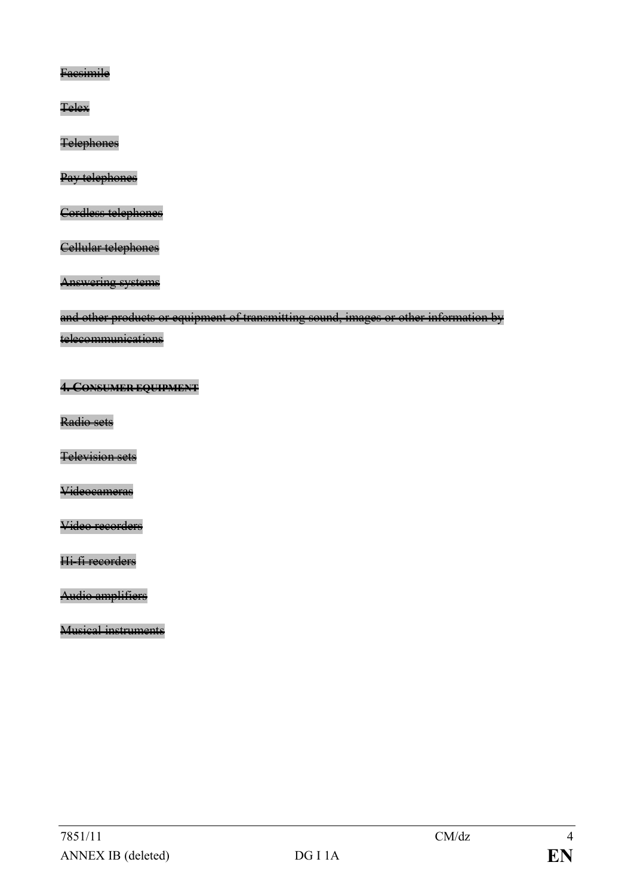~~Facsimile~~

~~Telex~~

~~Telephones~~

~~Pay telephones~~

~~Cordless telephones~~

~~Cellular telephones~~

~~Answering systems~~

~~and other products or equipment of transmitting sound, images or other information by telecommunications~~

**~~4. CONSUMER EQUIPMENT~~**

~~Radio sets~~

~~Television sets~~

~~Videocameras~~

~~Video recorders~~

~~Hi-fi recorders~~

~~Audio amplifiers~~

~~Musical instruments~~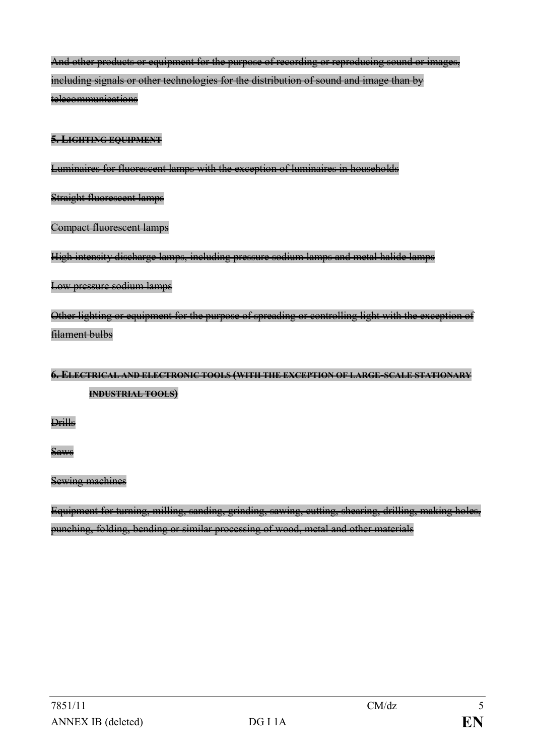~~And other products or equipment for the purpose of recording or reproducing sound or images, including signals or other technologies for the distribution of sound and image than by telecommunications~~

**~~5. LIGHTING EQUIPMENT~~**

~~Luminaires for fluorescent lamps with the exception of luminaires in households~~

~~Straight fluorescent lamps~~

~~Compact fluorescent lamps~~

~~High intensity discharge lamps, including pressure sodium lamps and metal halide lamps~~

~~Low pressure sodium lamps~~

~~Other lighting or equipment for the purpose of spreading or controlling light with the exception of filament bulbs~~

**~~6. ELECTRICAL AND ELECTRONIC TOOLS (WITH THE EXCEPTION OF LARGE-SCALE STATIONARY INDUSTRIAL TOOLS)~~**

~~Drills~~

~~Saws~~

~~Sewing machines~~

~~Equipment for turning, milling, sanding, grinding, sawing, cutting, shearing, drilling, making holes, punching, folding, bending or similar processing of wood, metal and other materials~~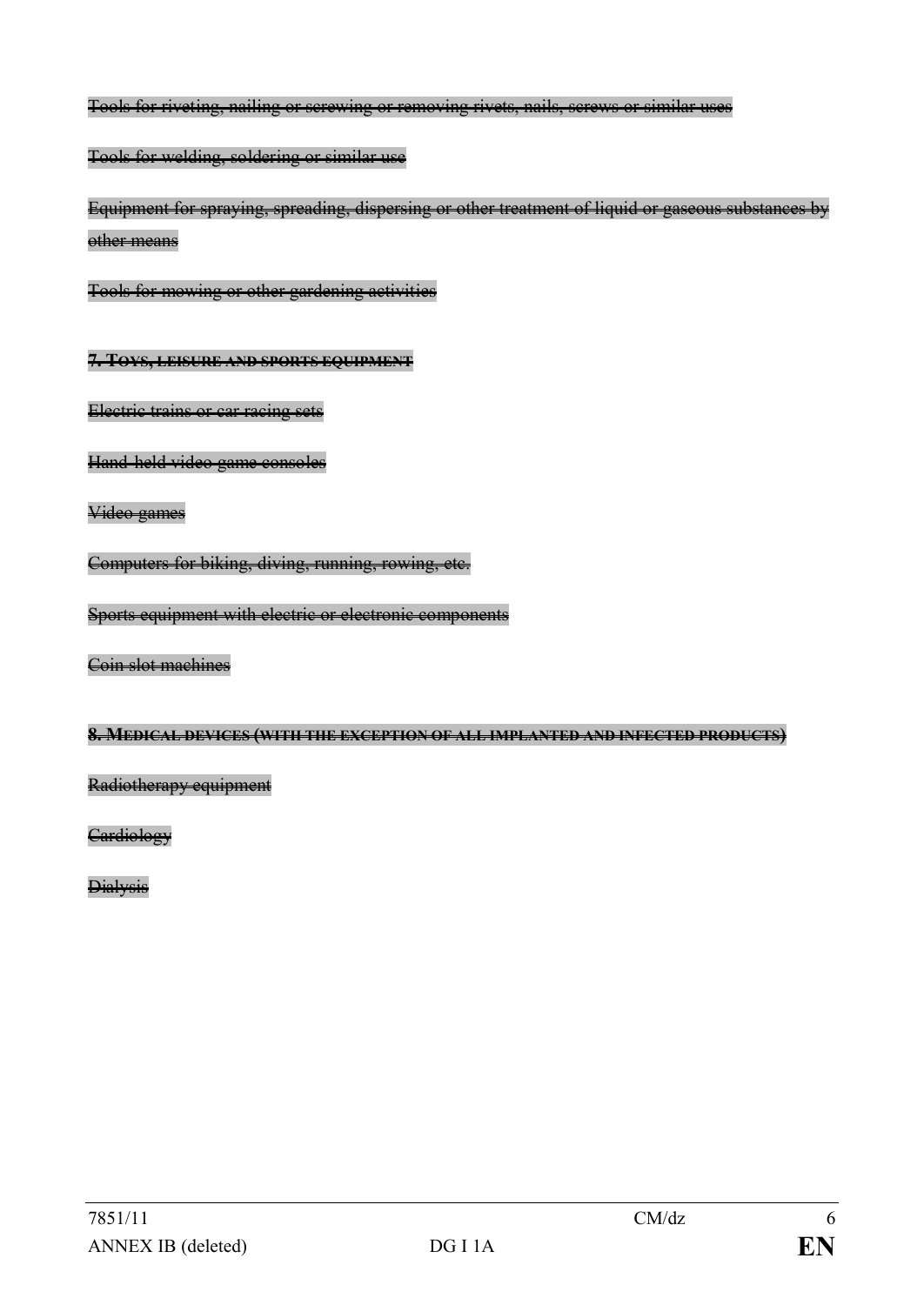~~Tools for riveting, nailing or screwing or removing rivets, nails, screws or similar uses~~

~~Tools for welding, soldering or similar use~~

~~Equipment for spraying, spreading, dispersing or other treatment of liquid or gaseous substances by other means~~

~~Tools for mowing or other gardening activities~~

**~~7. TOYS, LEISURE AND SPORTS EQUIPMENT~~**

~~Electric trains or car racing sets~~

~~Hand-held video game consoles~~

~~Video games~~

~~Computers for biking, diving, running, rowing, etc.~~

~~Sports equipment with electric or electronic components~~

~~Coin slot machines~~

**~~8. MEDICAL DEVICES (WITH THE EXCEPTION OF ALL IMPLANTED AND INFECTED PRODUCTS)~~**

~~Radiotherapy equipment~~

~~Cardiology~~

~~Dialysis~~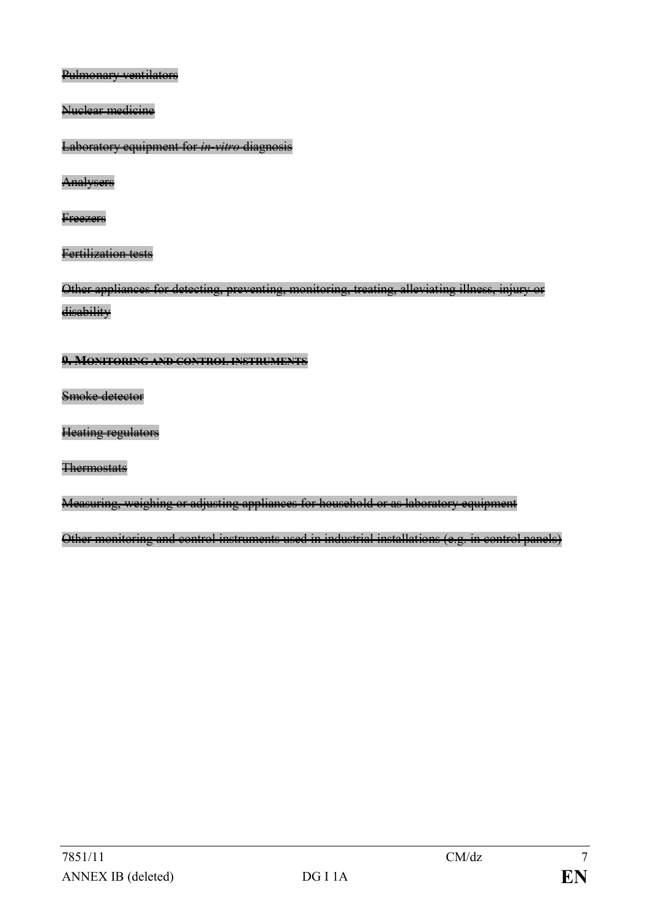~~Pulmonary ventilators~~

~~Nuclear medicine~~

~~Laboratory equipment for *in-vitro* diagnosis~~

~~Analysers~~

~~Freezers~~

~~Fertilization tests~~

~~Other appliances for detecting, preventing, monitoring, treating, alleviating illness, injury or disability~~

**~~9. MONITORING AND CONTROL INSTRUMENTS~~**

~~Smoke detector~~

~~Heating regulators~~

~~Thermostats~~

~~Measuring, weighing or adjusting appliances for household or as laboratory equipment~~

~~Other monitoring and control instruments used in industrial installations (e.g. in control panels)~~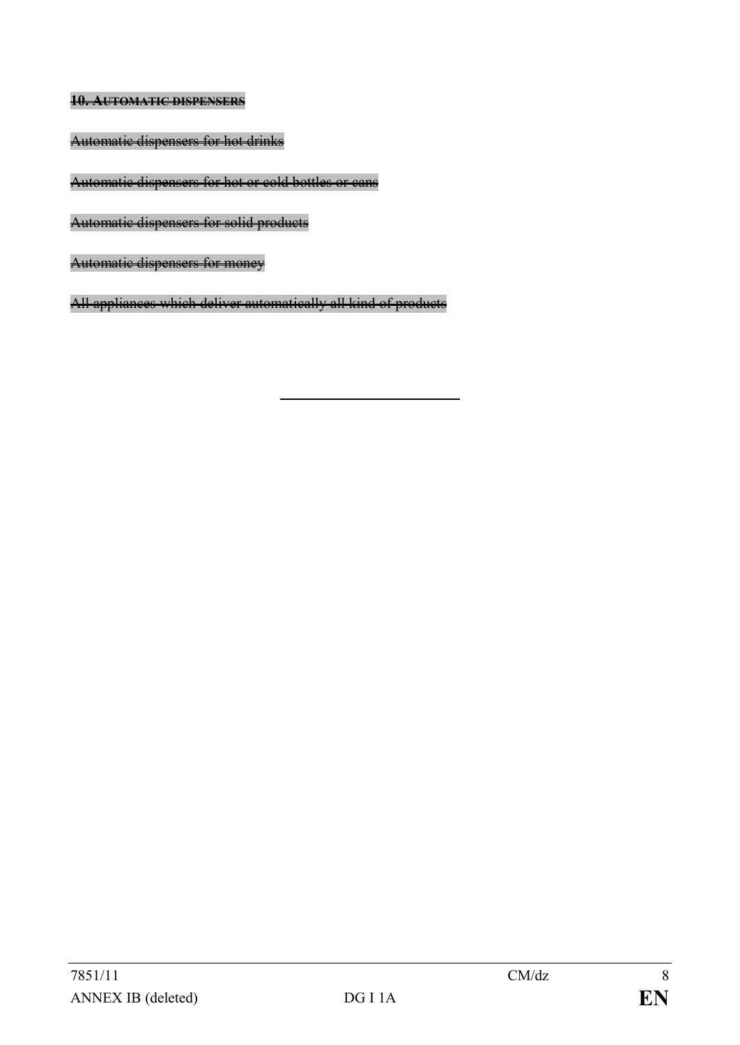~~**10. AUTOMATIC DISPENSERS**~~

~~Automatic dispensers for hot drinks~~

~~Automatic dispensers for hot or cold bottles or cans~~

~~Automatic dispensers for solid products~~

~~Automatic dispensers for money~~

~~All appliances which deliver automatically all kind of products~~

---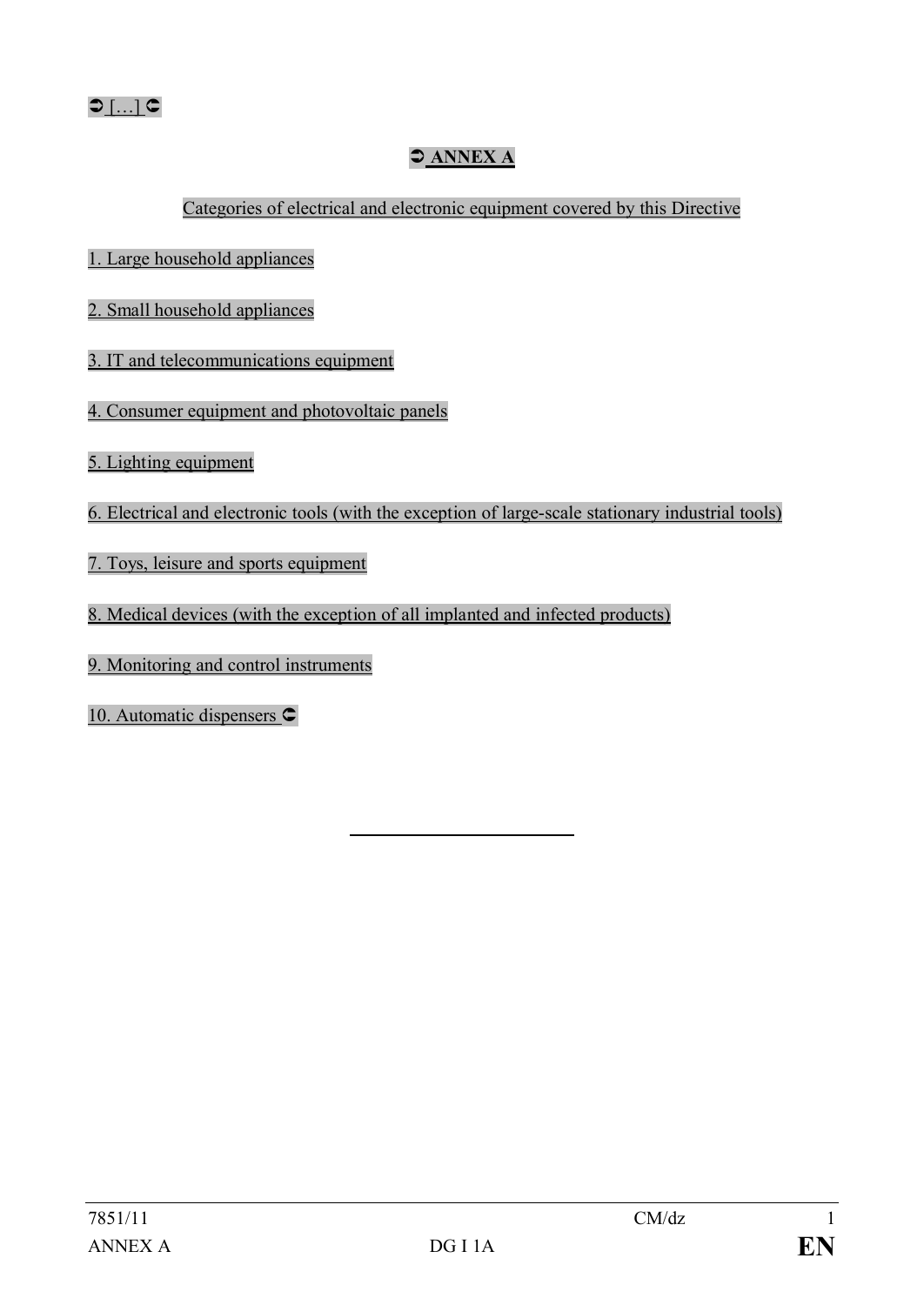➲ […] ➲

## ➲ ANNEX A

Categories of electrical and electronic equipment covered by this Directive

1. Large household appliances

2. Small household appliances

3. IT and telecommunications equipment

4. Consumer equipment and photovoltaic panels

5. Lighting equipment

6. Electrical and electronic tools (with the exception of large-scale stationary industrial tools)

7. Toys, leisure and sports equipment

8. Medical devices (with the exception of all implanted and infected products)

9. Monitoring and control instruments

10. Automatic dispensers ➲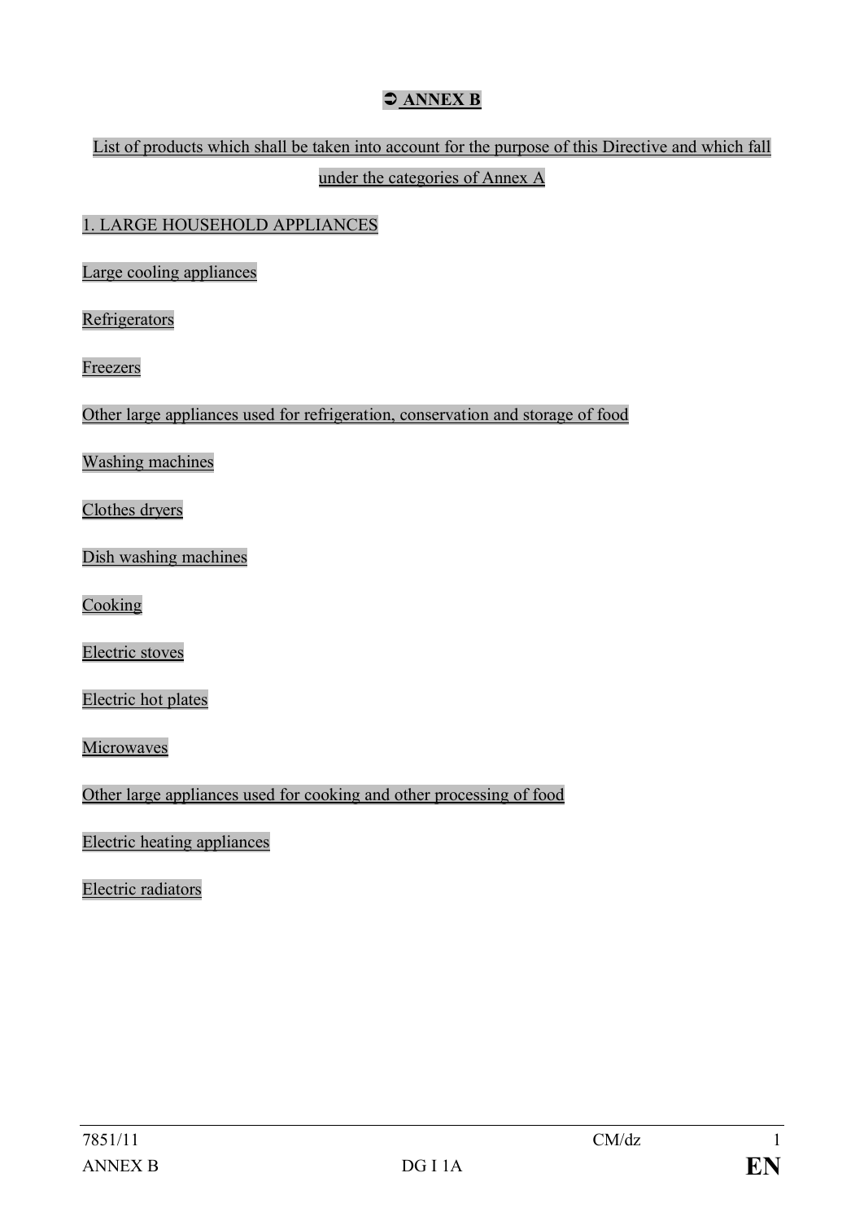## ➲ ANNEX B

List of products which shall be taken into account for the purpose of this Directive and which fall under the categories of Annex A

1. LARGE HOUSEHOLD APPLIANCES

Large cooling appliances

Refrigerators

Freezers

Other large appliances used for refrigeration, conservation and storage of food

Washing machines

Clothes dryers

Dish washing machines

Cooking

Electric stoves

Electric hot plates

Microwaves

Other large appliances used for cooking and other processing of food

Electric heating appliances

Electric radiators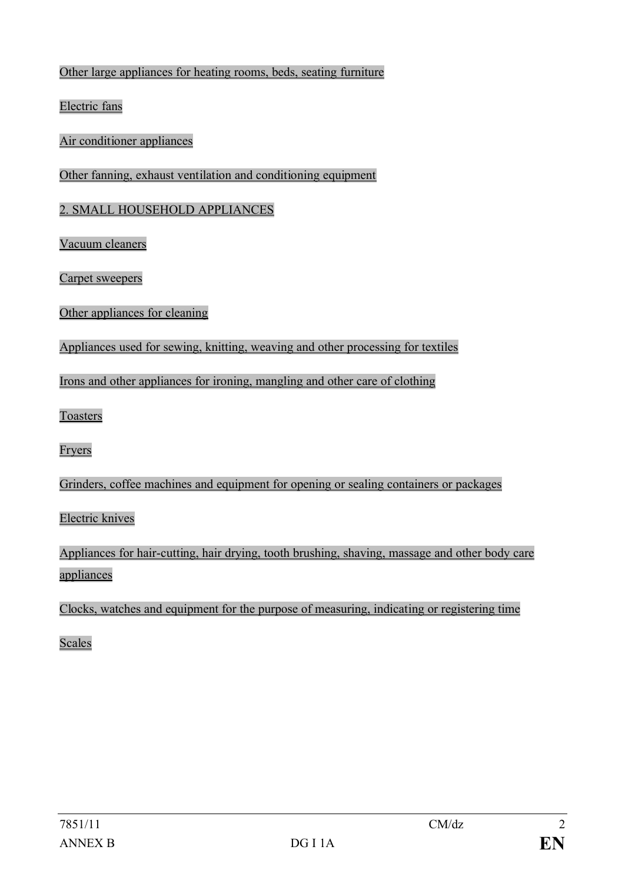Other large appliances for heating rooms, beds, seating furniture

Electric fans

Air conditioner appliances

Other fanning, exhaust ventilation and conditioning equipment

2. SMALL HOUSEHOLD APPLIANCES

Vacuum cleaners

Carpet sweepers

Other appliances for cleaning

Appliances used for sewing, knitting, weaving and other processing for textiles

Irons and other appliances for ironing, mangling and other care of clothing

Toasters

Fryers

Grinders, coffee machines and equipment for opening or sealing containers or packages

Electric knives

Appliances for hair-cutting, hair drying, tooth brushing, shaving, massage and other body care appliances

Clocks, watches and equipment for the purpose of measuring, indicating or registering time

Scales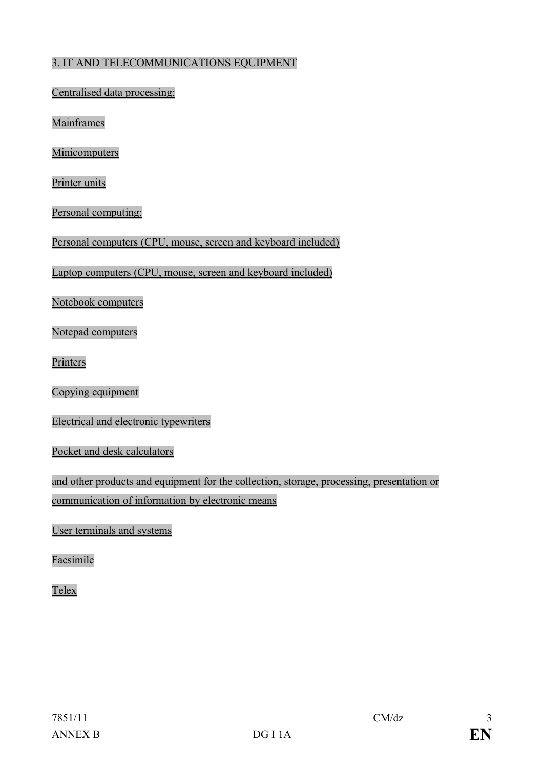3. IT AND TELECOMMUNICATIONS EQUIPMENT

Centralised data processing:

Mainframes

Minicomputers

Printer units

Personal computing:

Personal computers (CPU, mouse, screen and keyboard included)

Laptop computers (CPU, mouse, screen and keyboard included)

Notebook computers

Notepad computers

Printers

Copying equipment

Electrical and electronic typewriters

Pocket and desk calculators

and other products and equipment for the collection, storage, processing, presentation or communication of information by electronic means

User terminals and systems

Facsimile

Telex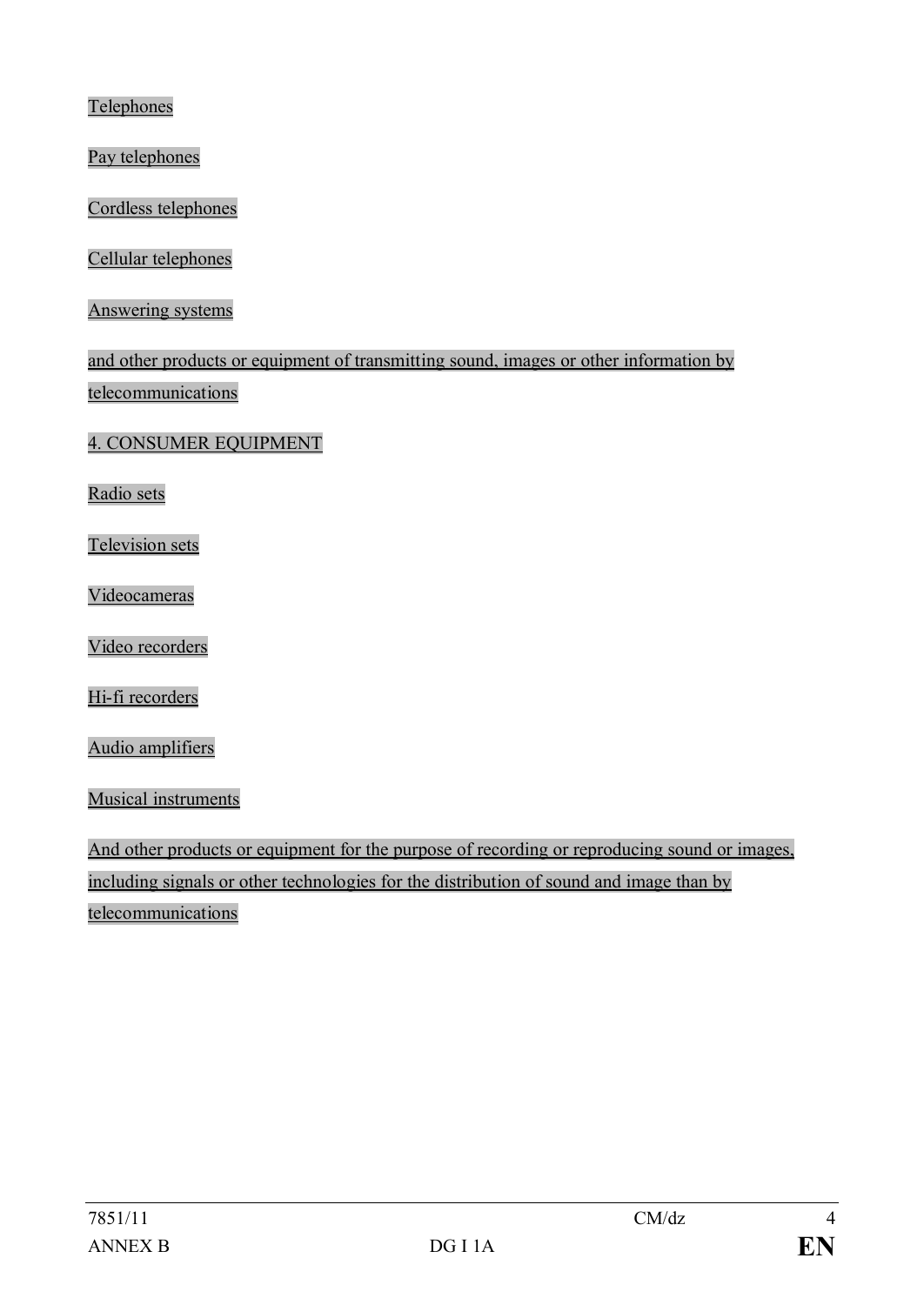Telephones

Pay telephones

Cordless telephones

Cellular telephones

Answering systems

and other products or equipment of transmitting sound, images or other information by telecommunications

4. CONSUMER EQUIPMENT

Radio sets

Television sets

Videocameras

Video recorders

Hi-fi recorders

Audio amplifiers

Musical instruments

And other products or equipment for the purpose of recording or reproducing sound or images, including signals or other technologies for the distribution of sound and image than by telecommunications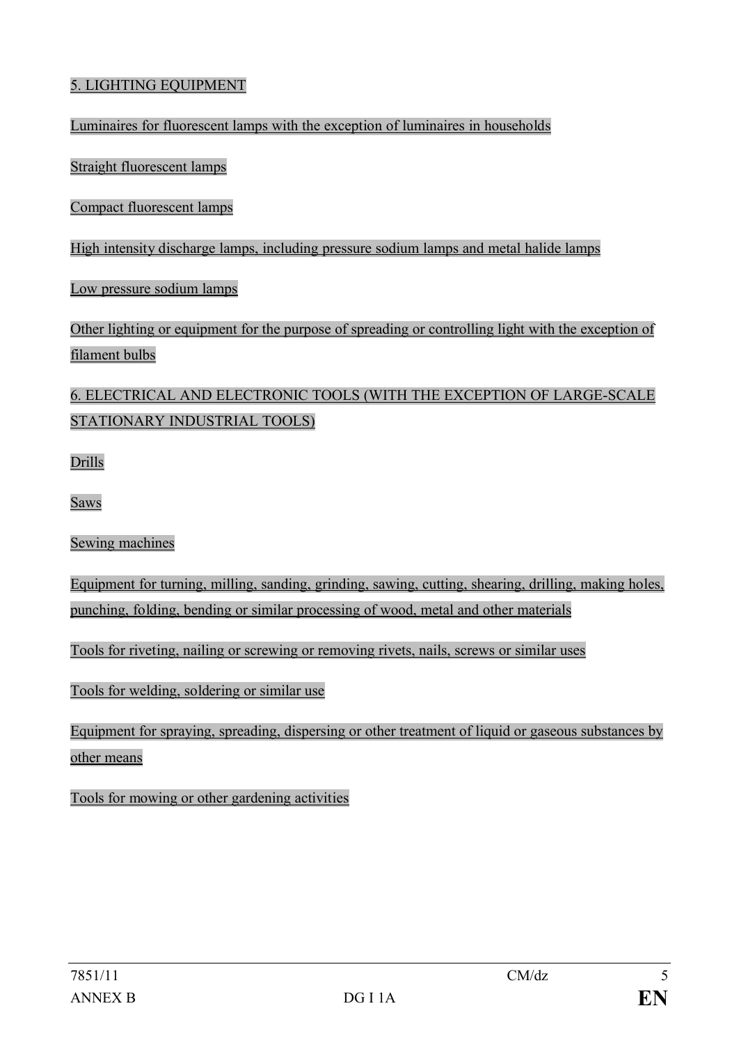5. LIGHTING EQUIPMENT

Luminaires for fluorescent lamps with the exception of luminaires in households

Straight fluorescent lamps

Compact fluorescent lamps

High intensity discharge lamps, including pressure sodium lamps and metal halide lamps

Low pressure sodium lamps

Other lighting or equipment for the purpose of spreading or controlling light with the exception of filament bulbs

6. ELECTRICAL AND ELECTRONIC TOOLS (WITH THE EXCEPTION OF LARGE-SCALE STATIONARY INDUSTRIAL TOOLS)

Drills

Saws

Sewing machines

Equipment for turning, milling, sanding, grinding, sawing, cutting, shearing, drilling, making holes, punching, folding, bending or similar processing of wood, metal and other materials

Tools for riveting, nailing or screwing or removing rivets, nails, screws or similar uses

Tools for welding, soldering or similar use

Equipment for spraying, spreading, dispersing or other treatment of liquid or gaseous substances by other means

Tools for mowing or other gardening activities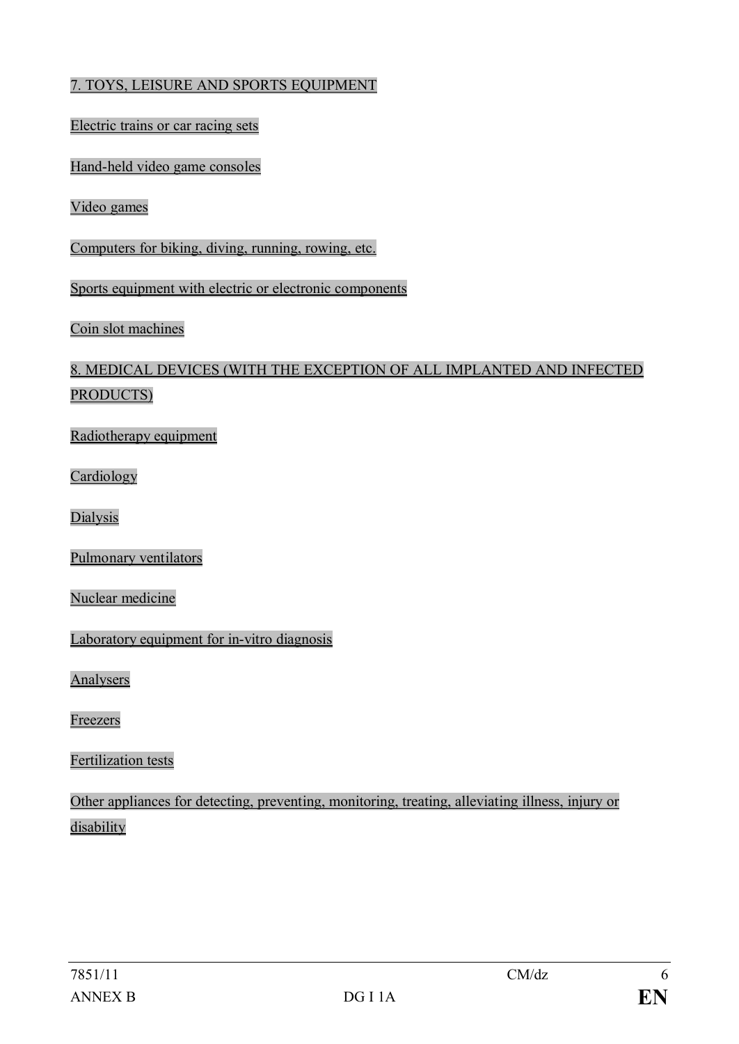7. TOYS, LEISURE AND SPORTS EQUIPMENT

Electric trains or car racing sets

Hand-held video game consoles

Video games

Computers for biking, diving, running, rowing, etc.

Sports equipment with electric or electronic components

Coin slot machines

8. MEDICAL DEVICES (WITH THE EXCEPTION OF ALL IMPLANTED AND INFECTED PRODUCTS)

Radiotherapy equipment

Cardiology

Dialysis

Pulmonary ventilators

Nuclear medicine

Laboratory equipment for in-vitro diagnosis

Analysers

Freezers

Fertilization tests

Other appliances for detecting, preventing, monitoring, treating, alleviating illness, injury or disability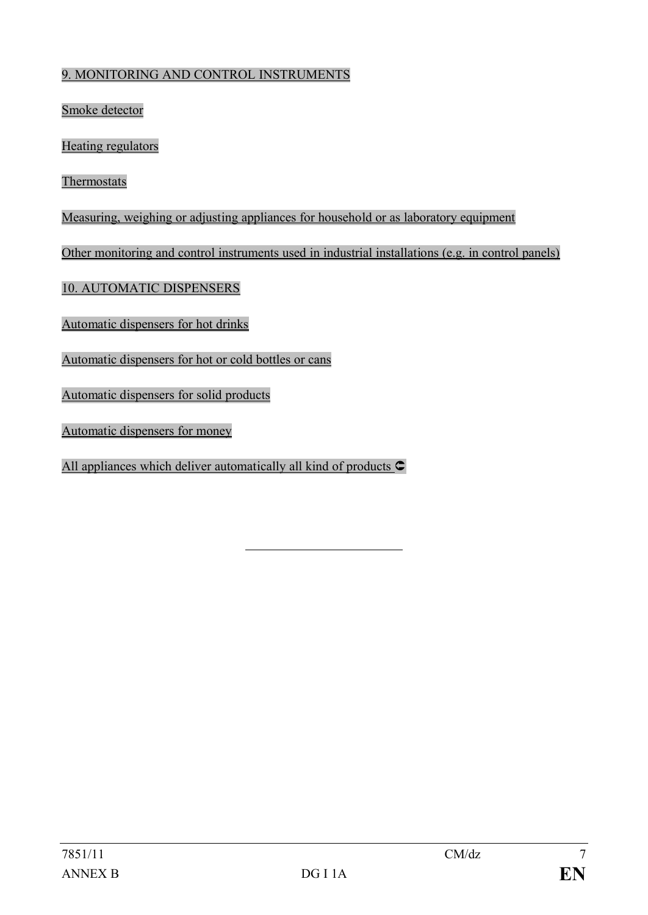9. MONITORING AND CONTROL INSTRUMENTS

Smoke detector

Heating regulators

Thermostats

Measuring, weighing or adjusting appliances for household or as laboratory equipment

Other monitoring and control instruments used in industrial installations (e.g. in control panels)

10. AUTOMATIC DISPENSERS

Automatic dispensers for hot drinks

Automatic dispensers for hot or cold bottles or cans

Automatic dispensers for solid products

Automatic dispensers for money

All appliances which deliver automatically all kind of products ⊂

---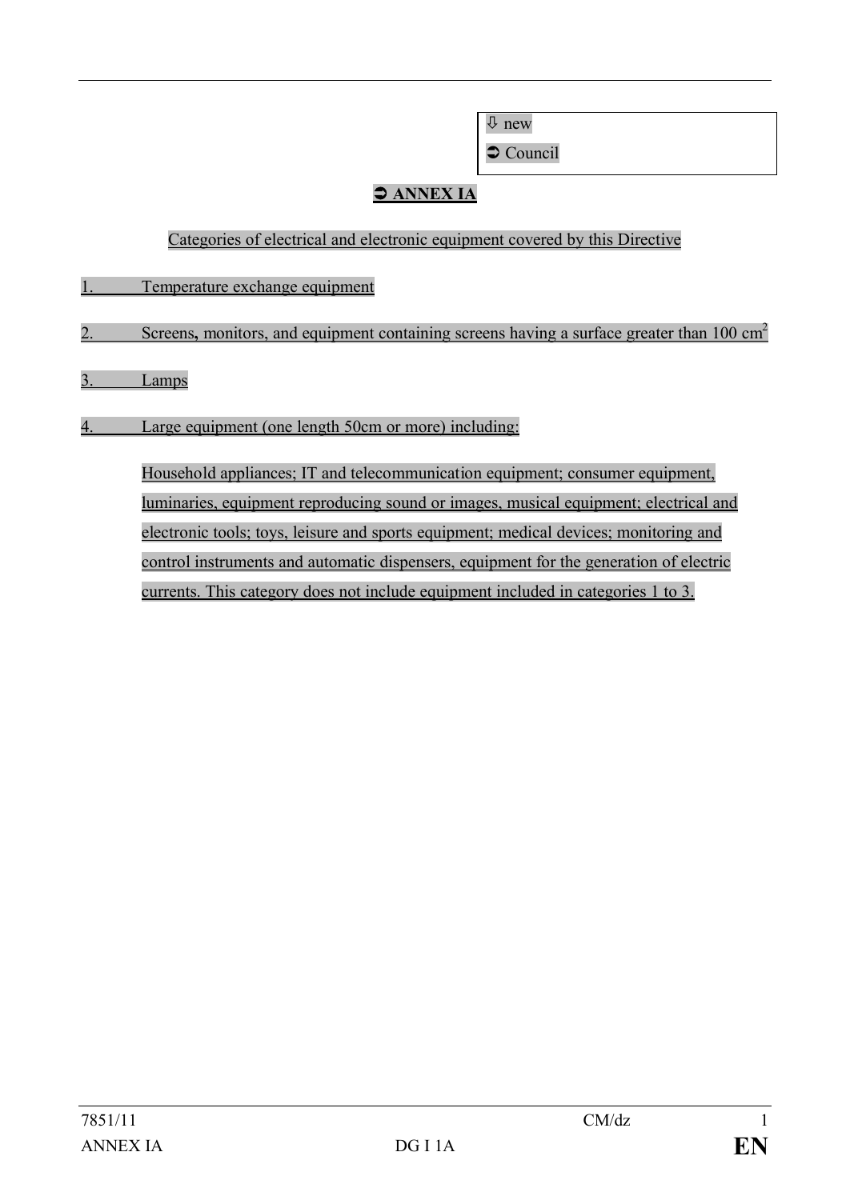⇩ new

➲ Council

## ➲ ANNEX IA

Categories of electrical and electronic equipment covered by this Directive

1. Temperature exchange equipment
2. Screens, monitors, and equipment containing screens having a surface greater than 100 $cm^2$
3. Lamps
4. Large equipment (one length 50cm or more) including:

   Household appliances; IT and telecommunication equipment; consumer equipment, luminaries, equipment reproducing sound or images, musical equipment; electrical and electronic tools; toys, leisure and sports equipment; medical devices; monitoring and control instruments and automatic dispensers, equipment for the generation of electric currents. This category does not include equipment included in categories 1 to 3.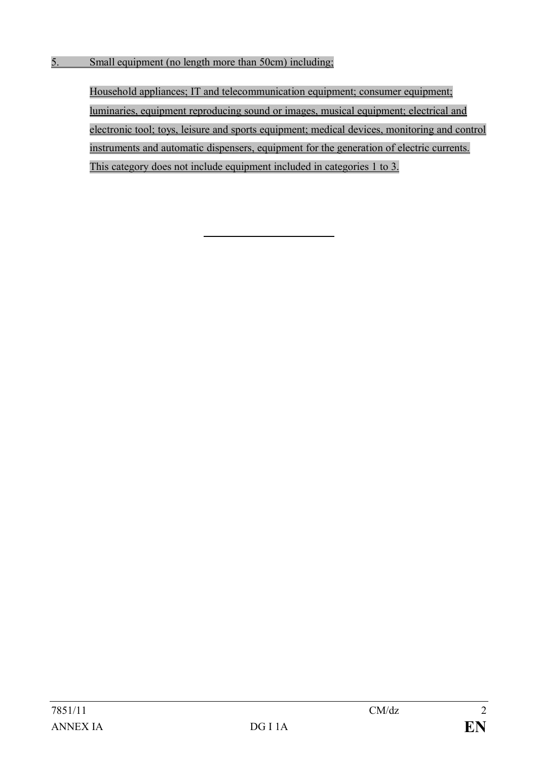5. Small equipment (no length more than 50cm) including;

Household appliances; IT and telecommunication equipment; consumer equipment; luminaries, equipment reproducing sound or images, musical equipment; electrical and electronic tool; toys, leisure and sports equipment; medical devices, monitoring and control instruments and automatic dispensers, equipment for the generation of electric currents. This category does not include equipment included in categories 1 to 3.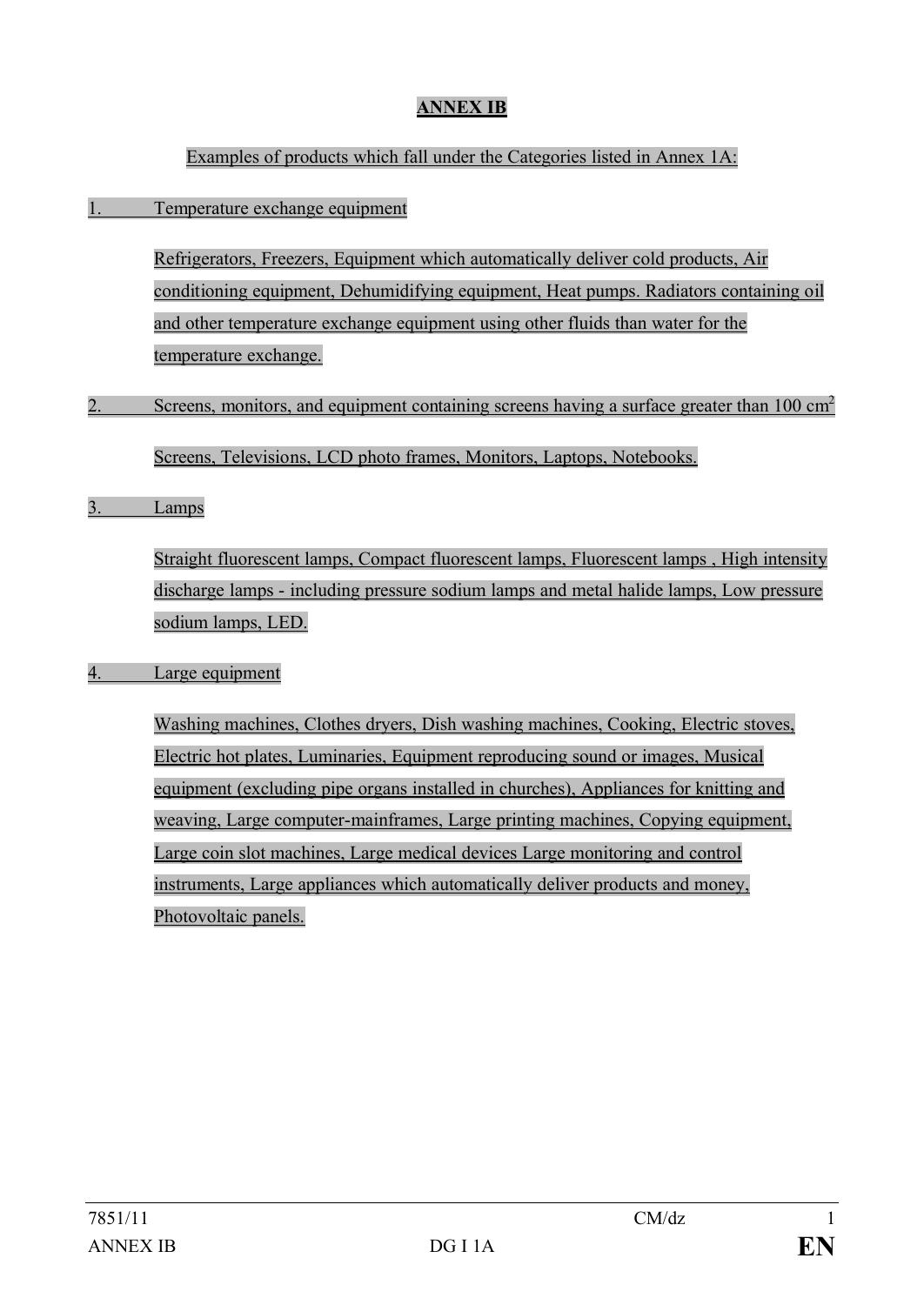## ANNEX IB

Examples of products which fall under the Categories listed in Annex 1A:

1. Temperature exchange equipment

   Refrigerators, Freezers, Equipment which automatically deliver cold products, Air conditioning equipment, Dehumidifying equipment, Heat pumps. Radiators containing oil and other temperature exchange equipment using other fluids than water for the temperature exchange.

2. Screens, monitors, and equipment containing screens having a surface greater than 100 $cm^2$

   Screens, Televisions, LCD photo frames, Monitors, Laptops, Notebooks.

3. Lamps

   Straight fluorescent lamps, Compact fluorescent lamps, Fluorescent lamps , High intensity discharge lamps - including pressure sodium lamps and metal halide lamps, Low pressure sodium lamps, LED.

4. Large equipment

   Washing machines, Clothes dryers, Dish washing machines, Cooking, Electric stoves, Electric hot plates, Luminaries, Equipment reproducing sound or images, Musical equipment (excluding pipe organs installed in churches), Appliances for knitting and weaving, Large computer-mainframes, Large printing machines, Copying equipment, Large coin slot machines, Large medical devices Large monitoring and control instruments, Large appliances which automatically deliver products and money, Photovoltaic panels.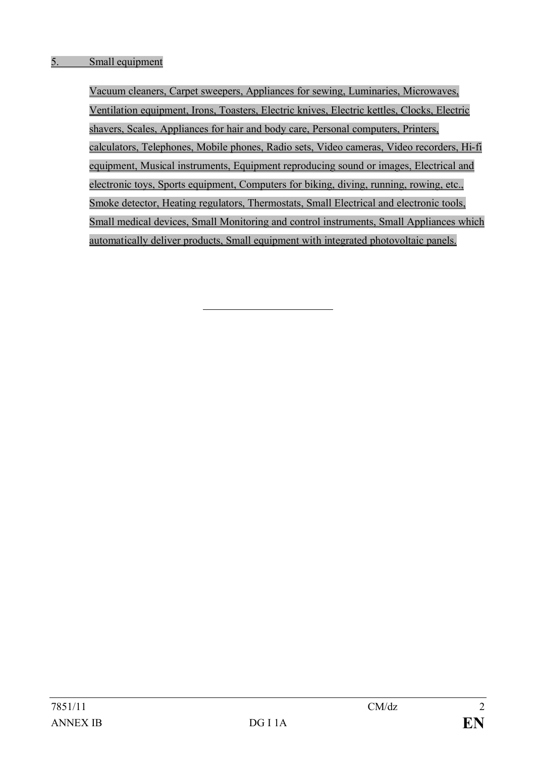5. Small equipment

Vacuum cleaners, Carpet sweepers, Appliances for sewing, Luminaries, Microwaves, Ventilation equipment, Irons, Toasters, Electric knives, Electric kettles, Clocks, Electric shavers, Scales, Appliances for hair and body care, Personal computers, Printers, calculators, Telephones, Mobile phones, Radio sets, Video cameras, Video recorders, Hi-fi equipment, Musical instruments, Equipment reproducing sound or images, Electrical and electronic toys, Sports equipment, Computers for biking, diving, running, rowing, etc., Smoke detector, Heating regulators, Thermostats, Small Electrical and electronic tools, Small medical devices, Small Monitoring and control instruments, Small Appliances which automatically deliver products, Small equipment with integrated photovoltaic panels.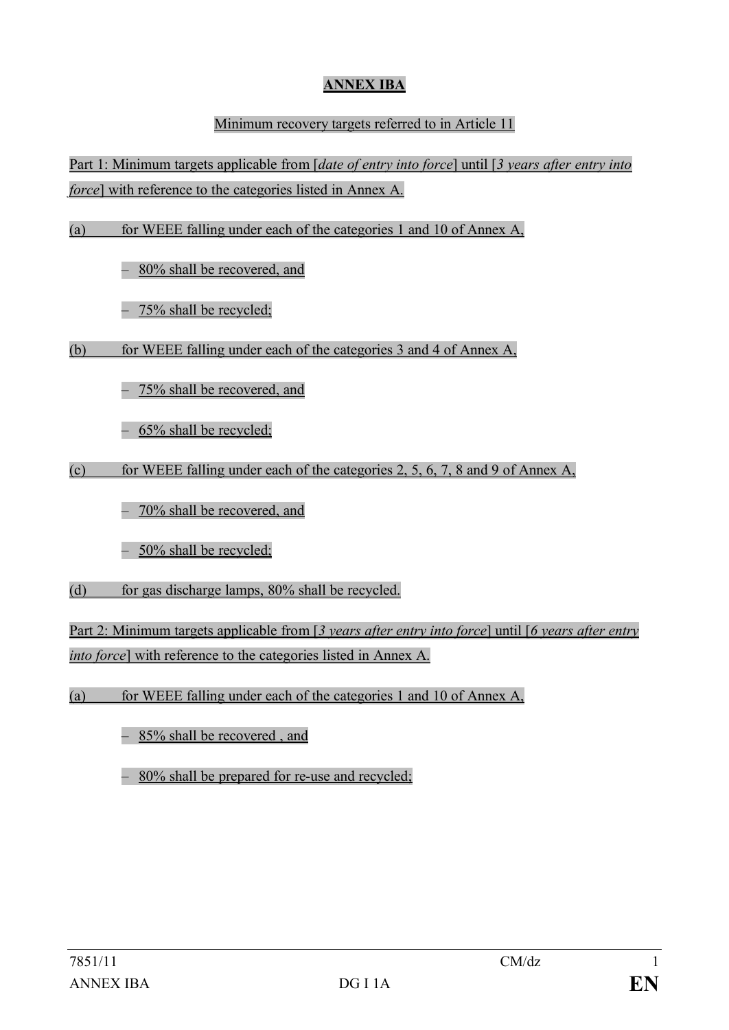# ANNEX IBA

Minimum recovery targets referred to in Article 11

Part 1: Minimum targets applicable from [*date of entry into force*] until [*3 years after entry into force*] with reference to the categories listed in Annex A.

(a) for WEEE falling under each of the categories 1 and 10 of Annex A,

- 80% shall be recovered, and
- 75% shall be recycled;

(b) for WEEE falling under each of the categories 3 and 4 of Annex A,

- 75% shall be recovered, and
- 65% shall be recycled;

(c) for WEEE falling under each of the categories 2, 5, 6, 7, 8 and 9 of Annex A,

- 70% shall be recovered, and
- 50% shall be recycled;

(d) for gas discharge lamps, 80% shall be recycled.

Part 2: Minimum targets applicable from [*3 years after entry into force*] until [*6 years after entry into force*] with reference to the categories listed in Annex A.

(a) for WEEE falling under each of the categories 1 and 10 of Annex A,

- 85% shall be recovered , and
- 80% shall be prepared for re-use and recycled;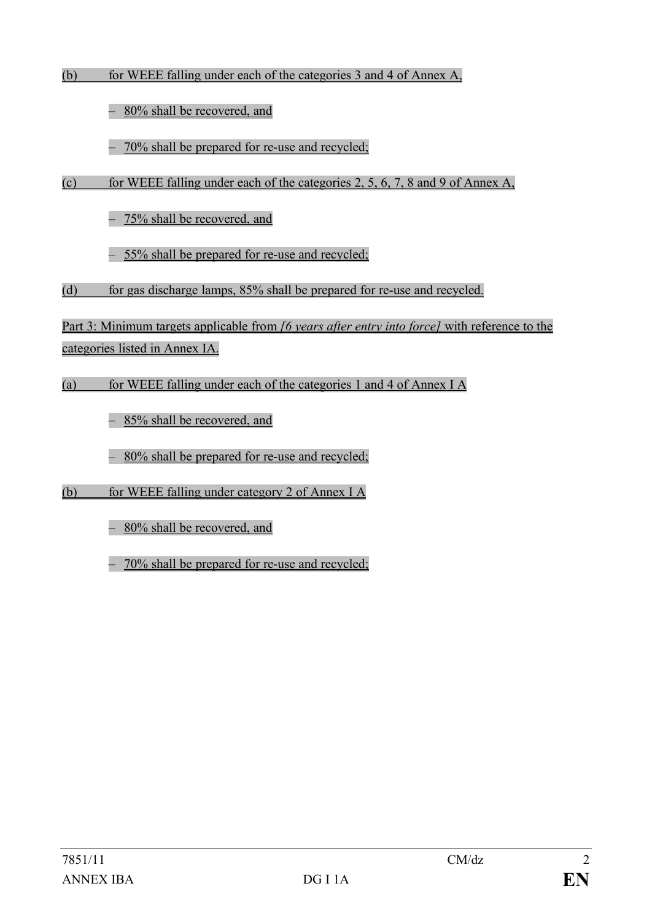(b) for WEEE falling under each of the categories 3 and 4 of Annex A,

- 80% shall be recovered, and
- 70% shall be prepared for re-use and recycled;

(c) for WEEE falling under each of the categories 2, 5, 6, 7, 8 and 9 of Annex A,

- 75% shall be recovered, and
- 55% shall be prepared for re-use and recycled;

(d) for gas discharge lamps, 85% shall be prepared for re-use and recycled.

Part 3: Minimum targets applicable from *[6 years after entry into force]* with reference to the categories listed in Annex IA.

(a) for WEEE falling under each of the categories 1 and 4 of Annex I A

- 85% shall be recovered, and
- 80% shall be prepared for re-use and recycled;

(b) for WEEE falling under category 2 of Annex I A

- 80% shall be recovered, and
- 70% shall be prepared for re-use and recycled;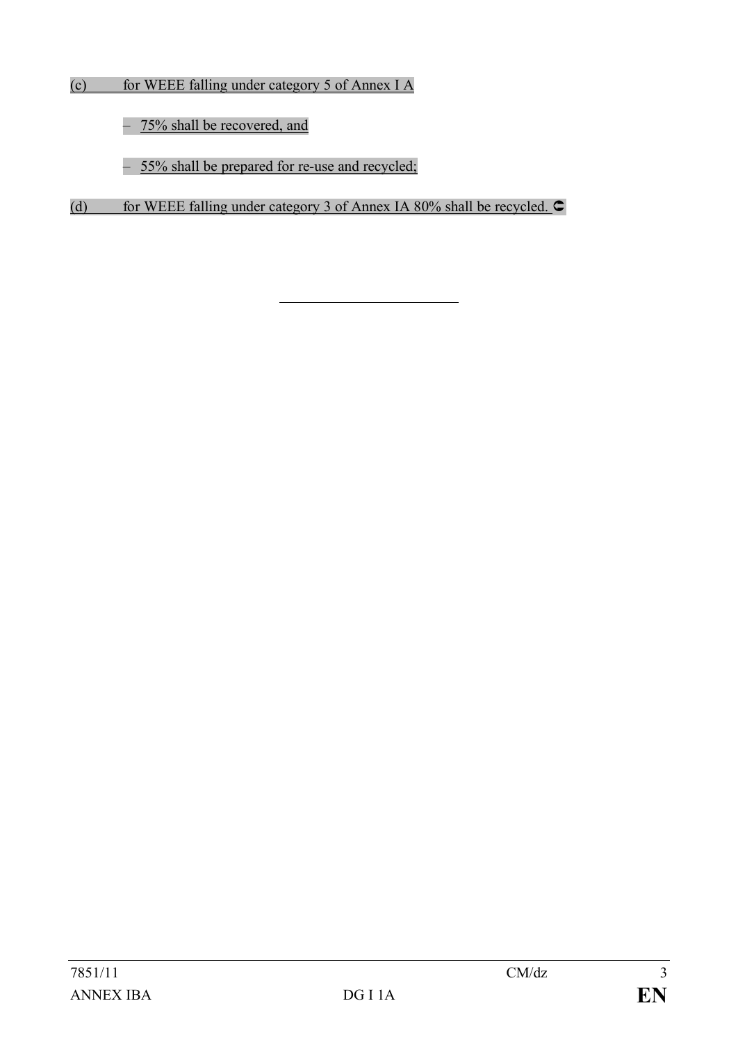(c) for WEEE falling under category 5 of Annex I A

– 75% shall be recovered, and

– 55% shall be prepared for re-use and recycled;

(d) for WEEE falling under category 3 of Annex IA 80% shall be recycled. ⊂

---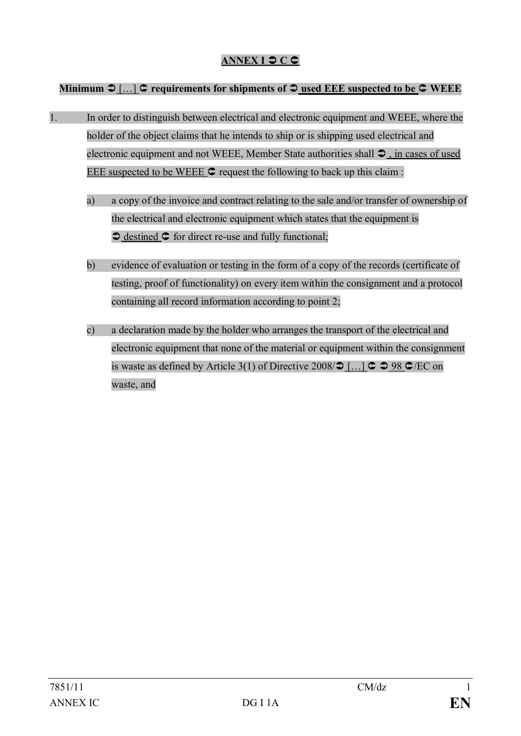## ANNEX I ➲ C ➲

**Minimum ➲ […] ➲ requirements for shipments of ➲ used EEE suspected to be ➲ WEEE**

1. In order to distinguish between electrical and electronic equipment and WEEE, where the holder of the object claims that he intends to ship or is shipping used electrical and electronic equipment and not WEEE, Member State authorities shall ➲ , in cases of used EEE suspected to be WEEE ➲ request the following to back up this claim :

   a) a copy of the invoice and contract relating to the sale and/or transfer of ownership of the electrical and electronic equipment which states that the equipment is ➲ destined ➲ for direct re-use and fully functional;

   b) evidence of evaluation or testing in the form of a copy of the records (certificate of testing, proof of functionality) on every item within the consignment and a protocol containing all record information according to point 2;

   c) a declaration made by the holder who arranges the transport of the electrical and electronic equipment that none of the material or equipment within the consignment is waste as defined by Article 3(1) of Directive 2008/➲ […] ➲ ➲ 98 ➲/EC on waste, and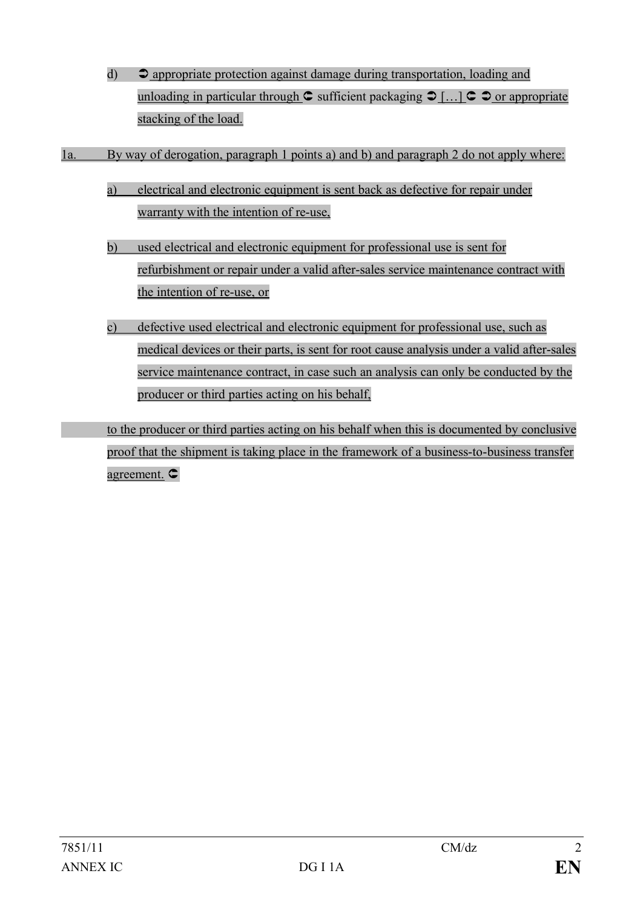d) ➲ appropriate protection against damage during transportation, loading and unloading in particular through ➲ sufficient packaging ➲ […] ➲ ➲ or appropriate stacking of the load.

1a. By way of derogation, paragraph 1 points a) and b) and paragraph 2 do not apply where:

a) electrical and electronic equipment is sent back as defective for repair under warranty with the intention of re-use,

b) used electrical and electronic equipment for professional use is sent for refurbishment or repair under a valid after-sales service maintenance contract with the intention of re-use, or

c) defective used electrical and electronic equipment for professional use, such as medical devices or their parts, is sent for root cause analysis under a valid after-sales service maintenance contract, in case such an analysis can only be conducted by the producer or third parties acting on his behalf,

to the producer or third parties acting on his behalf when this is documented by conclusive proof that the shipment is taking place in the framework of a business-to-business transfer agreement. ➲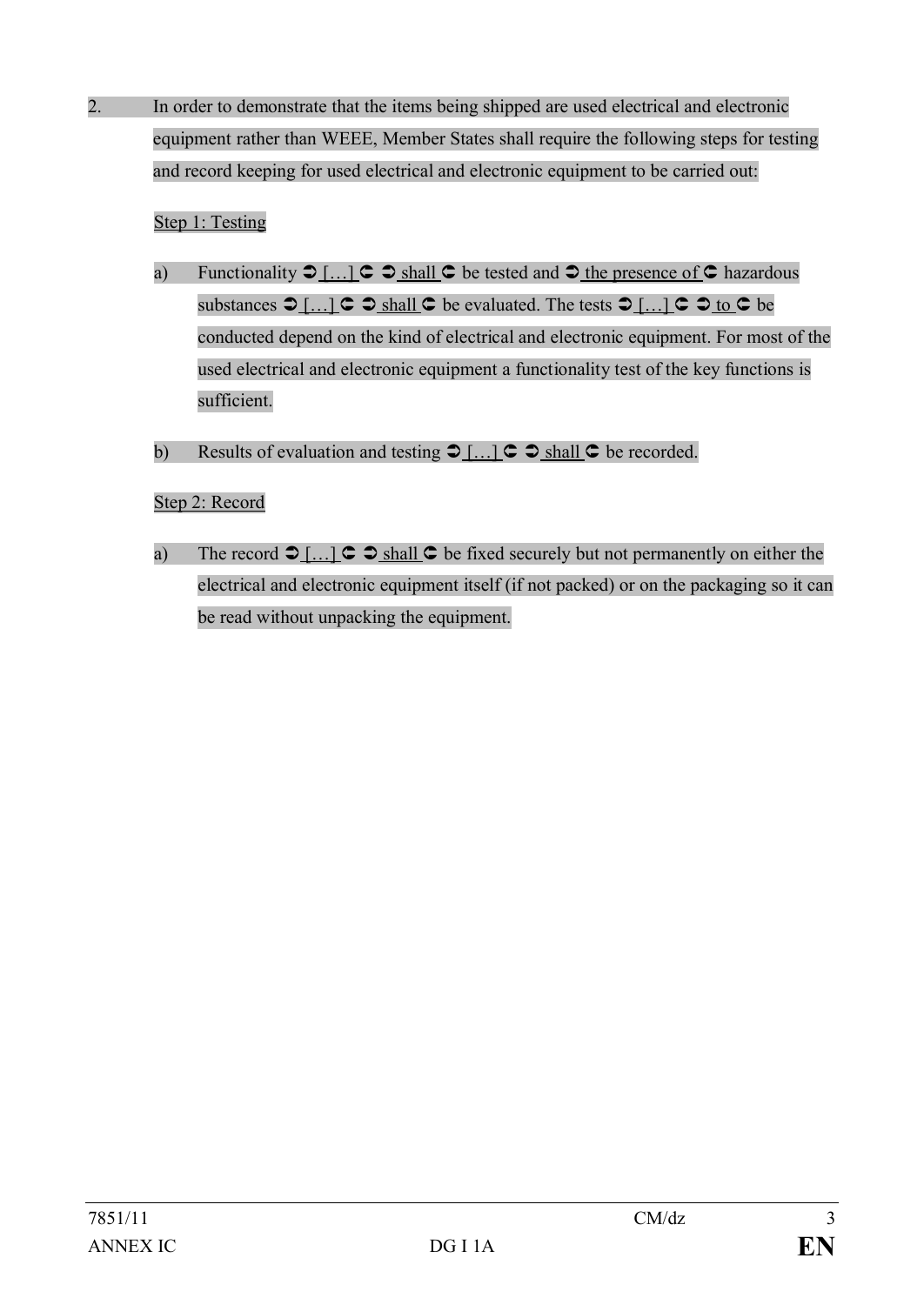2. In order to demonstrate that the items being shipped are used electrical and electronic equipment rather than WEEE, Member States shall require the following steps for testing and record keeping for used electrical and electronic equipment to be carried out:

Step 1: Testing

a) Functionality ➲ […] ➲ ➲ shall ➲ be tested and ➲ the presence of ➲ hazardous substances ➲ […] ➲ ➲ shall ➲ be evaluated. The tests ➲ […] ➲ ➲ to ➲ be conducted depend on the kind of electrical and electronic equipment. For most of the used electrical and electronic equipment a functionality test of the key functions is sufficient.

b) Results of evaluation and testing ➲ […] ➲ ➲ shall ➲ be recorded.

Step 2: Record

a) The record ➲ […] ➲ ➲ shall ➲ be fixed securely but not permanently on either the electrical and electronic equipment itself (if not packed) or on the packaging so it can be read without unpacking the equipment.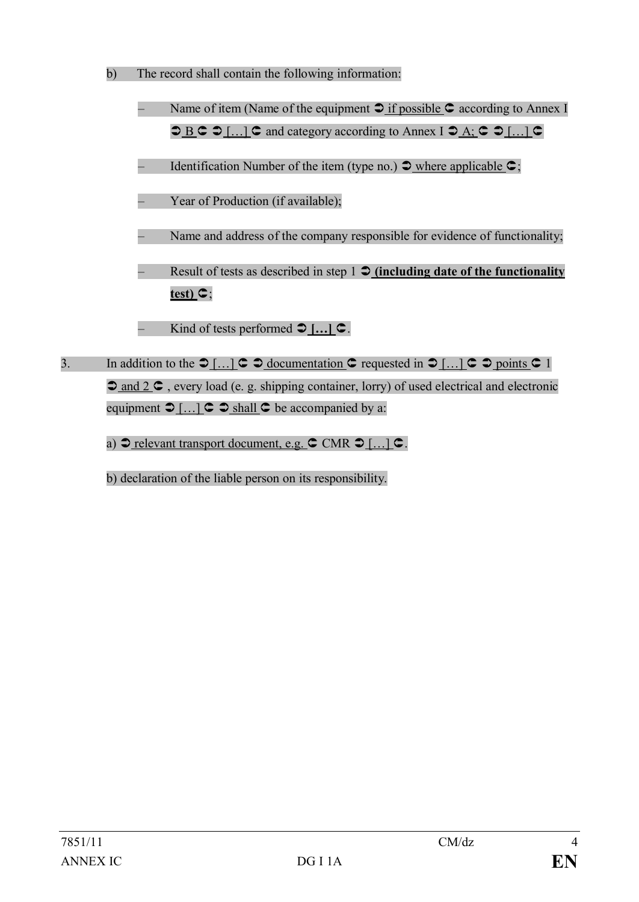b) The record shall contain the following information:

- Name of item (Name of the equipment ➲ if possible ➲ according to Annex I ➲ B ➲ ➲ […] ➲ and category according to Annex I ➲ A; ➲ ➲ […] ➲
- Identification Number of the item (type no.) ➲ where applicable ➲;
- Year of Production (if available);
- Name and address of the company responsible for evidence of functionality;
- Result of tests as described in step 1 ➲ **(including date of the functionality test)** ➲;
- Kind of tests performed ➲ **[…]** ➲.

3. In addition to the ➲ […] ➲ ➲ documentation ➲ requested in ➲ […] ➲ ➲ points ➲ 1 ➲ and 2 ➲ , every load (e. g. shipping container, lorry) of used electrical and electronic equipment ➲ […] ➲ ➲ shall ➲ be accompanied by a:

a) ➲ relevant transport document, e.g. ➲ CMR ➲ […] ➲.

b) declaration of the liable person on its responsibility.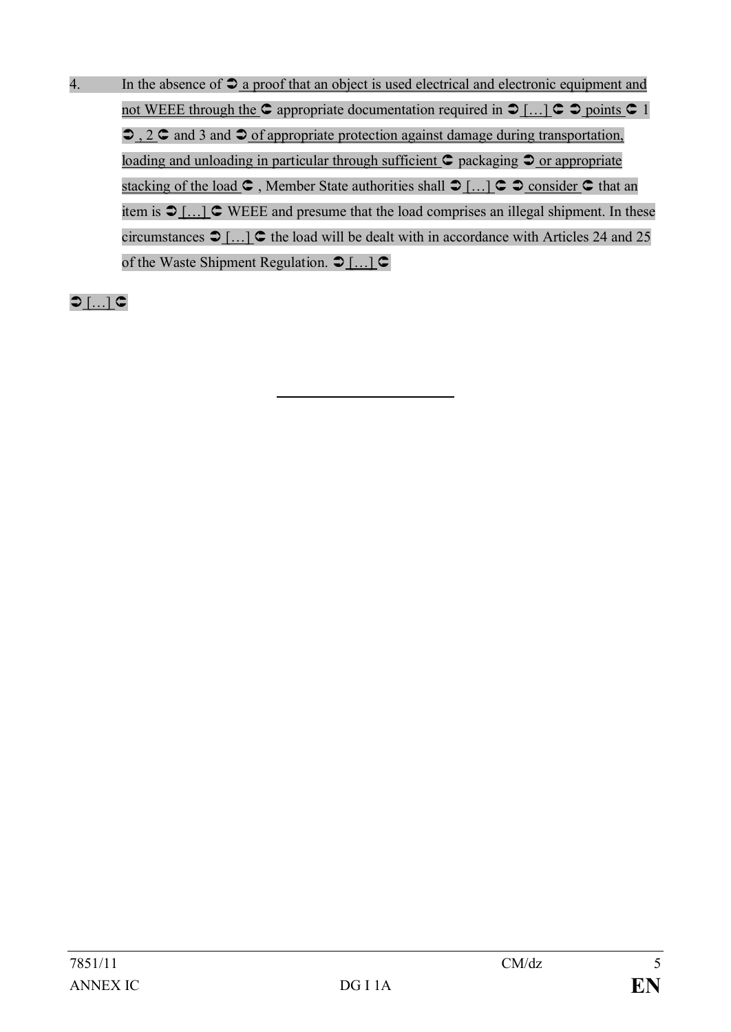4. In the absence of ➲ a proof that an object is used electrical and electronic equipment and not WEEE through the ➲ appropriate documentation required in ➲ […] ➲ ➲ points ➲ 1 ➲ , 2 ➲ and 3 and ➲ of appropriate protection against damage during transportation, loading and unloading in particular through sufficient ➲ packaging ➲ or appropriate stacking of the load ➲ , Member State authorities shall ➲ […] ➲ ➲ consider ➲ that an item is ➲ […] ➲ WEEE and presume that the load comprises an illegal shipment. In these circumstances ➲ […] ➲ the load will be dealt with in accordance with Articles 24 and 25 of the Waste Shipment Regulation. ➲ […] ➲

➲ […] ➲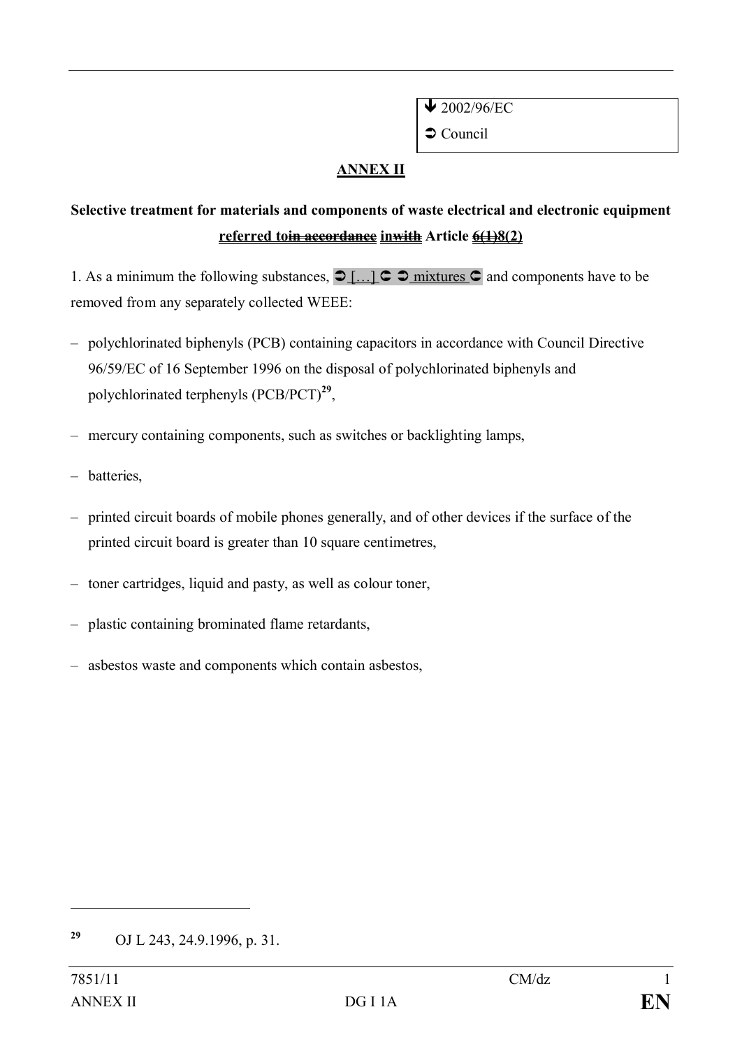↓ 2002/96/EC

➲ Council

## ANNEX II

**Selective treatment for materials and components of waste electrical and electronic equipment referred to~~in accordance~~ in~~with~~ Article ~~6(1)~~8(2)**

1. As a minimum the following substances, ➲ […] ⇐ ➲ mixtures ⇐ and components have to be removed from any separately collected WEEE:

- polychlorinated biphenyls (PCB) containing capacitors in accordance with Council Directive 96/59/EC of 16 September 1996 on the disposal of polychlorinated biphenyls and polychlorinated terphenyls (PCB/PCT)[29],
- mercury containing components, such as switches or backlighting lamps,
- batteries,
- printed circuit boards of mobile phones generally, and of other devices if the surface of the printed circuit board is greater than 10 square centimetres,
- toner cartridges, liquid and pasty, as well as colour toner,
- plastic containing brominated flame retardants,
- asbestos waste and components which contain asbestos,

---

[29] OJ L 243, 24.9.1996, p. 31.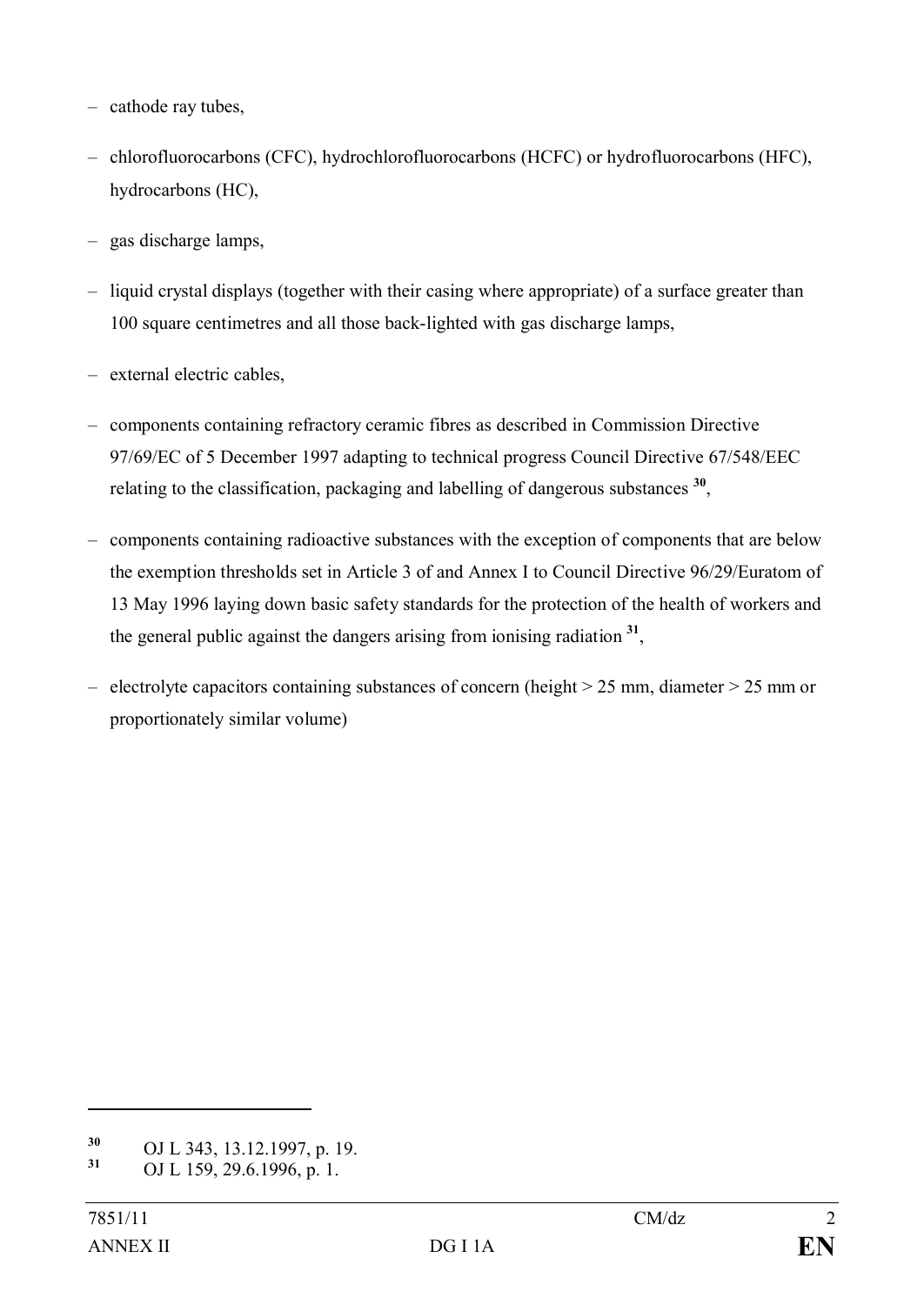- cathode ray tubes,
- chlorofluorocarbons (CFC), hydrochlorofluorocarbons (HCFC) or hydrofluorocarbons (HFC), hydrocarbons (HC),
- gas discharge lamps,
- liquid crystal displays (together with their casing where appropriate) of a surface greater than 100 square centimetres and all those back-lighted with gas discharge lamps,
- external electric cables,
- components containing refractory ceramic fibres as described in Commission Directive 97/69/EC of 5 December 1997 adapting to technical progress Council Directive 67/548/EEC relating to the classification, packaging and labelling of dangerous substances [30],
- components containing radioactive substances with the exception of components that are below the exemption thresholds set in Article 3 of and Annex I to Council Directive 96/29/Euratom of 13 May 1996 laying down basic safety standards for the protection of the health of workers and the general public against the dangers arising from ionising radiation [31],
- electrolyte capacitors containing substances of concern (height > 25 mm, diameter > 25 mm or proportionately similar volume)

---

[30] OJ L 343, 13.12.1997, p. 19.
[31] OJ L 159, 29.6.1996, p. 1.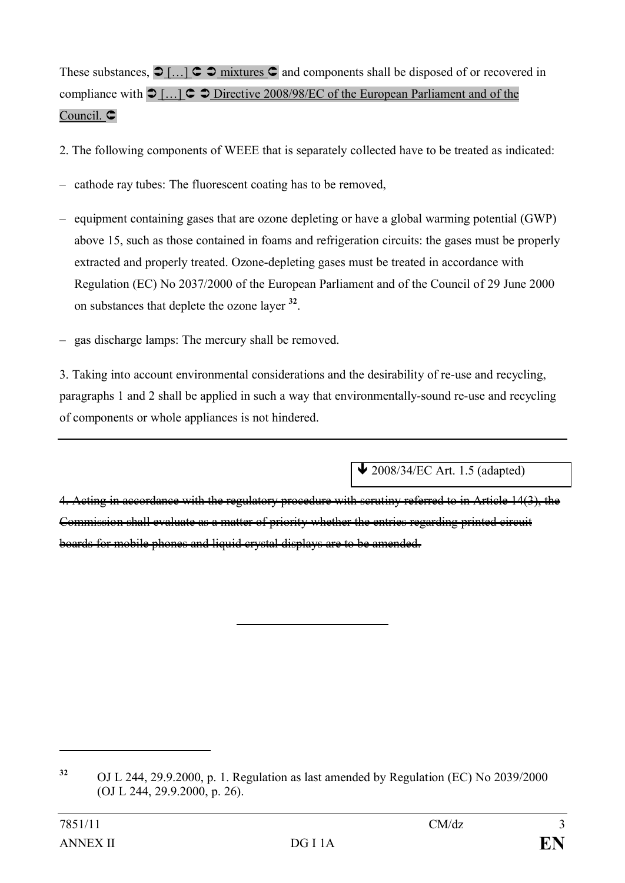These substances, ➲ […] ➲ ➲ mixtures ➲ and components shall be disposed of or recovered in compliance with ➲ […] ➲ ➲ Directive 2008/98/EC of the European Parliament and of the Council. ➲

2. The following components of WEEE that is separately collected have to be treated as indicated:

– cathode ray tubes: The fluorescent coating has to be removed,

– equipment containing gases that are ozone depleting or have a global warming potential (GWP) above 15, such as those contained in foams and refrigeration circuits: the gases must be properly extracted and properly treated. Ozone-depleting gases must be treated in accordance with Regulation (EC) No 2037/2000 of the European Parliament and of the Council of 29 June 2000 on substances that deplete the ozone layer [32].

– gas discharge lamps: The mercury shall be removed.

3. Taking into account environmental considerations and the desirability of re-use and recycling, paragraphs 1 and 2 shall be applied in such a way that environmentally-sound re-use and recycling of components or whole appliances is not hindered.

---

🡻 2008/34/EC Art. 1.5 (adapted)

~~4. Acting in accordance with the regulatory procedure with scrutiny referred to in Article 14(3), the Commission shall evaluate as a matter of priority whether the entries regarding printed circuit boards for mobile phones and liquid crystal displays are to be amended.~~

---

[32] OJ L 244, 29.9.2000, p. 1. Regulation as last amended by Regulation (EC) No 2039/2000 (OJ L 244, 29.9.2000, p. 26).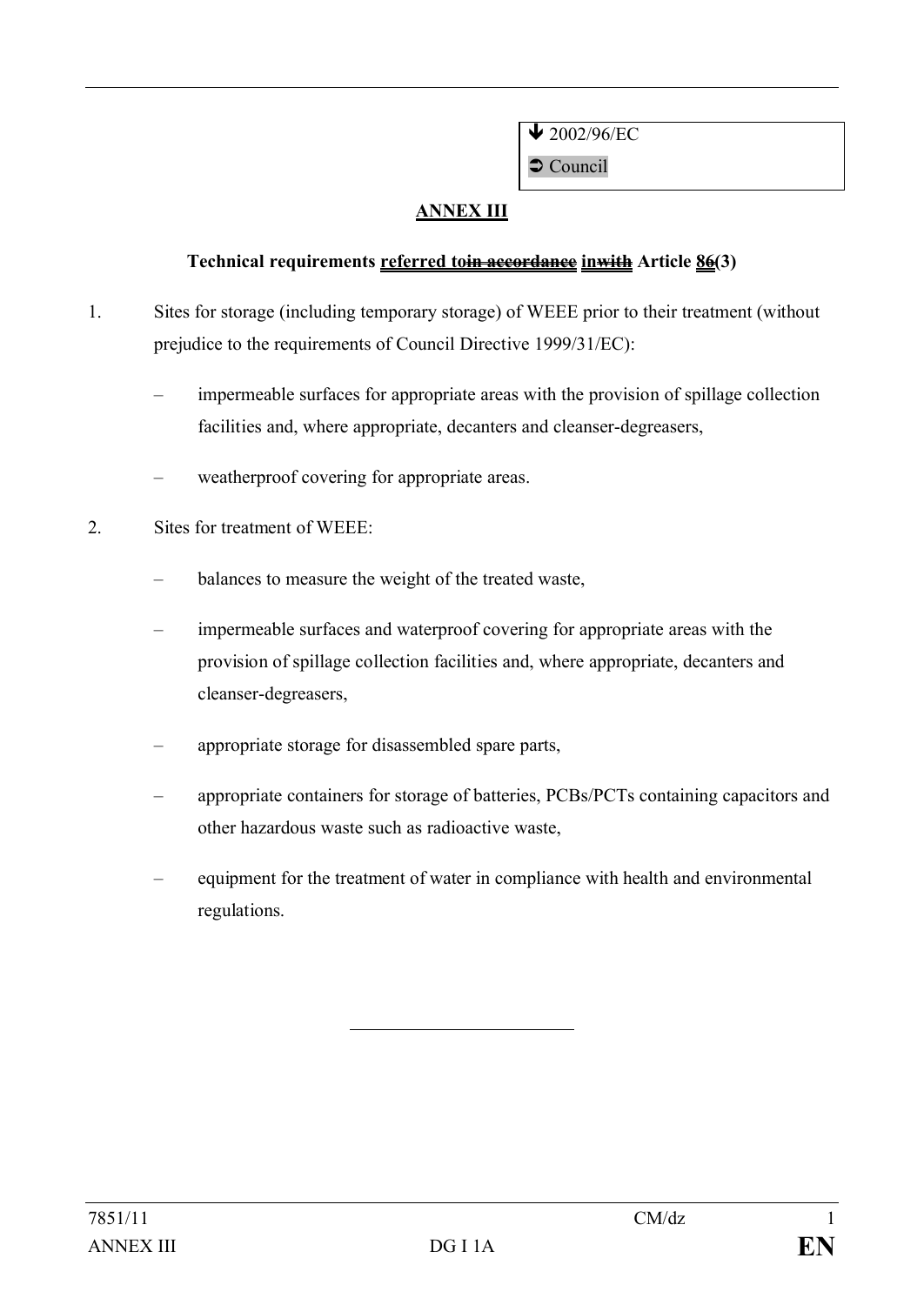↓ 2002/96/EC

➲ Council

## ANNEX III

**Technical requirements referred toin accordance inwith Article 86(3)**

1. Sites for storage (including temporary storage) of WEEE prior to their treatment (without prejudice to the requirements of Council Directive 1999/31/EC):

   – impermeable surfaces for appropriate areas with the provision of spillage collection facilities and, where appropriate, decanters and cleanser-degreasers,

   – weatherproof covering for appropriate areas.

2. Sites for treatment of WEEE:

   – balances to measure the weight of the treated waste,

   – impermeable surfaces and waterproof covering for appropriate areas with the provision of spillage collection facilities and, where appropriate, decanters and cleanser-degreasers,

   – appropriate storage for disassembled spare parts,

   – appropriate containers for storage of batteries, PCBs/PCTs containing capacitors and other hazardous waste such as radioactive waste,

   – equipment for the treatment of water in compliance with health and environmental regulations.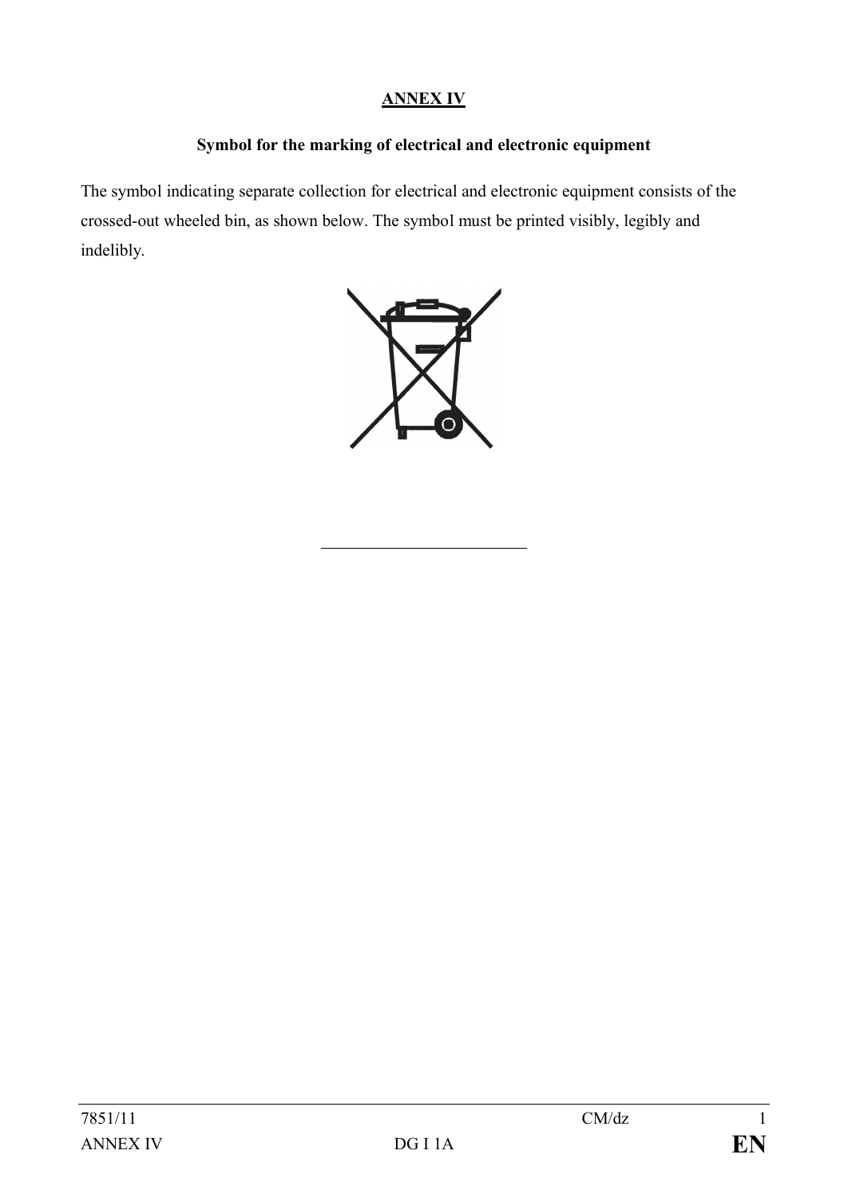# ANNEX IV

## Symbol for the marking of electrical and electronic equipment

The symbol indicating separate collection for electrical and electronic equipment consists of the crossed-out wheeled bin, as shown below. The symbol must be printed visibly, legibly and indelibly.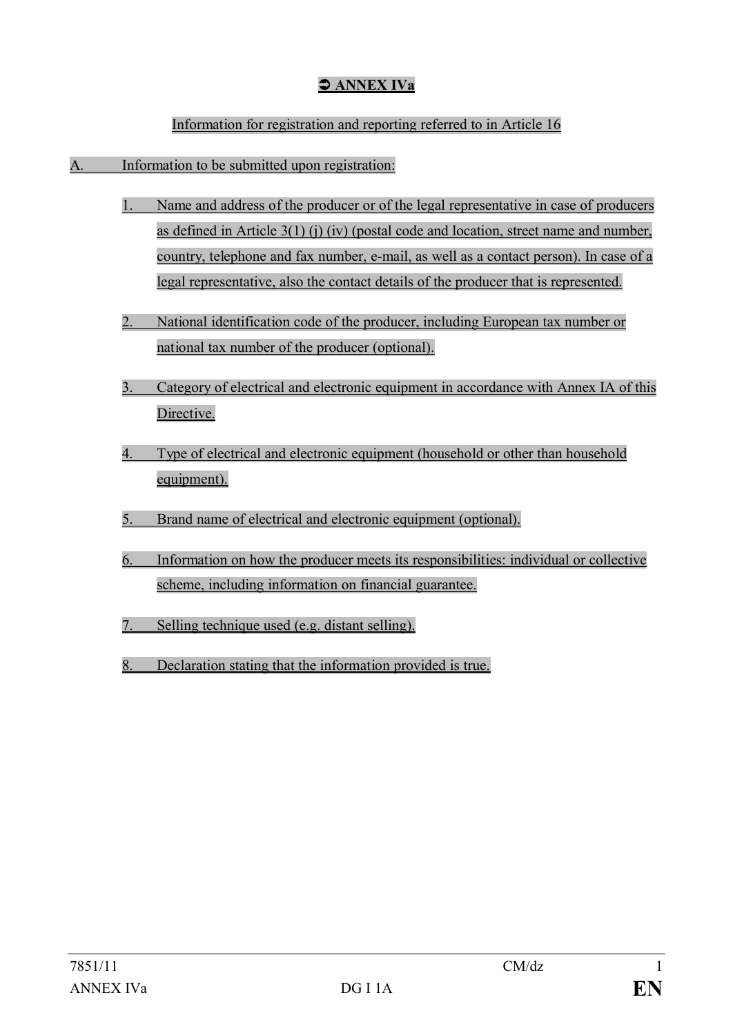## ➲ ANNEX IVa

Information for registration and reporting referred to in Article 16

A. Information to be submitted upon registration:

1. Name and address of the producer or of the legal representative in case of producers as defined in Article 3(1) (j) (iv) (postal code and location, street name and number, country, telephone and fax number, e-mail, as well as a contact person). In case of a legal representative, also the contact details of the producer that is represented.

2. National identification code of the producer, including European tax number or national tax number of the producer (optional).

3. Category of electrical and electronic equipment in accordance with Annex IA of this Directive.

4. Type of electrical and electronic equipment (household or other than household equipment).

5. Brand name of electrical and electronic equipment (optional).

6. Information on how the producer meets its responsibilities: individual or collective scheme, including information on financial guarantee.

7. Selling technique used (e.g. distant selling).

8. Declaration stating that the information provided is true.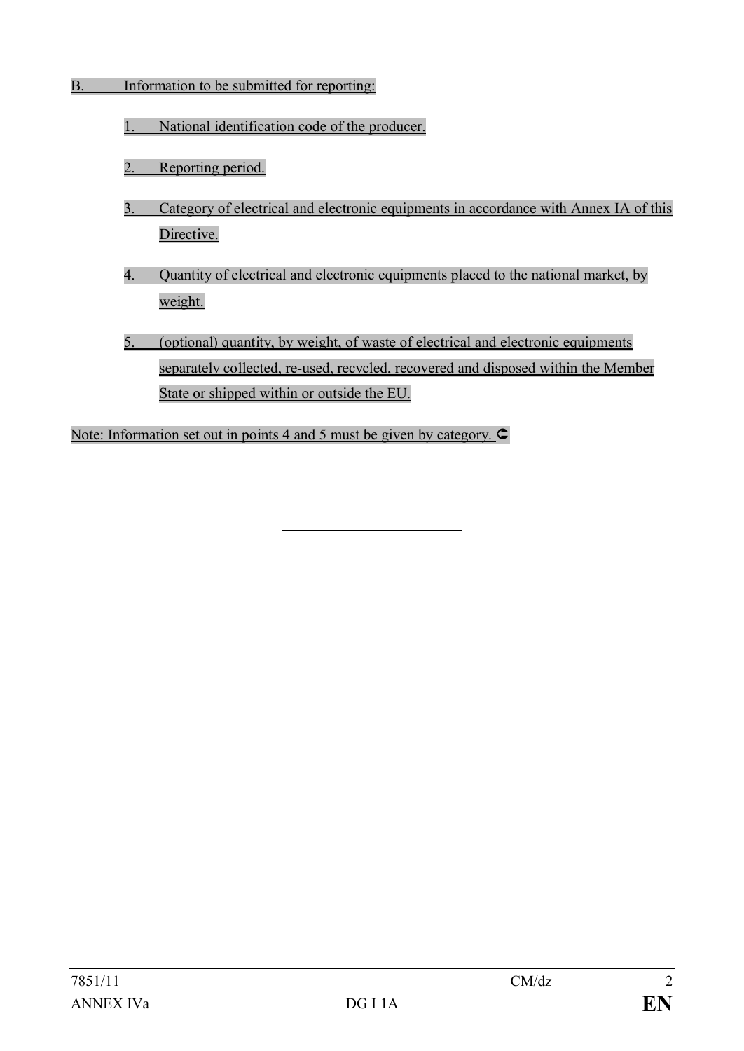B. Information to be submitted for reporting:

1. National identification code of the producer.

2. Reporting period.

3. Category of electrical and electronic equipments in accordance with Annex IA of this Directive.

4. Quantity of electrical and electronic equipments placed to the national market, by weight.

5. (optional) quantity, by weight, of waste of electrical and electronic equipments separately collected, re-used, recycled, recovered and disposed within the Member State or shipped within or outside the EU.

Note: Information set out in points 4 and 5 must be given by category. ⊂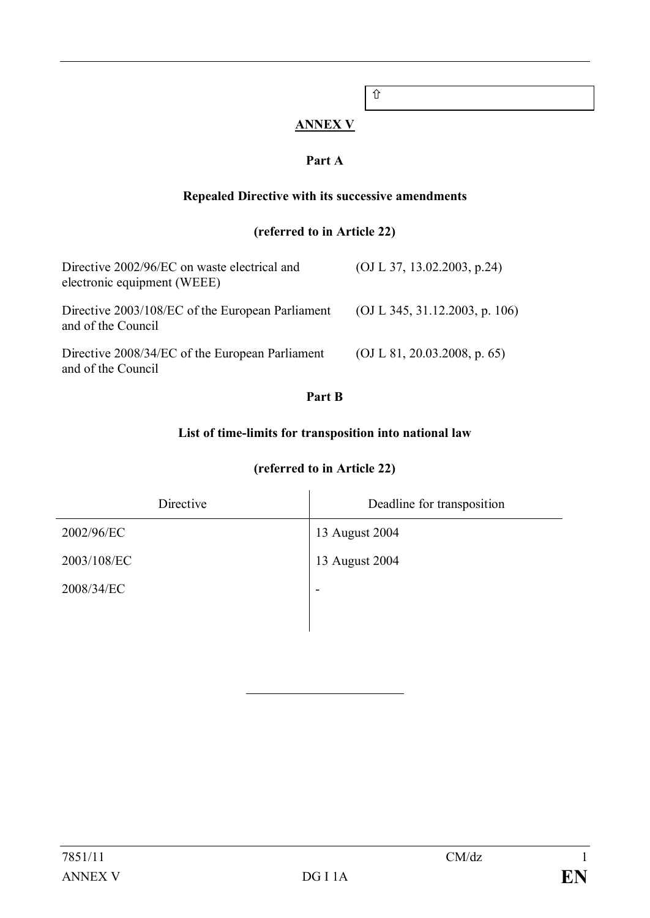⇧

# ANNEX V

## Part A

### Repealed Directive with its successive amendments

### (referred to in Article 22)

| | |
|---|---|
| Directive 2002/96/EC on waste electrical and electronic equipment (WEEE) | (OJ L 37, 13.02.2003, p.24) |
| Directive 2003/108/EC of the European Parliament and of the Council | (OJ L 345, 31.12.2003, p. 106) |
| Directive 2008/34/EC of the European Parliament and of the Council | (OJ L 81, 20.03.2008, p. 65) |

## Part B

### List of time-limits for transposition into national law

### (referred to in Article 22)

| Directive | Deadline for transposition |
|---|---|
| 2002/96/EC | 13 August 2004 |
| 2003/108/EC | 13 August 2004 |
| 2008/34/EC | - |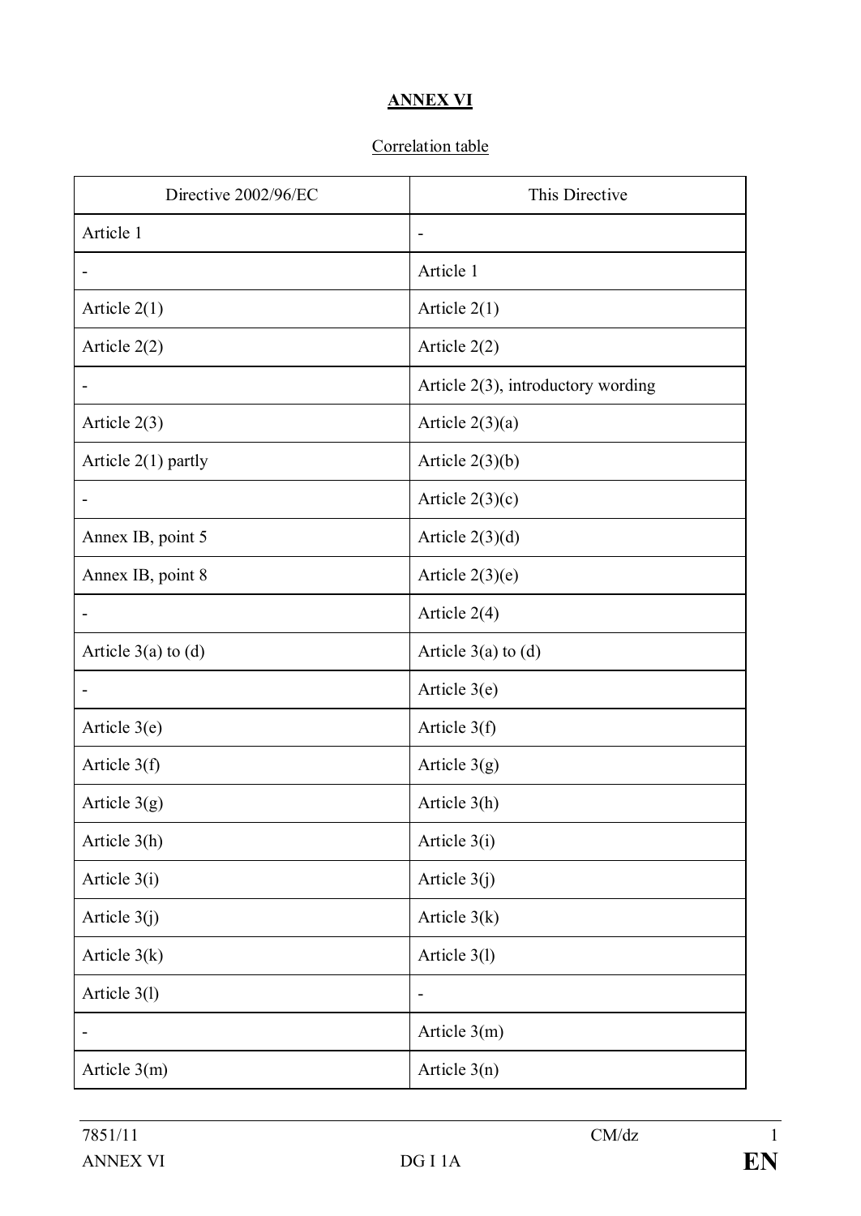**ANNEX VI**

Correlation table

| Directive 2002/96/EC | This Directive |
|---|---|
| Article 1 | - |
| - | Article 1 |
| Article 2(1) | Article 2(1) |
| Article 2(2) | Article 2(2) |
| - | Article 2(3), introductory wording |
| Article 2(3) | Article 2(3)(a) |
| Article 2(1) partly | Article 2(3)(b) |
| - | Article 2(3)(c) |
| Annex IB, point 5 | Article 2(3)(d) |
| Annex IB, point 8 | Article 2(3)(e) |
| - | Article 2(4) |
| Article 3(a) to (d) | Article 3(a) to (d) |
| - | Article 3(e) |
| Article 3(e) | Article 3(f) |
| Article 3(f) | Article 3(g) |
| Article 3(g) | Article 3(h) |
| Article 3(h) | Article 3(i) |
| Article 3(i) | Article 3(j) |
| Article 3(j) | Article 3(k) |
| Article 3(k) | Article 3(l) |
| Article 3(l) | - |
| - | Article 3(m) |
| Article 3(m) | Article 3(n) |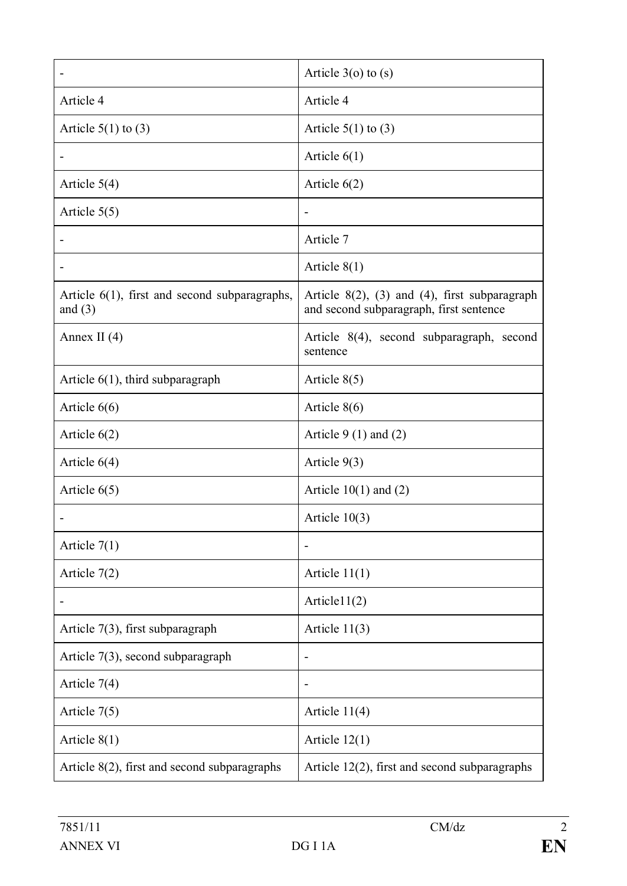| - | Article 3(o) to (s) |
|---|---|
| Article 4 | Article 4 |
| Article 5(1) to (3) | Article 5(1) to (3) |
| - | Article 6(1) |
| Article 5(4) | Article 6(2) |
| Article 5(5) | - |
| - | Article 7 |
| - | Article 8(1) |
| Article 6(1), first and second subparagraphs, and (3) | Article 8(2), (3) and (4), first subparagraph and second subparagraph, first sentence |
| Annex II (4) | Article 8(4), second subparagraph, second sentence |
| Article 6(1), third subparagraph | Article 8(5) |
| Article 6(6) | Article 8(6) |
| Article 6(2) | Article 9 (1) and (2) |
| Article 6(4) | Article 9(3) |
| Article 6(5) | Article 10(1) and (2) |
| - | Article 10(3) |
| Article 7(1) | - |
| Article 7(2) | Article 11(1) |
| - | Article11(2) |
| Article 7(3), first subparagraph | Article 11(3) |
| Article 7(3), second subparagraph | - |
| Article 7(4) | - |
| Article 7(5) | Article 11(4) |
| Article 8(1) | Article 12(1) |
| Article 8(2), first and second subparagraphs | Article 12(2), first and second subparagraphs |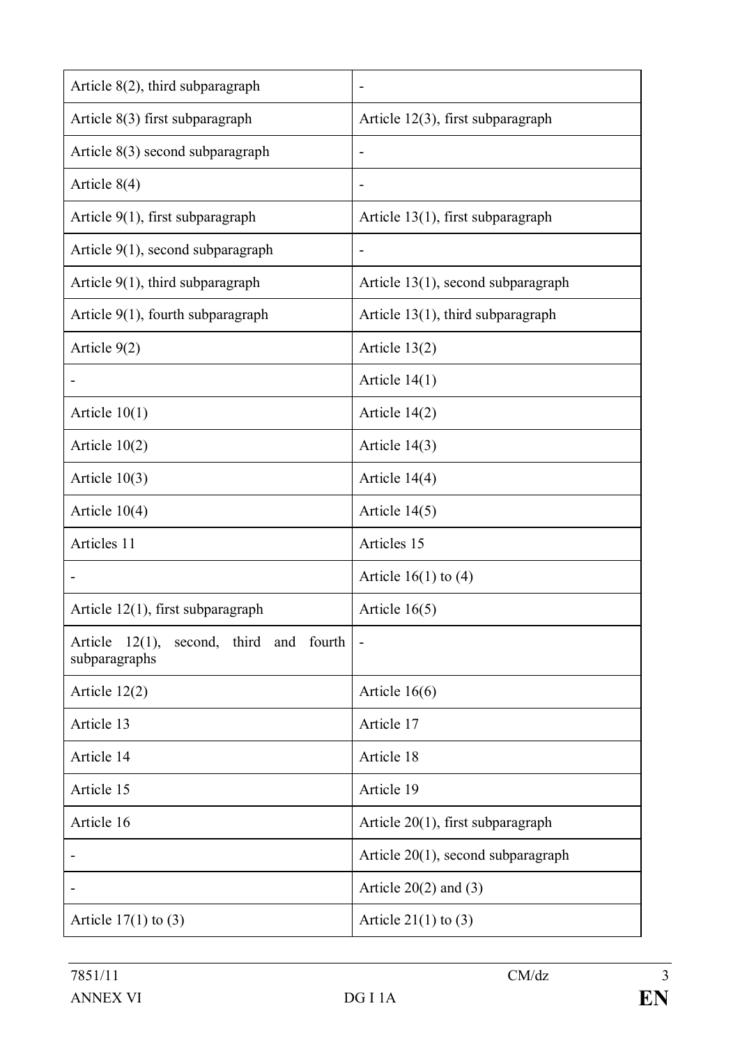| Article 8(2), third subparagraph | - |
|---|---|
| Article 8(3) first subparagraph | Article 12(3), first subparagraph |
| Article 8(3) second subparagraph | - |
| Article 8(4) | - |
| Article 9(1), first subparagraph | Article 13(1), first subparagraph |
| Article 9(1), second subparagraph | - |
| Article 9(1), third subparagraph | Article 13(1), second subparagraph |
| Article 9(1), fourth subparagraph | Article 13(1), third subparagraph |
| Article 9(2) | Article 13(2) |
| - | Article 14(1) |
| Article 10(1) | Article 14(2) |
| Article 10(2) | Article 14(3) |
| Article 10(3) | Article 14(4) |
| Article 10(4) | Article 14(5) |
| Articles 11 | Articles 15 |
| - | Article 16(1) to (4) |
| Article 12(1), first subparagraph | Article 16(5) |
| Article 12(1), second, third and fourth subparagraphs | - |
| Article 12(2) | Article 16(6) |
| Article 13 | Article 17 |
| Article 14 | Article 18 |
| Article 15 | Article 19 |
| Article 16 | Article 20(1), first subparagraph |
| - | Article 20(1), second subparagraph |
| - | Article 20(2) and (3) |
| Article 17(1) to (3) | Article 21(1) to (3) |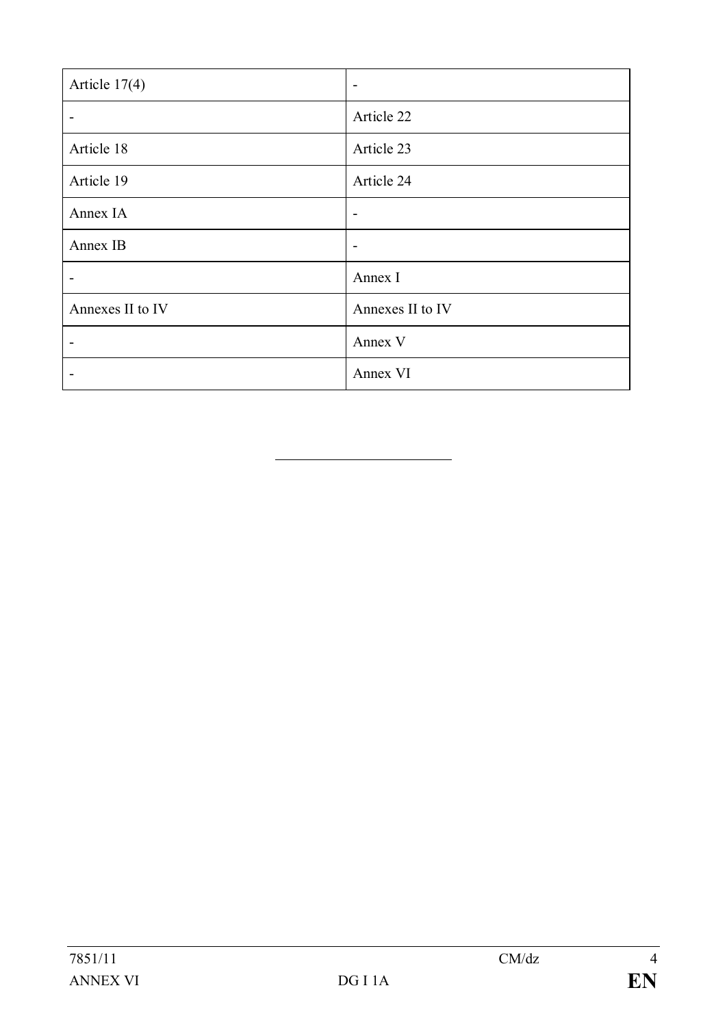| | |
|---|---|
| Article 17(4) | - |
| - | Article 22 |
| Article 18 | Article 23 |
| Article 19 | Article 24 |
| Annex IA | - |
| Annex IB | - |
| - | Annex I |
| Annexes II to IV | Annexes II to IV |
| - | Annex V |
| - | Annex VI |